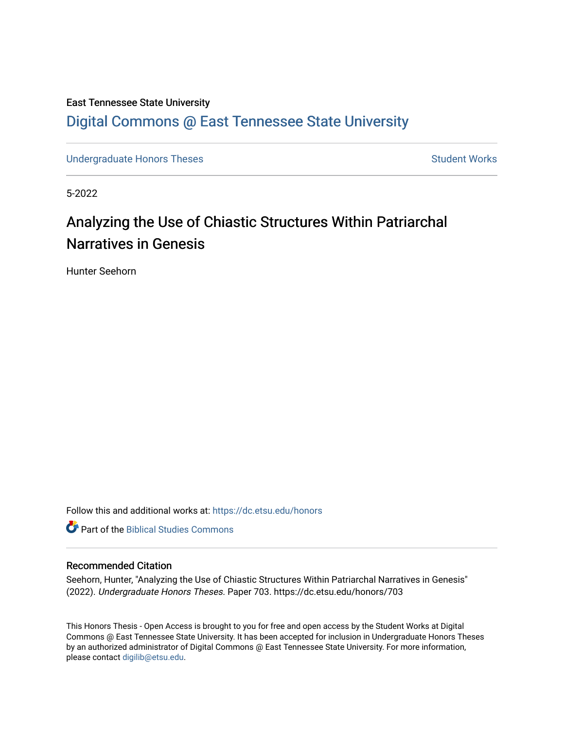East Tennessee State University

# Digital Commons @ East Tennessee State University

Undergraduate Honors Theses

Student Works

5-2022

## Analyzing the Use of Chiastic Structures Within Patriarchal Narratives in Genesis

Hunter Seehorn

Follow this and additional works at: https://dc.etsu.edu/honors

Part of the Biblical Studies Commons

### Recommended Citation

Seehorn, Hunter, "Analyzing the Use of Chiastic Structures Within Patriarchal Narratives in Genesis" (2022). *Undergraduate Honors Theses.* Paper 703. https://dc.etsu.edu/honors/703

This Honors Thesis - Open Access is brought to you for free and open access by the Student Works at Digital Commons @ East Tennessee State University. It has been accepted for inclusion in Undergraduate Honors Theses by an authorized administrator of Digital Commons @ East Tennessee State University. For more information, please contact digilib@etsu.edu.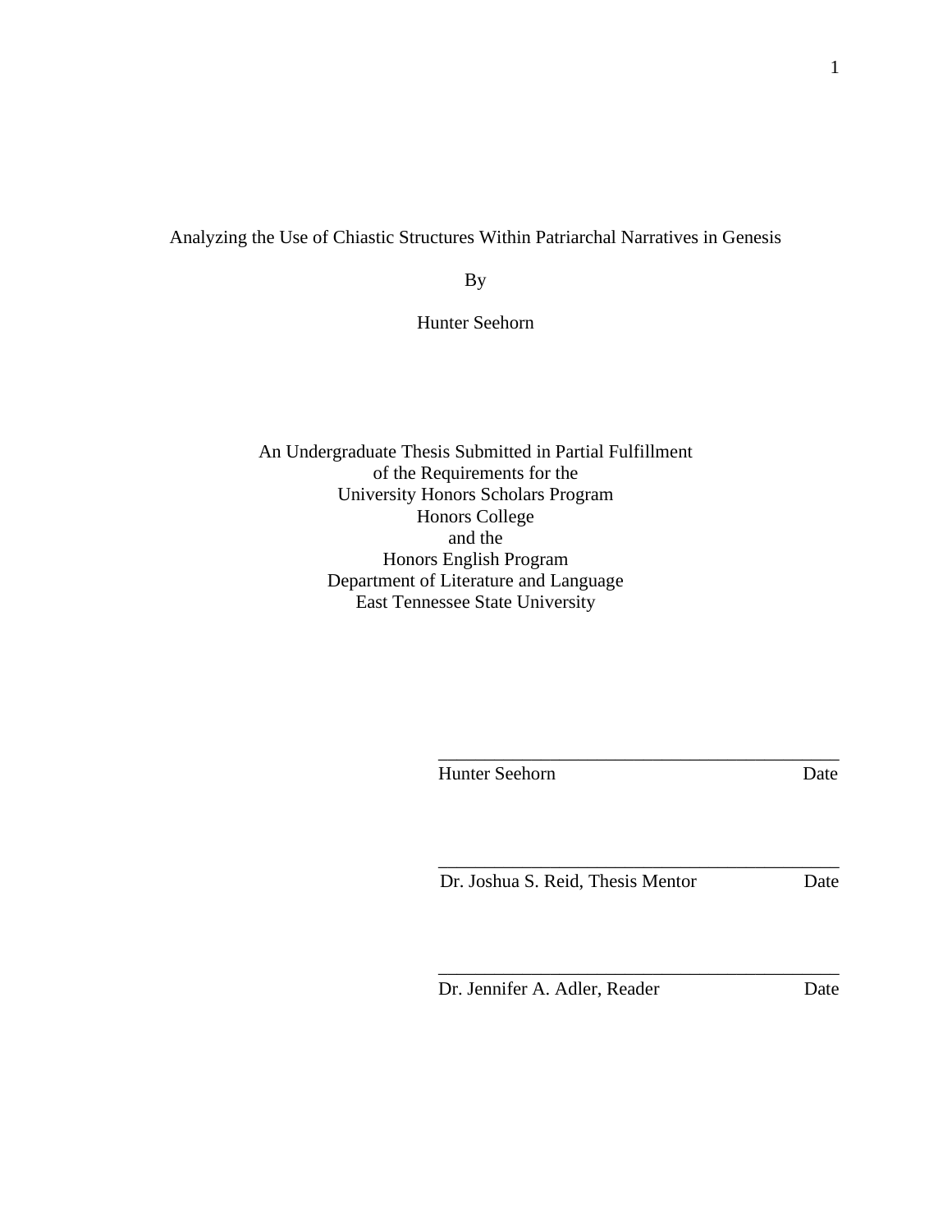# Analyzing the Use of Chiastic Structures Within Patriarchal Narratives in Genesis

By

Hunter Seehorn

An Undergraduate Thesis Submitted in Partial Fulfillment
of the Requirements for the
University Honors Scholars Program
Honors College
and the
Honors English Program
Department of Literature and Language
East Tennessee State University

______________________________________________
Hunter Seehorn Date

______________________________________________
Dr. Joshua S. Reid, Thesis Mentor Date

______________________________________________
Dr. Jennifer A. Adler, Reader Date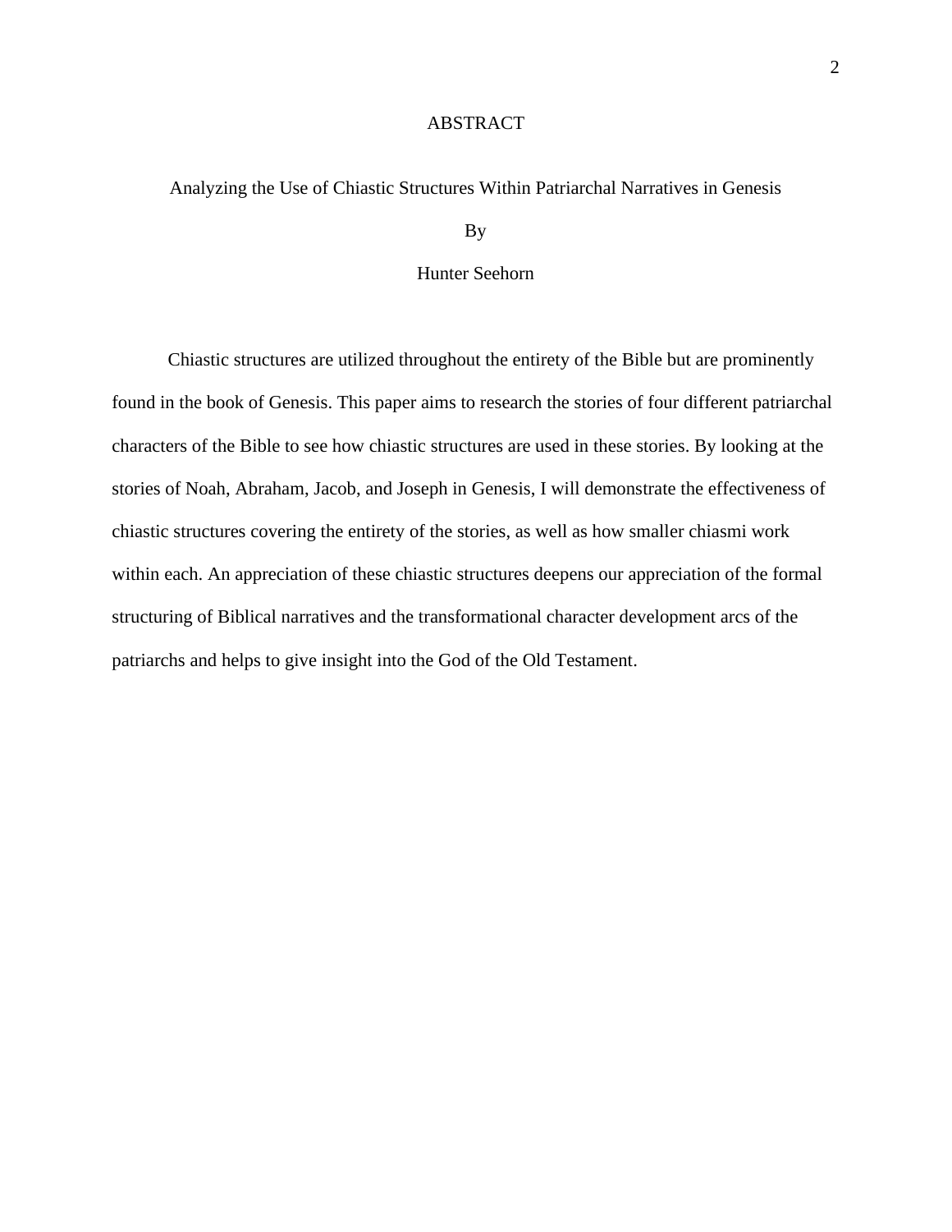# ABSTRACT

Analyzing the Use of Chiastic Structures Within Patriarchal Narratives in Genesis

By

Hunter Seehorn

Chiastic structures are utilized throughout the entirety of the Bible but are prominently found in the book of Genesis. This paper aims to research the stories of four different patriarchal characters of the Bible to see how chiastic structures are used in these stories. By looking at the stories of Noah, Abraham, Jacob, and Joseph in Genesis, I will demonstrate the effectiveness of chiastic structures covering the entirety of the stories, as well as how smaller chiasmi work within each. An appreciation of these chiastic structures deepens our appreciation of the formal structuring of Biblical narratives and the transformational character development arcs of the patriarchs and helps to give insight into the God of the Old Testament.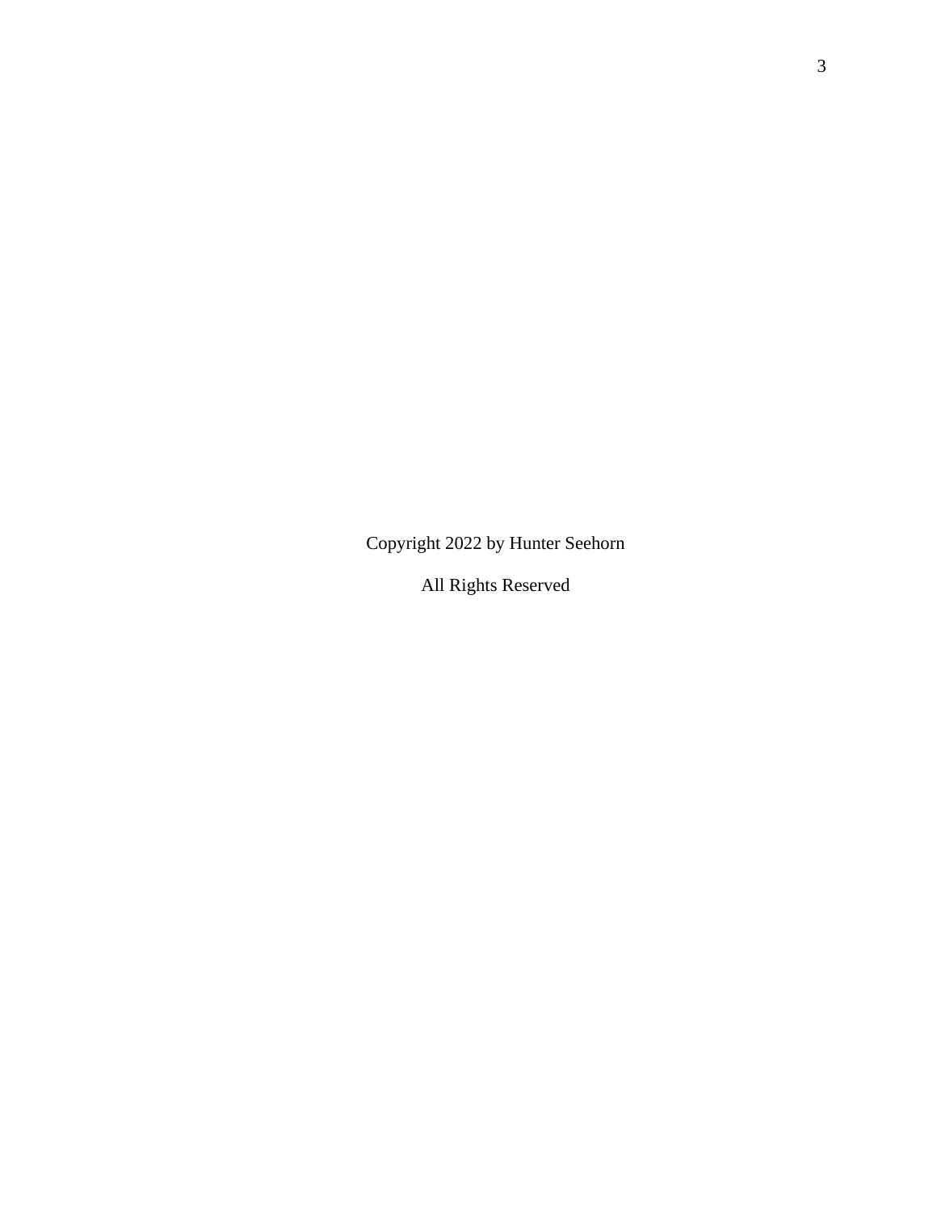Copyright 2022 by Hunter Seehorn

All Rights Reserved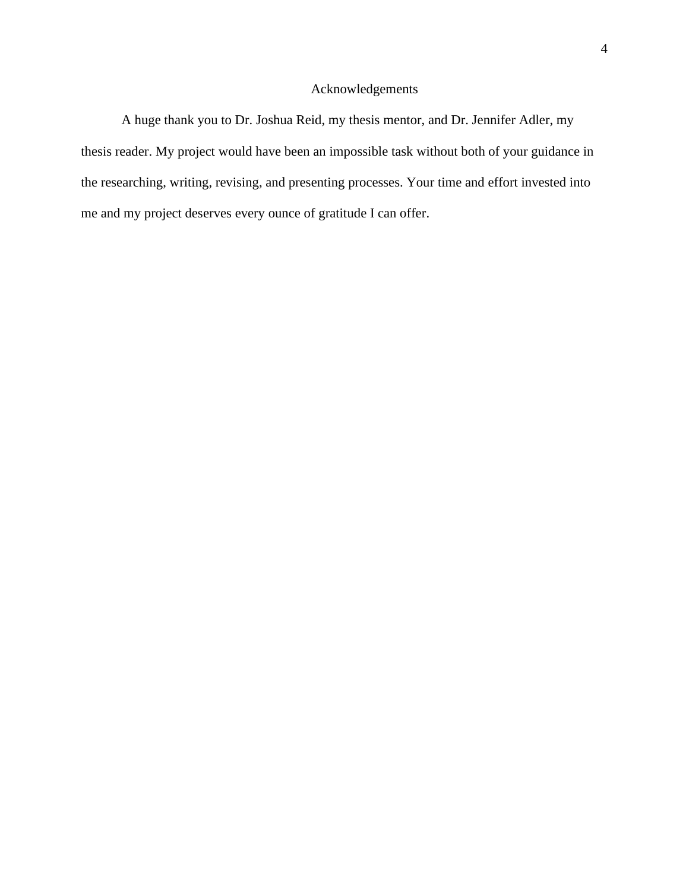# Acknowledgements

A huge thank you to Dr. Joshua Reid, my thesis mentor, and Dr. Jennifer Adler, my thesis reader. My project would have been an impossible task without both of your guidance in the researching, writing, revising, and presenting processes. Your time and effort invested into me and my project deserves every ounce of gratitude I can offer.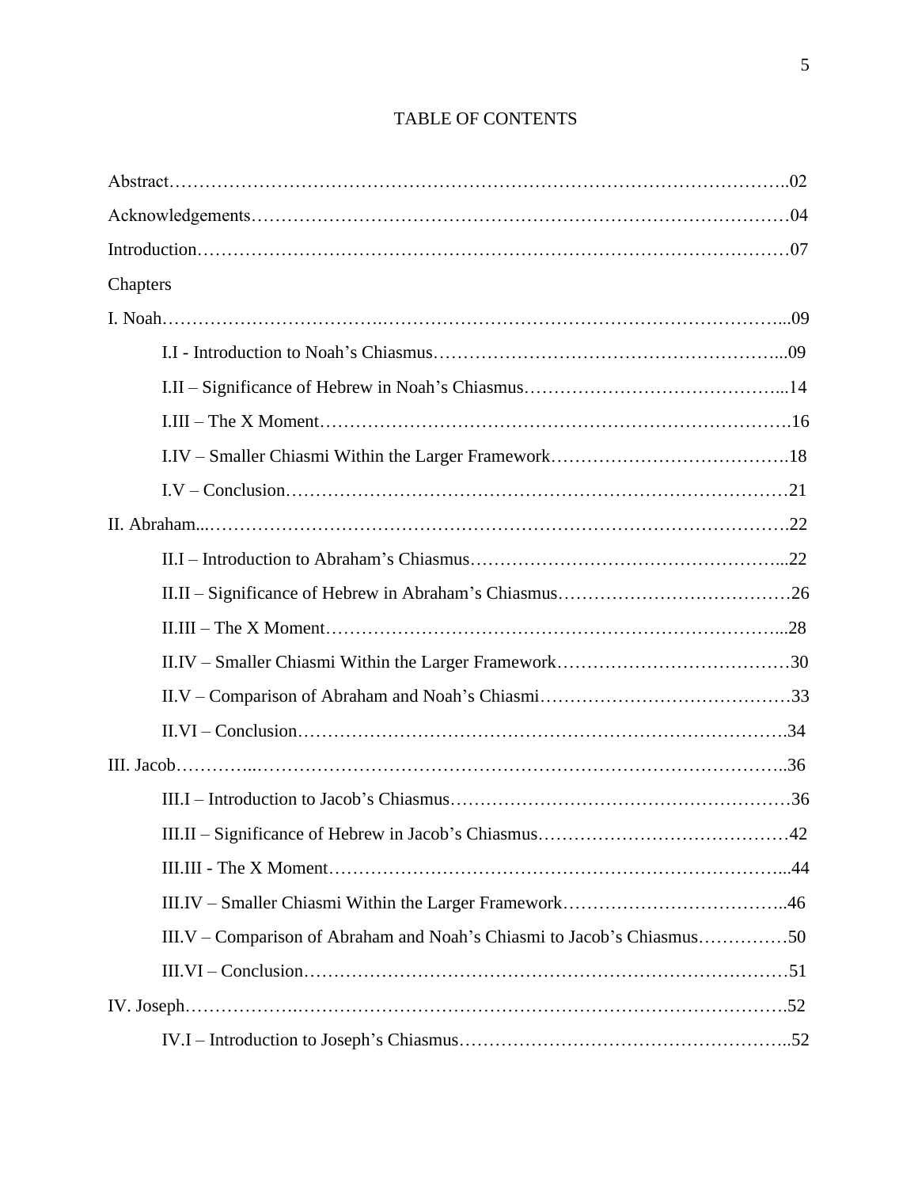# TABLE OF CONTENTS

Abstract……………………………………………………………………………………..02

Acknowledgements……………………………………………………………………………04

Introduction……………………………………………………………………………………07

Chapters

I. Noah……………………………….…………………………………………………………...09

I.I - Introduction to Noah's Chiasmus…………………………………………………...09

I.II – Significance of Hebrew in Noah's Chiasmus……………………………………...14

I.III – The X Moment…………………………………………………………………….16

I.IV – Smaller Chiasmi Within the Larger Framework………………………………….18

I.V – Conclusion…………………………………………………………………………21

II. Abraham...……………………………………………………………………………………….22

II.I – Introduction to Abraham's Chiasmus……………………………………………...22

II.II – Significance of Hebrew in Abraham's Chiasmus…………………………………26

II.III – The X Moment…………………………………………………………………...28

II.IV – Smaller Chiasmi Within the Larger Framework…………………………………30

II.V – Comparison of Abraham and Noah's Chiasmi……………………………………33

II.VI – Conclusion……………………………………………………………………….34

III. Jacob…………...……………………………………………………………………………..36

III.I – Introduction to Jacob's Chiasmus…………………………………………………36

III.II – Significance of Hebrew in Jacob's Chiasmus……………………………………42

III.III - The X Moment…………………………………………………………………...44

III.IV – Smaller Chiasmi Within the Larger Framework………………………………...46

III.V – Comparison of Abraham and Noah's Chiasmi to Jacob's Chiasmus……………50

III.VI – Conclusion………………………………………………………………………51

IV. Joseph………………..……………………………………………………………………….52

IV.I – Introduction to Joseph's Chiasmus………………………………………………..52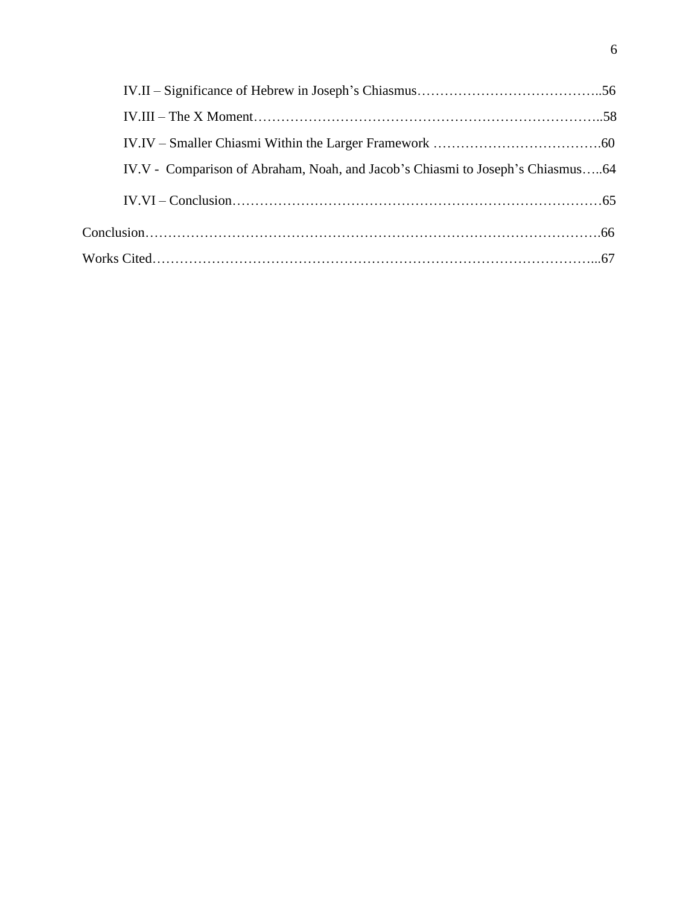IV.II – Significance of Hebrew in Joseph's Chiasmus…………………………………..56

IV.III – The X Moment…………………………………………………………………..58

IV.IV – Smaller Chiasmi Within the Larger Framework ……………………………….60

IV.V - Comparison of Abraham, Noah, and Jacob's Chiasmi to Joseph's Chiasmus…..64

IV.VI – Conclusion………………………………………………………………………65

Conclusion……………………………………………………………………………………….66

Works Cited……………………………………………………………………………………...67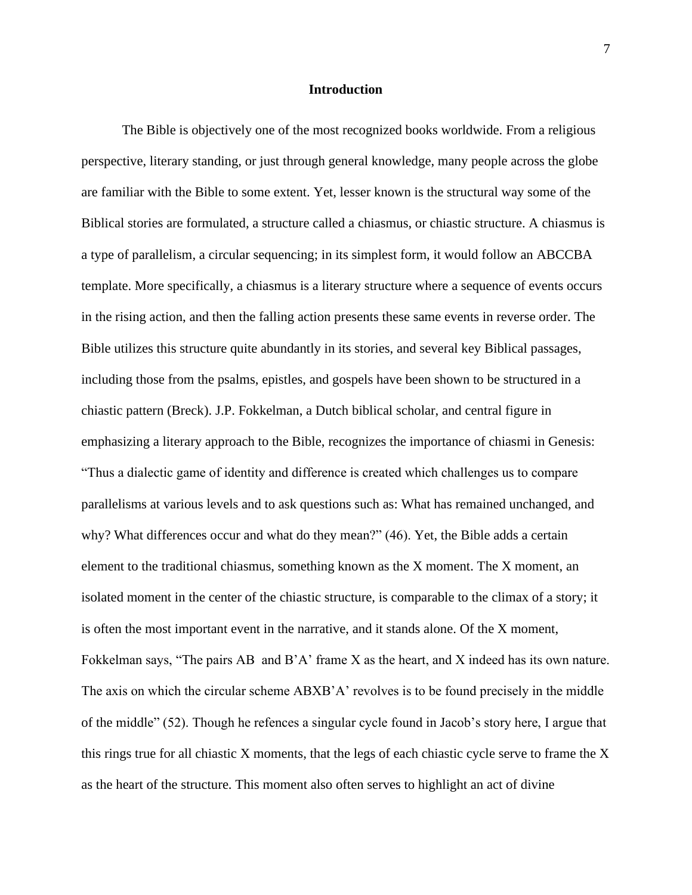## Introduction

The Bible is objectively one of the most recognized books worldwide. From a religious perspective, literary standing, or just through general knowledge, many people across the globe are familiar with the Bible to some extent. Yet, lesser known is the structural way some of the Biblical stories are formulated, a structure called a chiasmus, or chiastic structure. A chiasmus is a type of parallelism, a circular sequencing; in its simplest form, it would follow an ABCCBA template. More specifically, a chiasmus is a literary structure where a sequence of events occurs in the rising action, and then the falling action presents these same events in reverse order. The Bible utilizes this structure quite abundantly in its stories, and several key Biblical passages, including those from the psalms, epistles, and gospels have been shown to be structured in a chiastic pattern (Breck). J.P. Fokkelman, a Dutch biblical scholar, and central figure in emphasizing a literary approach to the Bible, recognizes the importance of chiasmi in Genesis: "Thus a dialectic game of identity and difference is created which challenges us to compare parallelisms at various levels and to ask questions such as: What has remained unchanged, and why? What differences occur and what do they mean?" (46). Yet, the Bible adds a certain element to the traditional chiasmus, something known as the X moment. The X moment, an isolated moment in the center of the chiastic structure, is comparable to the climax of a story; it is often the most important event in the narrative, and it stands alone. Of the X moment, Fokkelman says, "The pairs AB and B'A' frame X as the heart, and X indeed has its own nature. The axis on which the circular scheme ABXB'A' revolves is to be found precisely in the middle of the middle" (52). Though he refences a singular cycle found in Jacob's story here, I argue that this rings true for all chiastic X moments, that the legs of each chiastic cycle serve to frame the X as the heart of the structure. This moment also often serves to highlight an act of divine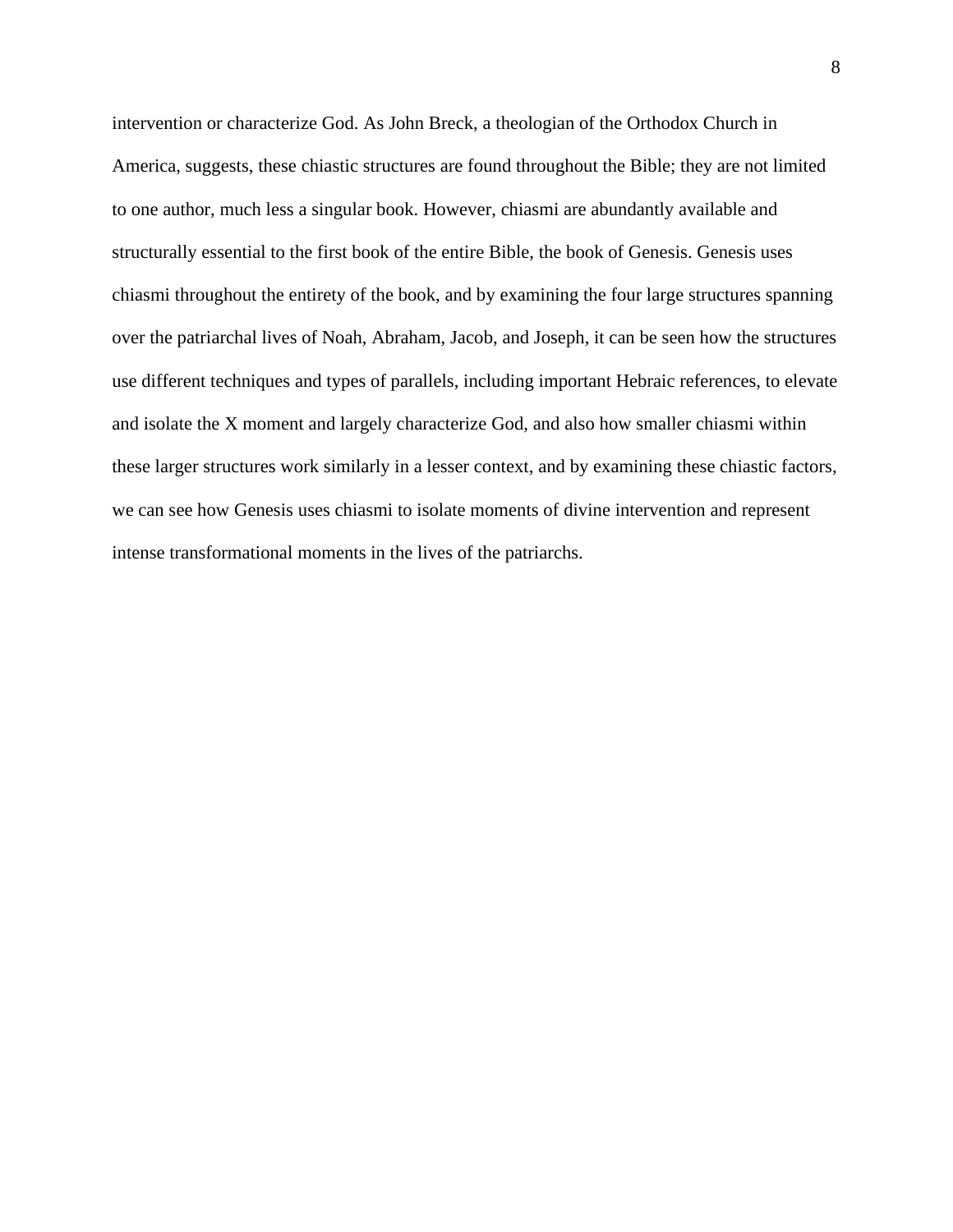intervention or characterize God. As John Breck, a theologian of the Orthodox Church in America, suggests, these chiastic structures are found throughout the Bible; they are not limited to one author, much less a singular book. However, chiasmi are abundantly available and structurally essential to the first book of the entire Bible, the book of Genesis. Genesis uses chiasmi throughout the entirety of the book, and by examining the four large structures spanning over the patriarchal lives of Noah, Abraham, Jacob, and Joseph, it can be seen how the structures use different techniques and types of parallels, including important Hebraic references, to elevate and isolate the X moment and largely characterize God, and also how smaller chiasmi within these larger structures work similarly in a lesser context, and by examining these chiastic factors, we can see how Genesis uses chiasmi to isolate moments of divine intervention and represent intense transformational moments in the lives of the patriarchs.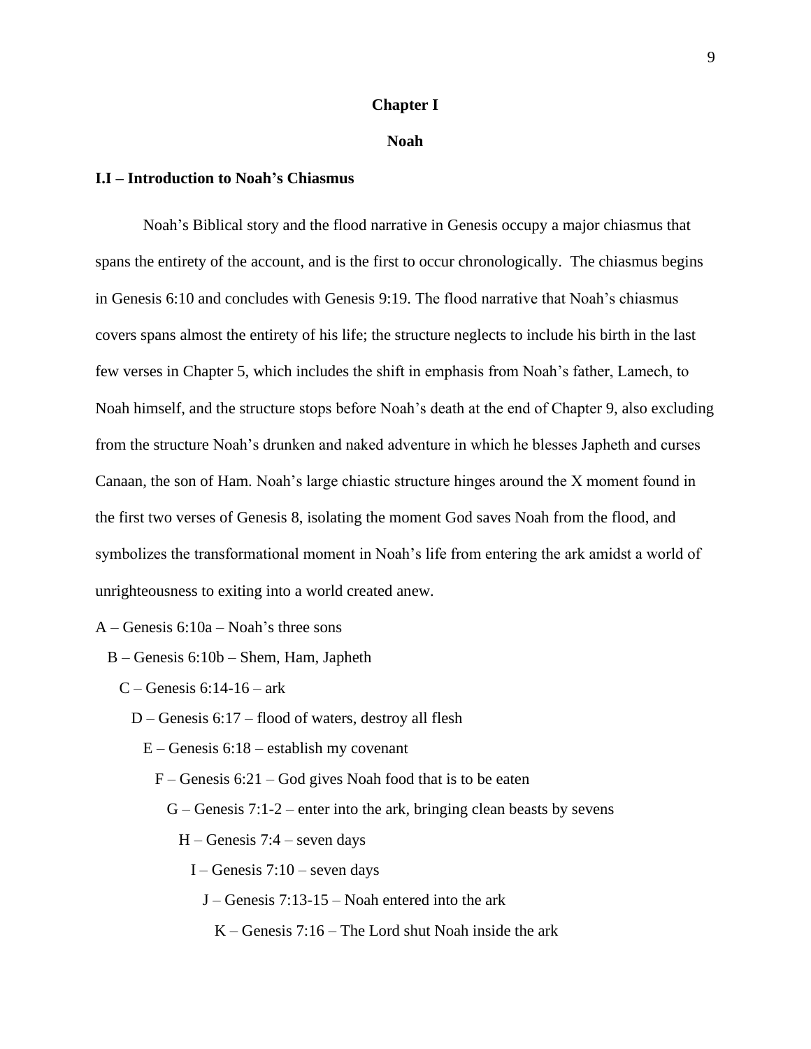## Chapter I

## Noah

### I.I – Introduction to Noah's Chiasmus

Noah's Biblical story and the flood narrative in Genesis occupy a major chiasmus that spans the entirety of the account, and is the first to occur chronologically. The chiasmus begins in Genesis 6:10 and concludes with Genesis 9:19. The flood narrative that Noah's chiasmus covers spans almost the entirety of his life; the structure neglects to include his birth in the last few verses in Chapter 5, which includes the shift in emphasis from Noah's father, Lamech, to Noah himself, and the structure stops before Noah's death at the end of Chapter 9, also excluding from the structure Noah's drunken and naked adventure in which he blesses Japheth and curses Canaan, the son of Ham. Noah's large chiastic structure hinges around the X moment found in the first two verses of Genesis 8, isolating the moment God saves Noah from the flood, and symbolizes the transformational moment in Noah's life from entering the ark amidst a world of unrighteousness to exiting into a world created anew.

A – Genesis 6:10a – Noah's three sons

B – Genesis 6:10b – Shem, Ham, Japheth

C – Genesis 6:14-16 – ark

D – Genesis 6:17 – flood of waters, destroy all flesh

E – Genesis 6:18 – establish my covenant

F – Genesis 6:21 – God gives Noah food that is to be eaten

G – Genesis 7:1-2 – enter into the ark, bringing clean beasts by sevens

H – Genesis 7:4 – seven days

I – Genesis 7:10 – seven days

J – Genesis 7:13-15 – Noah entered into the ark

K – Genesis 7:16 – The Lord shut Noah inside the ark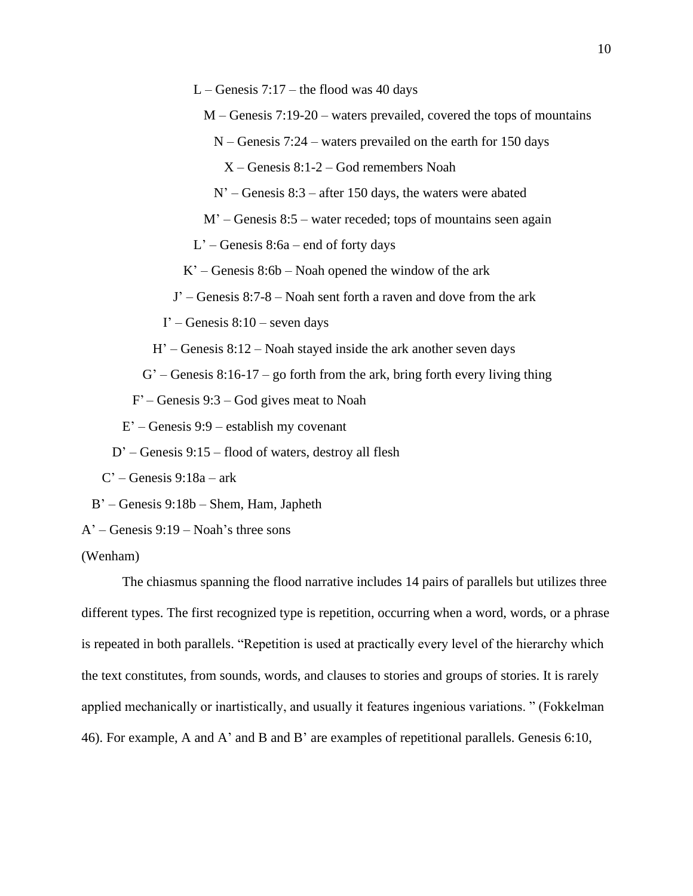L – Genesis 7:17 – the flood was 40 days

M – Genesis 7:19-20 – waters prevailed, covered the tops of mountains

N – Genesis 7:24 – waters prevailed on the earth for 150 days

X – Genesis 8:1-2 – God remembers Noah

N' – Genesis 8:3 – after 150 days, the waters were abated

M' – Genesis 8:5 – water receded; tops of mountains seen again

L' – Genesis 8:6a – end of forty days

K' – Genesis 8:6b – Noah opened the window of the ark

J' – Genesis 8:7-8 – Noah sent forth a raven and dove from the ark

I' – Genesis 8:10 – seven days

H' – Genesis 8:12 – Noah stayed inside the ark another seven days

G' – Genesis 8:16-17 – go forth from the ark, bring forth every living thing

F' – Genesis 9:3 – God gives meat to Noah

E' – Genesis 9:9 – establish my covenant

D' – Genesis 9:15 – flood of waters, destroy all flesh

C' – Genesis 9:18a – ark

B' – Genesis 9:18b – Shem, Ham, Japheth

A' – Genesis 9:19 – Noah's three sons

(Wenham)

The chiasmus spanning the flood narrative includes 14 pairs of parallels but utilizes three different types. The first recognized type is repetition, occurring when a word, words, or a phrase is repeated in both parallels. "Repetition is used at practically every level of the hierarchy which the text constitutes, from sounds, words, and clauses to stories and groups of stories. It is rarely applied mechanically or inartistically, and usually it features ingenious variations. " (Fokkelman 46). For example, A and A' and B and B' are examples of repetitional parallels. Genesis 6:10,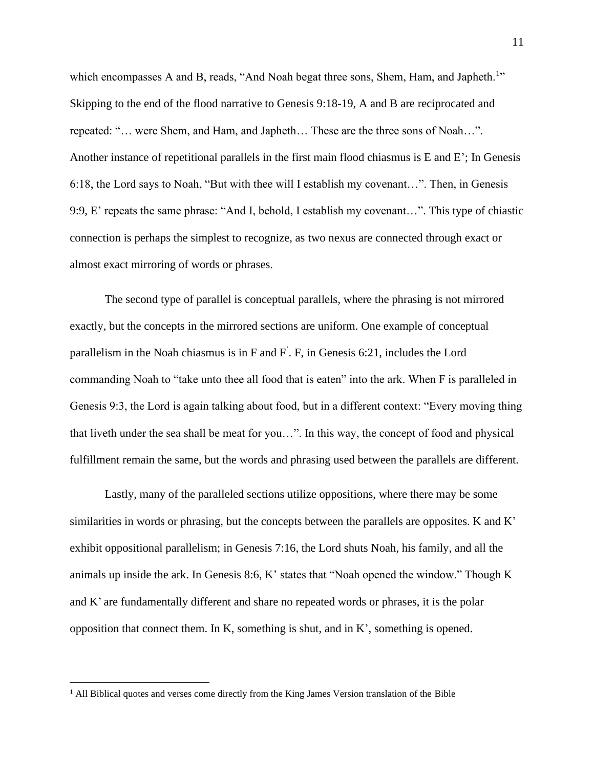which encompasses A and B, reads, "And Noah begat three sons, Shem, Ham, and Japheth.[1]" Skipping to the end of the flood narrative to Genesis 9:18-19, A and B are reciprocated and repeated: "… were Shem, and Ham, and Japheth… These are the three sons of Noah…". Another instance of repetitional parallels in the first main flood chiasmus is E and E'; In Genesis 6:18, the Lord says to Noah, "But with thee will I establish my covenant…". Then, in Genesis 9:9, E' repeats the same phrase: "And I, behold, I establish my covenant…". This type of chiastic connection is perhaps the simplest to recognize, as two nexus are connected through exact or almost exact mirroring of words or phrases.

The second type of parallel is conceptual parallels, where the phrasing is not mirrored exactly, but the concepts in the mirrored sections are uniform. One example of conceptual parallelism in the Noah chiasmus is in F and F'. F, in Genesis 6:21, includes the Lord commanding Noah to "take unto thee all food that is eaten" into the ark. When F is paralleled in Genesis 9:3, the Lord is again talking about food, but in a different context: "Every moving thing that liveth under the sea shall be meat for you…". In this way, the concept of food and physical fulfillment remain the same, but the words and phrasing used between the parallels are different.

Lastly, many of the paralleled sections utilize oppositions, where there may be some similarities in words or phrasing, but the concepts between the parallels are opposites. K and K' exhibit oppositional parallelism; in Genesis 7:16, the Lord shuts Noah, his family, and all the animals up inside the ark. In Genesis 8:6, K' states that "Noah opened the window." Though K and K' are fundamentally different and share no repeated words or phrases, it is the polar opposition that connect them. In K, something is shut, and in K', something is opened.

---

[1] All Biblical quotes and verses come directly from the King James Version translation of the Bible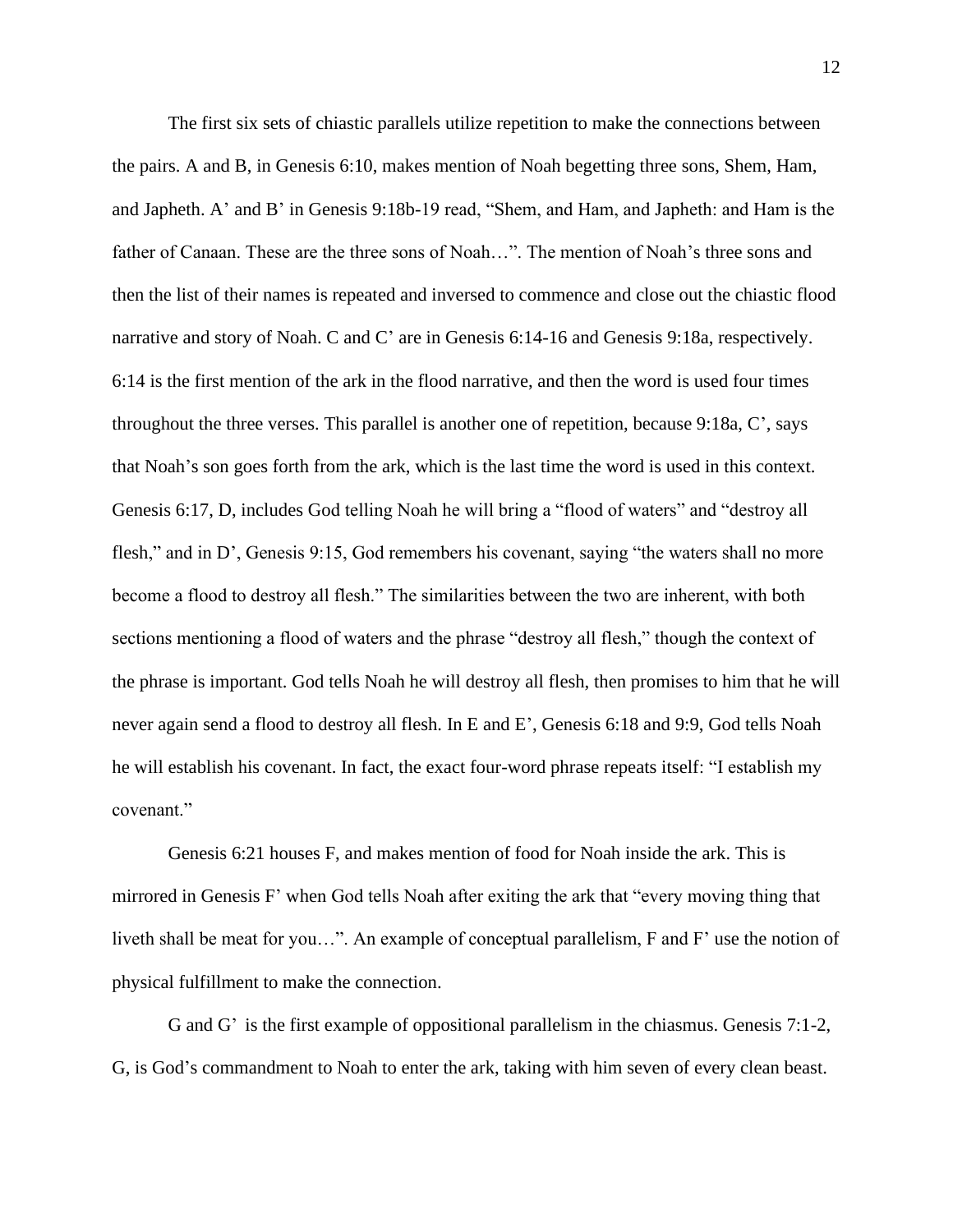The first six sets of chiastic parallels utilize repetition to make the connections between the pairs. A and B, in Genesis 6:10, makes mention of Noah begetting three sons, Shem, Ham, and Japheth. A' and B' in Genesis 9:18b-19 read, "Shem, and Ham, and Japheth: and Ham is the father of Canaan. These are the three sons of Noah…". The mention of Noah's three sons and then the list of their names is repeated and inversed to commence and close out the chiastic flood narrative and story of Noah. C and C' are in Genesis 6:14-16 and Genesis 9:18a, respectively. 6:14 is the first mention of the ark in the flood narrative, and then the word is used four times throughout the three verses. This parallel is another one of repetition, because 9:18a, C', says that Noah's son goes forth from the ark, which is the last time the word is used in this context. Genesis 6:17, D, includes God telling Noah he will bring a "flood of waters" and "destroy all flesh," and in D', Genesis 9:15, God remembers his covenant, saying "the waters shall no more become a flood to destroy all flesh." The similarities between the two are inherent, with both sections mentioning a flood of waters and the phrase "destroy all flesh," though the context of the phrase is important. God tells Noah he will destroy all flesh, then promises to him that he will never again send a flood to destroy all flesh. In E and E', Genesis 6:18 and 9:9, God tells Noah he will establish his covenant. In fact, the exact four-word phrase repeats itself: "I establish my covenant."

Genesis 6:21 houses F, and makes mention of food for Noah inside the ark. This is mirrored in Genesis F' when God tells Noah after exiting the ark that "every moving thing that liveth shall be meat for you…". An example of conceptual parallelism, F and F' use the notion of physical fulfillment to make the connection.

G and G' is the first example of oppositional parallelism in the chiasmus. Genesis 7:1-2, G, is God's commandment to Noah to enter the ark, taking with him seven of every clean beast.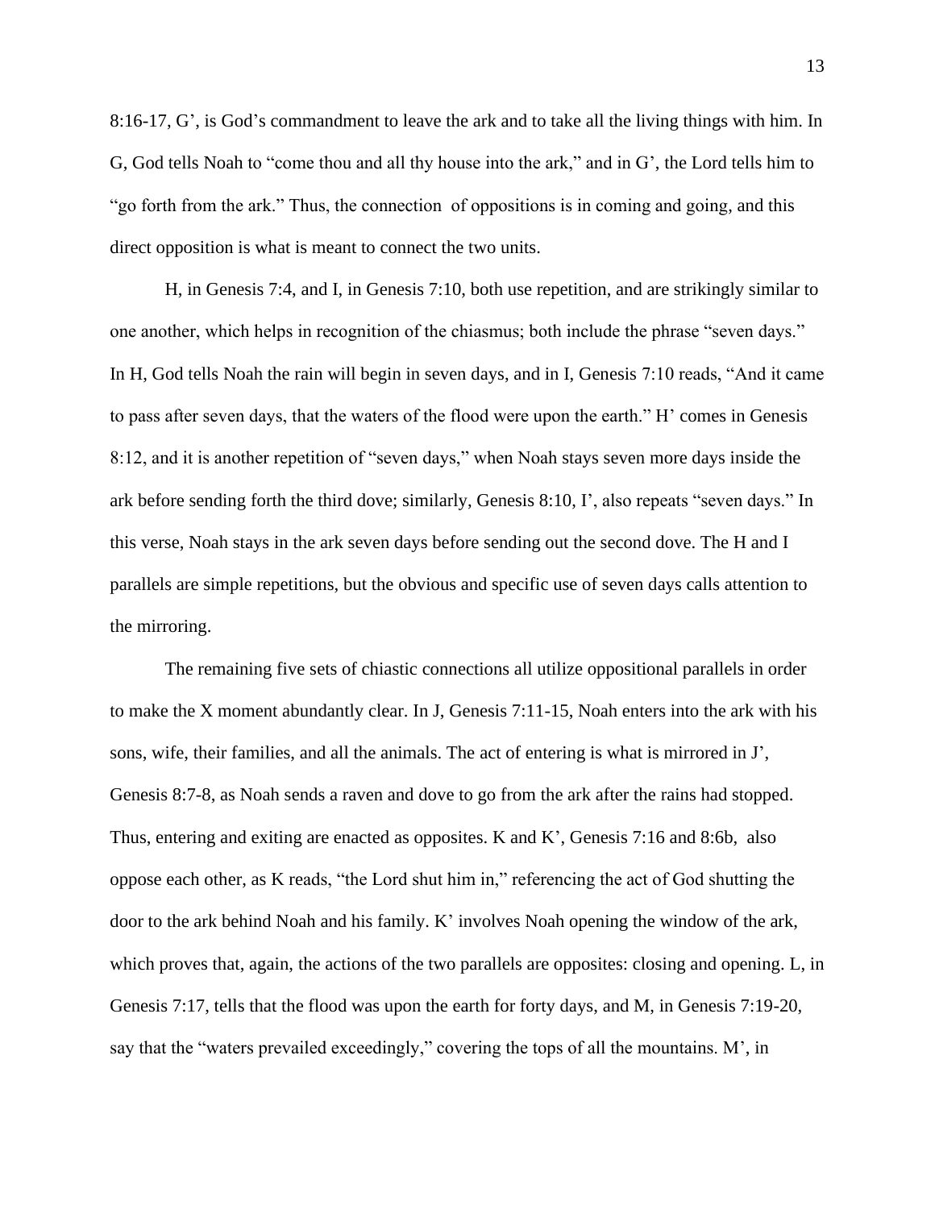8:16-17, G', is God's commandment to leave the ark and to take all the living things with him. In G, God tells Noah to "come thou and all thy house into the ark," and in G', the Lord tells him to "go forth from the ark." Thus, the connection of oppositions is in coming and going, and this direct opposition is what is meant to connect the two units.

H, in Genesis 7:4, and I, in Genesis 7:10, both use repetition, and are strikingly similar to one another, which helps in recognition of the chiasmus; both include the phrase "seven days." In H, God tells Noah the rain will begin in seven days, and in I, Genesis 7:10 reads, "And it came to pass after seven days, that the waters of the flood were upon the earth." H' comes in Genesis 8:12, and it is another repetition of "seven days," when Noah stays seven more days inside the ark before sending forth the third dove; similarly, Genesis 8:10, I', also repeats "seven days." In this verse, Noah stays in the ark seven days before sending out the second dove. The H and I parallels are simple repetitions, but the obvious and specific use of seven days calls attention to the mirroring.

The remaining five sets of chiastic connections all utilize oppositional parallels in order to make the X moment abundantly clear. In J, Genesis 7:11-15, Noah enters into the ark with his sons, wife, their families, and all the animals. The act of entering is what is mirrored in J', Genesis 8:7-8, as Noah sends a raven and dove to go from the ark after the rains had stopped. Thus, entering and exiting are enacted as opposites. K and K', Genesis 7:16 and 8:6b, also oppose each other, as K reads, "the Lord shut him in," referencing the act of God shutting the door to the ark behind Noah and his family. K' involves Noah opening the window of the ark, which proves that, again, the actions of the two parallels are opposites: closing and opening. L, in Genesis 7:17, tells that the flood was upon the earth for forty days, and M, in Genesis 7:19-20, say that the "waters prevailed exceedingly," covering the tops of all the mountains. M', in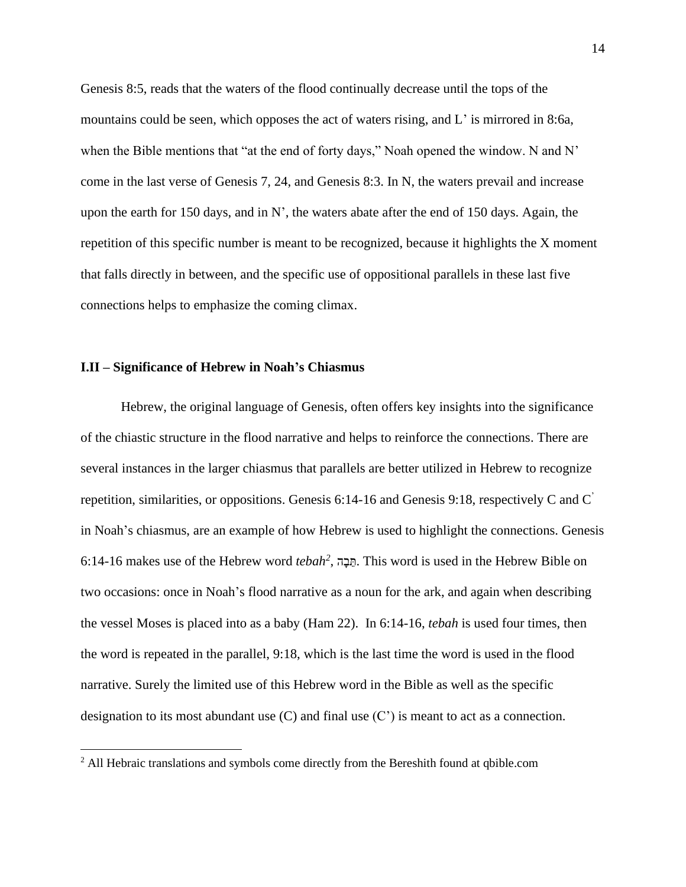Genesis 8:5, reads that the waters of the flood continually decrease until the tops of the mountains could be seen, which opposes the act of waters rising, and L' is mirrored in 8:6a, when the Bible mentions that "at the end of forty days," Noah opened the window. N and N' come in the last verse of Genesis 7, 24, and Genesis 8:3. In N, the waters prevail and increase upon the earth for 150 days, and in N', the waters abate after the end of 150 days. Again, the repetition of this specific number is meant to be recognized, because it highlights the X moment that falls directly in between, and the specific use of oppositional parallels in these last five connections helps to emphasize the coming climax.

### I.II – Significance of Hebrew in Noah's Chiasmus

Hebrew, the original language of Genesis, often offers key insights into the significance of the chiastic structure in the flood narrative and helps to reinforce the connections. There are several instances in the larger chiasmus that parallels are better utilized in Hebrew to recognize repetition, similarities, or oppositions. Genesis 6:14-16 and Genesis 9:18, respectively C and C' in Noah's chiasmus, are an example of how Hebrew is used to highlight the connections. Genesis 6:14-16 makes use of the Hebrew word *tebah*[2], תֵּבָה. This word is used in the Hebrew Bible on two occasions: once in Noah's flood narrative as a noun for the ark, and again when describing the vessel Moses is placed into as a baby (Ham 22). In 6:14-16, *tebah* is used four times, then the word is repeated in the parallel, 9:18, which is the last time the word is used in the flood narrative. Surely the limited use of this Hebrew word in the Bible as well as the specific designation to its most abundant use (C) and final use (C') is meant to act as a connection.

[2] All Hebraic translations and symbols come directly from the Bereshith found at qbible.com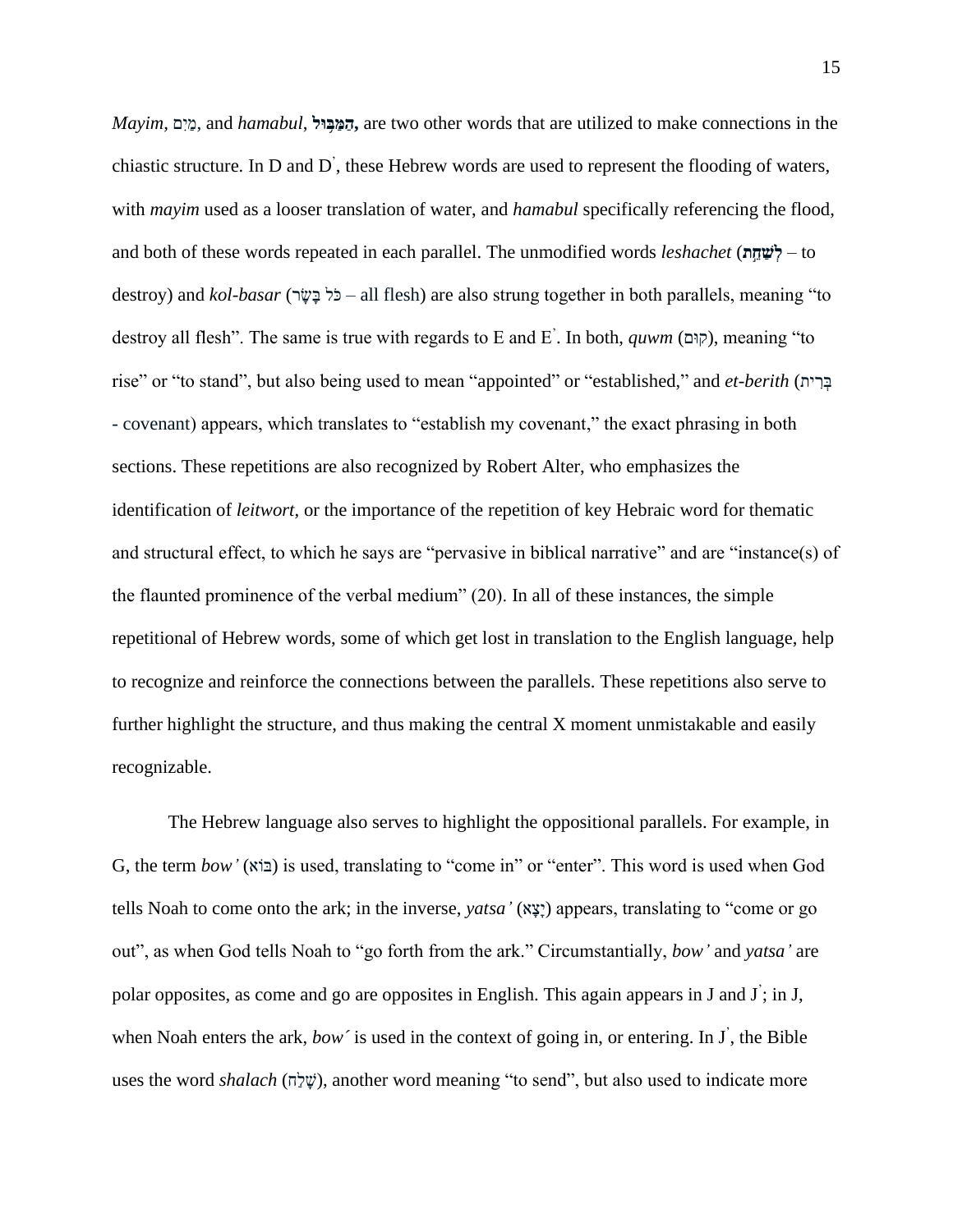*Mayim*, מַיִם, and *hamabul*, **הַמַּבּוּל,** are two other words that are utilized to make connections in the chiastic structure. In D and D', these Hebrew words are used to represent the flooding of waters, with *mayim* used as a looser translation of water, and *hamabul* specifically referencing the flood, and both of these words repeated in each parallel. The unmodified words *leshachet* (**לְשַׁחֵת** – to destroy) and *kol-basar* (כֹּל בָּשָׂר – all flesh) are also strung together in both parallels, meaning "to destroy all flesh". The same is true with regards to E and E'. In both, *quwm* (קוּם), meaning "to rise" or "to stand", but also being used to mean "appointed" or "established," and *et-berith* (בְּרִית - covenant) appears, which translates to "establish my covenant," the exact phrasing in both sections. These repetitions are also recognized by Robert Alter, who emphasizes the identification of *leitwort*, or the importance of the repetition of key Hebraic word for thematic and structural effect, to which he says are "pervasive in biblical narrative" and are "instance(s) of the flaunted prominence of the verbal medium" (20). In all of these instances, the simple repetitional of Hebrew words, some of which get lost in translation to the English language, help to recognize and reinforce the connections between the parallels. These repetitions also serve to further highlight the structure, and thus making the central X moment unmistakable and easily recognizable.

The Hebrew language also serves to highlight the oppositional parallels. For example, in G, the term *bow'* (בּוֹא) is used, translating to "come in" or "enter". This word is used when God tells Noah to come onto the ark; in the inverse, *yatsa'* (יָצָא) appears, translating to "come or go out", as when God tells Noah to "go forth from the ark." Circumstantially, *bow'* and *yatsa'* are polar opposites, as come and go are opposites in English. This again appears in J and J'; in J, when Noah enters the ark, *bow´* is used in the context of going in, or entering. In J', the Bible uses the word *shalach* (שָׁלַח), another word meaning "to send", but also used to indicate more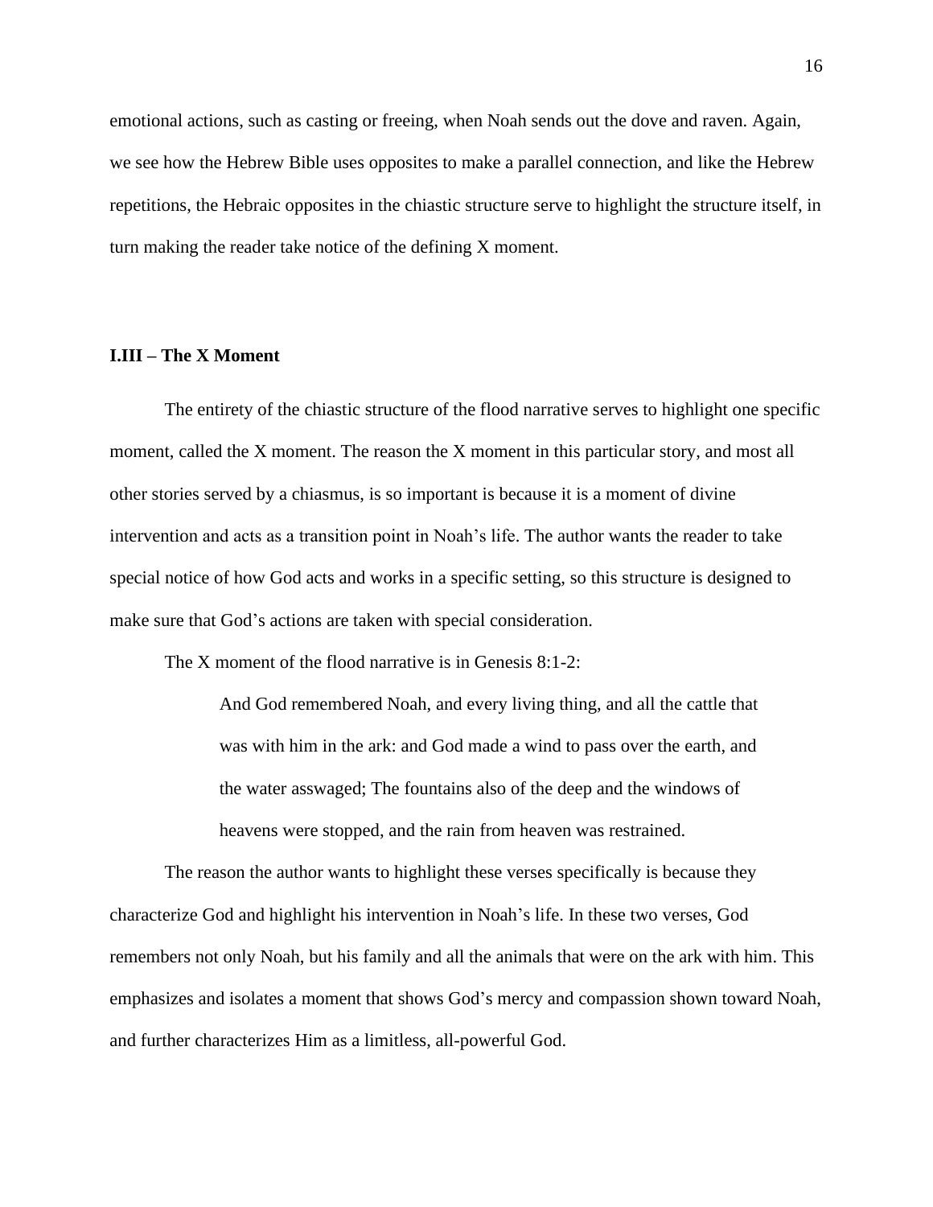emotional actions, such as casting or freeing, when Noah sends out the dove and raven. Again, we see how the Hebrew Bible uses opposites to make a parallel connection, and like the Hebrew repetitions, the Hebraic opposites in the chiastic structure serve to highlight the structure itself, in turn making the reader take notice of the defining X moment.

### I.III – The X Moment

The entirety of the chiastic structure of the flood narrative serves to highlight one specific moment, called the X moment. The reason the X moment in this particular story, and most all other stories served by a chiasmus, is so important is because it is a moment of divine intervention and acts as a transition point in Noah's life. The author wants the reader to take special notice of how God acts and works in a specific setting, so this structure is designed to make sure that God's actions are taken with special consideration.

The X moment of the flood narrative is in Genesis 8:1-2:

> And God remembered Noah, and every living thing, and all the cattle that was with him in the ark: and God made a wind to pass over the earth, and the water asswaged; The fountains also of the deep and the windows of heavens were stopped, and the rain from heaven was restrained.

The reason the author wants to highlight these verses specifically is because they characterize God and highlight his intervention in Noah's life. In these two verses, God remembers not only Noah, but his family and all the animals that were on the ark with him. This emphasizes and isolates a moment that shows God's mercy and compassion shown toward Noah, and further characterizes Him as a limitless, all-powerful God.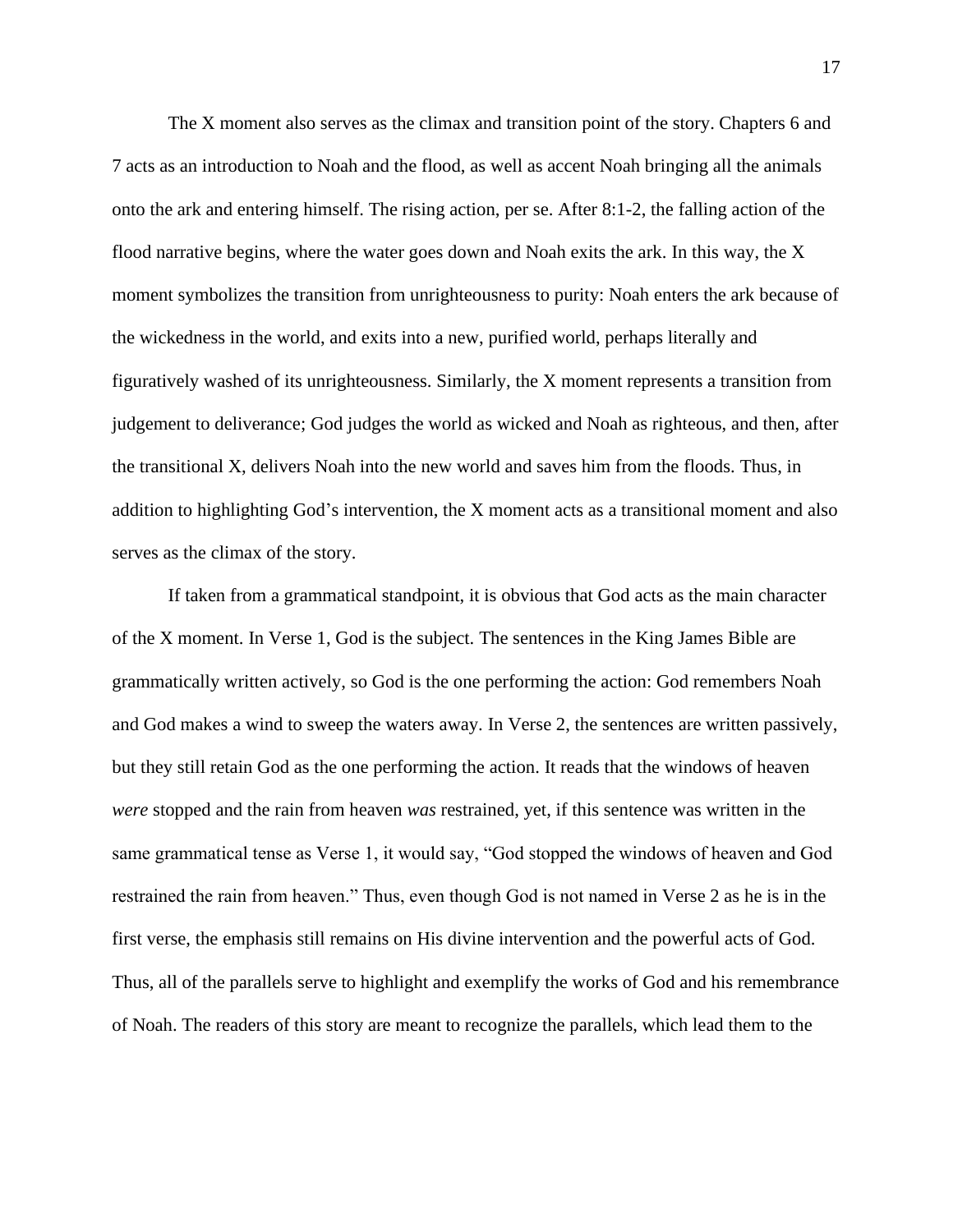The X moment also serves as the climax and transition point of the story. Chapters 6 and 7 acts as an introduction to Noah and the flood, as well as accent Noah bringing all the animals onto the ark and entering himself. The rising action, per se. After 8:1-2, the falling action of the flood narrative begins, where the water goes down and Noah exits the ark. In this way, the X moment symbolizes the transition from unrighteousness to purity: Noah enters the ark because of the wickedness in the world, and exits into a new, purified world, perhaps literally and figuratively washed of its unrighteousness. Similarly, the X moment represents a transition from judgement to deliverance; God judges the world as wicked and Noah as righteous, and then, after the transitional X, delivers Noah into the new world and saves him from the floods. Thus, in addition to highlighting God's intervention, the X moment acts as a transitional moment and also serves as the climax of the story.

If taken from a grammatical standpoint, it is obvious that God acts as the main character of the X moment. In Verse 1, God is the subject. The sentences in the King James Bible are grammatically written actively, so God is the one performing the action: God remembers Noah and God makes a wind to sweep the waters away. In Verse 2, the sentences are written passively, but they still retain God as the one performing the action. It reads that the windows of heaven *were* stopped and the rain from heaven *was* restrained, yet, if this sentence was written in the same grammatical tense as Verse 1, it would say, "God stopped the windows of heaven and God restrained the rain from heaven." Thus, even though God is not named in Verse 2 as he is in the first verse, the emphasis still remains on His divine intervention and the powerful acts of God. Thus, all of the parallels serve to highlight and exemplify the works of God and his remembrance of Noah. The readers of this story are meant to recognize the parallels, which lead them to the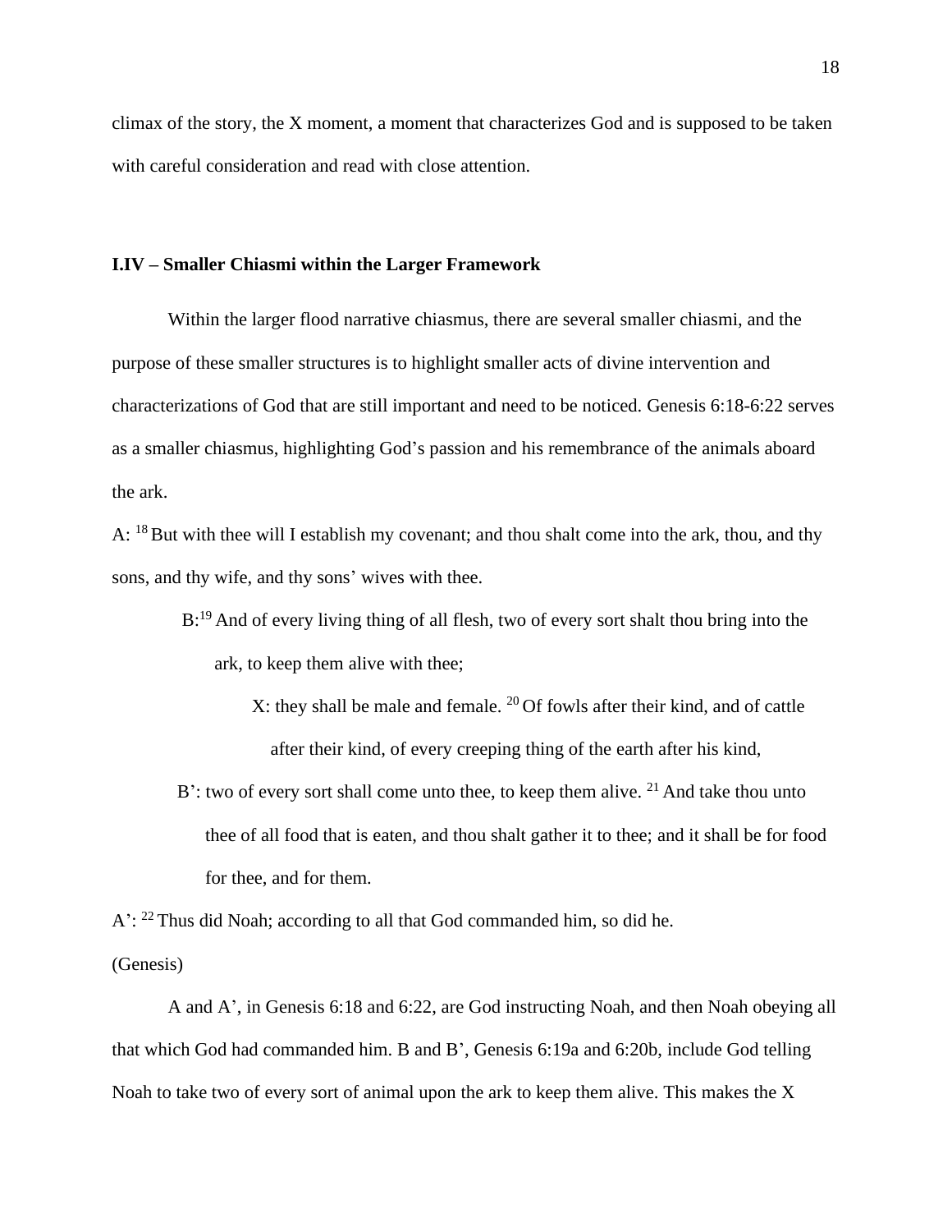climax of the story, the X moment, a moment that characterizes God and is supposed to be taken with careful consideration and read with close attention.

### I.IV – Smaller Chiasmi within the Larger Framework

Within the larger flood narrative chiasmus, there are several smaller chiasmi, and the purpose of these smaller structures is to highlight smaller acts of divine intervention and characterizations of God that are still important and need to be noticed. Genesis 6:18-6:22 serves as a smaller chiasmus, highlighting God's passion and his remembrance of the animals aboard the ark.

A: [18] But with thee will I establish my covenant; and thou shalt come into the ark, thou, and thy sons, and thy wife, and thy sons' wives with thee.

> B:[19] And of every living thing of all flesh, two of every sort shalt thou bring into the ark, to keep them alive with thee;
>
> > X: they shall be male and female. [20] Of fowls after their kind, and of cattle after their kind, of every creeping thing of the earth after his kind,
>
> B': two of every sort shall come unto thee, to keep them alive. [21] And take thou unto thee of all food that is eaten, and thou shalt gather it to thee; and it shall be for food for thee, and for them.

A': [22] Thus did Noah; according to all that God commanded him, so did he.

(Genesis)

A and A', in Genesis 6:18 and 6:22, are God instructing Noah, and then Noah obeying all that which God had commanded him. B and B', Genesis 6:19a and 6:20b, include God telling Noah to take two of every sort of animal upon the ark to keep them alive. This makes the X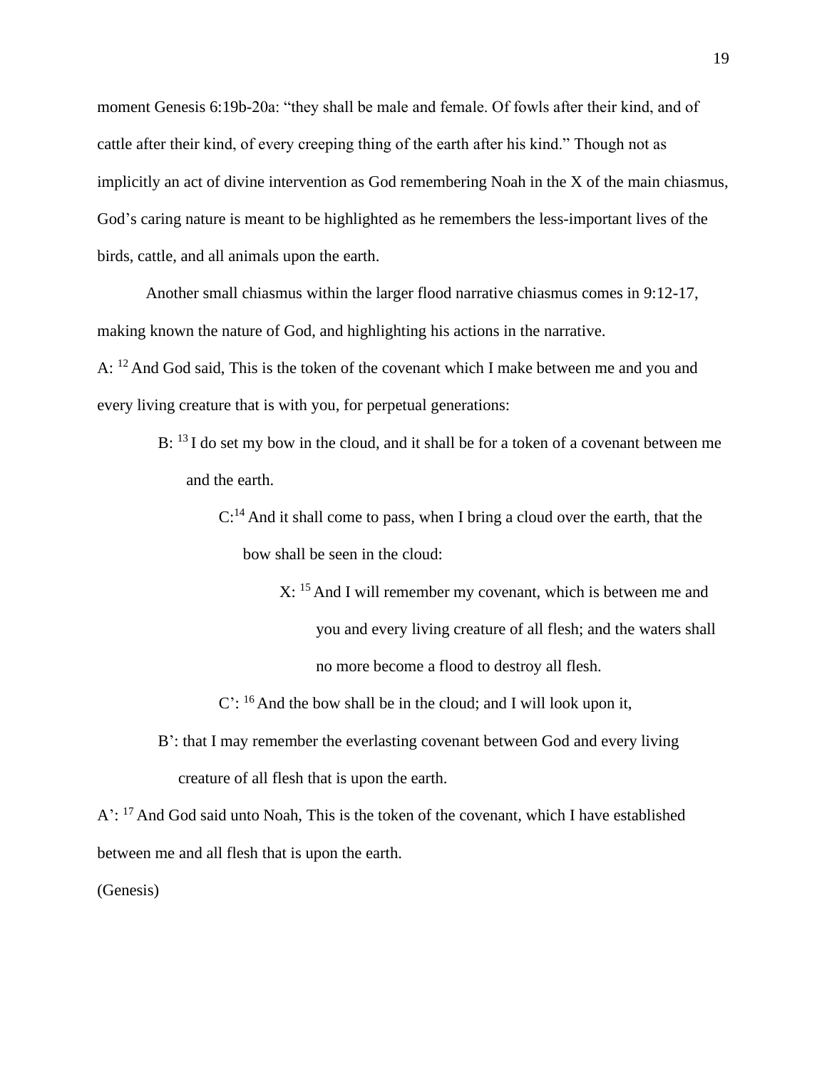moment Genesis 6:19b-20a: "they shall be male and female. Of fowls after their kind, and of cattle after their kind, of every creeping thing of the earth after his kind." Though not as implicitly an act of divine intervention as God remembering Noah in the X of the main chiasmus, God's caring nature is meant to be highlighted as he remembers the less-important lives of the birds, cattle, and all animals upon the earth.

Another small chiasmus within the larger flood narrative chiasmus comes in 9:12-17, making known the nature of God, and highlighting his actions in the narrative.

A: [12] And God said, This is the token of the covenant which I make between me and you and every living creature that is with you, for perpetual generations:

> B: [13] I do set my bow in the cloud, and it shall be for a token of a covenant between me and the earth.
>
> > C:[14] And it shall come to pass, when I bring a cloud over the earth, that the bow shall be seen in the cloud:
> >
> > > X: [15] And I will remember my covenant, which is between me and you and every living creature of all flesh; and the waters shall no more become a flood to destroy all flesh.
> >
> > C': [16] And the bow shall be in the cloud; and I will look upon it,
>
> B': that I may remember the everlasting covenant between God and every living creature of all flesh that is upon the earth.

A': [17] And God said unto Noah, This is the token of the covenant, which I have established between me and all flesh that is upon the earth.

(Genesis)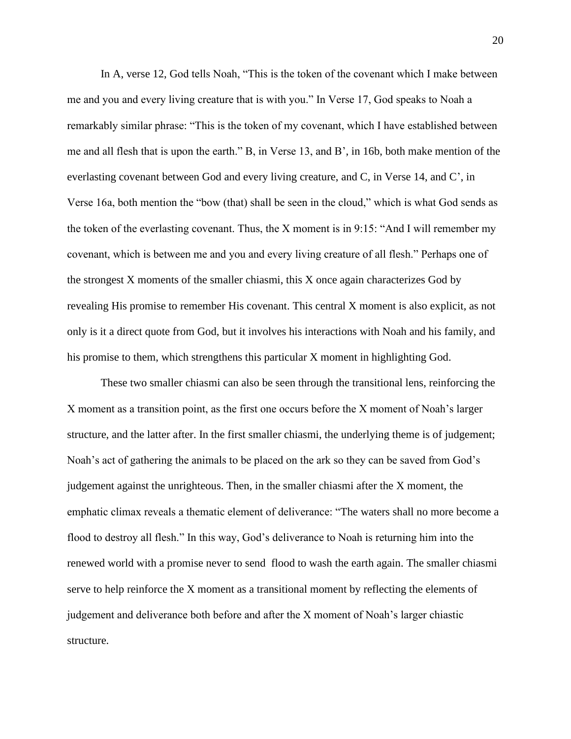In A, verse 12, God tells Noah, "This is the token of the covenant which I make between me and you and every living creature that is with you." In Verse 17, God speaks to Noah a remarkably similar phrase: "This is the token of my covenant, which I have established between me and all flesh that is upon the earth." B, in Verse 13, and B', in 16b, both make mention of the everlasting covenant between God and every living creature, and C, in Verse 14, and C', in Verse 16a, both mention the "bow (that) shall be seen in the cloud," which is what God sends as the token of the everlasting covenant. Thus, the X moment is in 9:15: "And I will remember my covenant, which is between me and you and every living creature of all flesh." Perhaps one of the strongest X moments of the smaller chiasmi, this X once again characterizes God by revealing His promise to remember His covenant. This central X moment is also explicit, as not only is it a direct quote from God, but it involves his interactions with Noah and his family, and his promise to them, which strengthens this particular X moment in highlighting God.

These two smaller chiasmi can also be seen through the transitional lens, reinforcing the X moment as a transition point, as the first one occurs before the X moment of Noah's larger structure, and the latter after. In the first smaller chiasmi, the underlying theme is of judgement; Noah's act of gathering the animals to be placed on the ark so they can be saved from God's judgement against the unrighteous. Then, in the smaller chiasmi after the X moment, the emphatic climax reveals a thematic element of deliverance: "The waters shall no more become a flood to destroy all flesh." In this way, God's deliverance to Noah is returning him into the renewed world with a promise never to send  flood to wash the earth again. The smaller chiasmi serve to help reinforce the X moment as a transitional moment by reflecting the elements of judgement and deliverance both before and after the X moment of Noah's larger chiastic structure.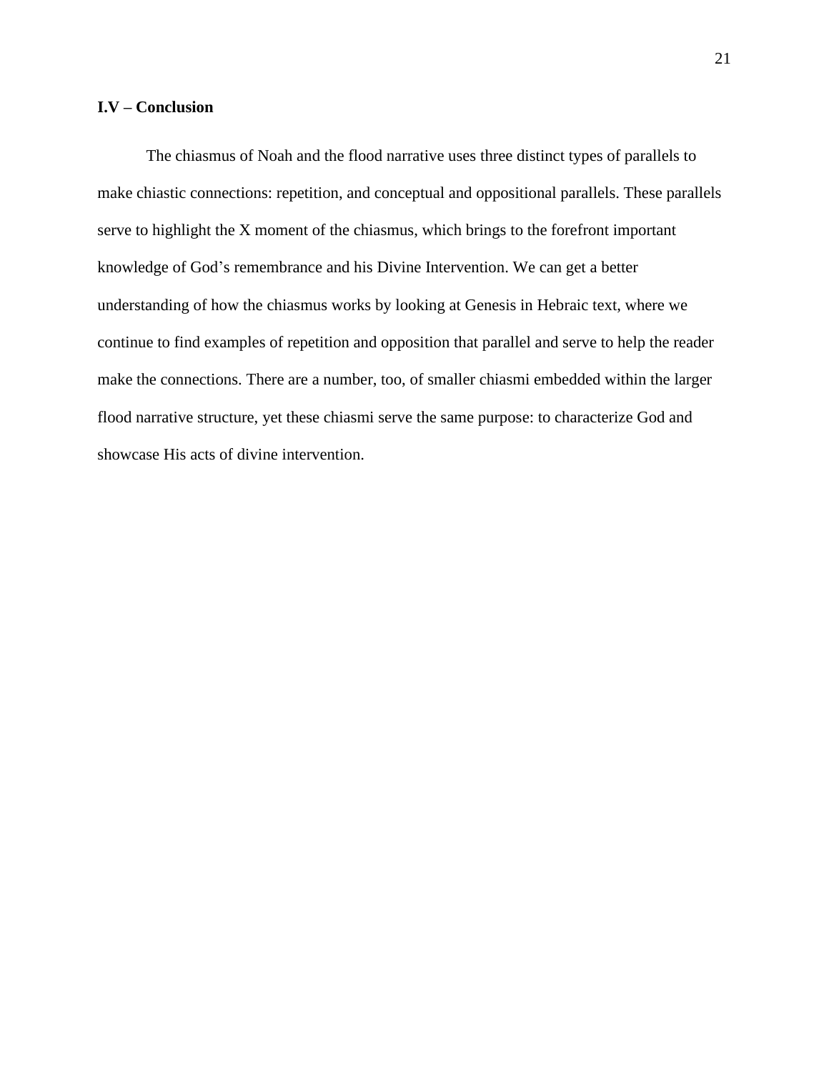**I.V – Conclusion**

The chiasmus of Noah and the flood narrative uses three distinct types of parallels to make chiastic connections: repetition, and conceptual and oppositional parallels. These parallels serve to highlight the X moment of the chiasmus, which brings to the forefront important knowledge of God's remembrance and his Divine Intervention. We can get a better understanding of how the chiasmus works by looking at Genesis in Hebraic text, where we continue to find examples of repetition and opposition that parallel and serve to help the reader make the connections. There are a number, too, of smaller chiasmi embedded within the larger flood narrative structure, yet these chiasmi serve the same purpose: to characterize God and showcase His acts of divine intervention.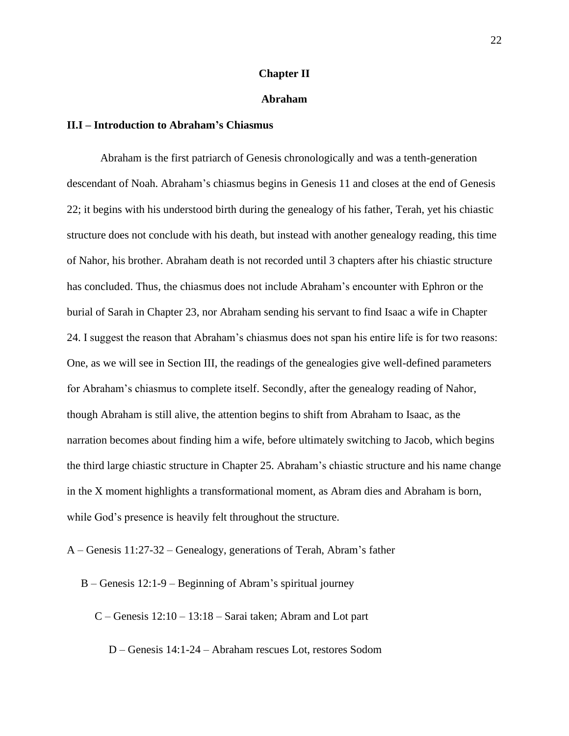# Chapter II

# Abraham

## II.I – Introduction to Abraham's Chiasmus

Abraham is the first patriarch of Genesis chronologically and was a tenth-generation descendant of Noah. Abraham's chiasmus begins in Genesis 11 and closes at the end of Genesis 22; it begins with his understood birth during the genealogy of his father, Terah, yet his chiastic structure does not conclude with his death, but instead with another genealogy reading, this time of Nahor, his brother. Abraham death is not recorded until 3 chapters after his chiastic structure has concluded. Thus, the chiasmus does not include Abraham's encounter with Ephron or the burial of Sarah in Chapter 23, nor Abraham sending his servant to find Isaac a wife in Chapter 24. I suggest the reason that Abraham's chiasmus does not span his entire life is for two reasons: One, as we will see in Section III, the readings of the genealogies give well-defined parameters for Abraham's chiasmus to complete itself. Secondly, after the genealogy reading of Nahor, though Abraham is still alive, the attention begins to shift from Abraham to Isaac, as the narration becomes about finding him a wife, before ultimately switching to Jacob, which begins the third large chiastic structure in Chapter 25. Abraham's chiastic structure and his name change in the X moment highlights a transformational moment, as Abram dies and Abraham is born, while God's presence is heavily felt throughout the structure.

A – Genesis 11:27-32 – Genealogy, generations of Terah, Abram's father

B – Genesis 12:1-9 – Beginning of Abram's spiritual journey

C – Genesis 12:10 – 13:18 – Sarai taken; Abram and Lot part

D – Genesis 14:1-24 – Abraham rescues Lot, restores Sodom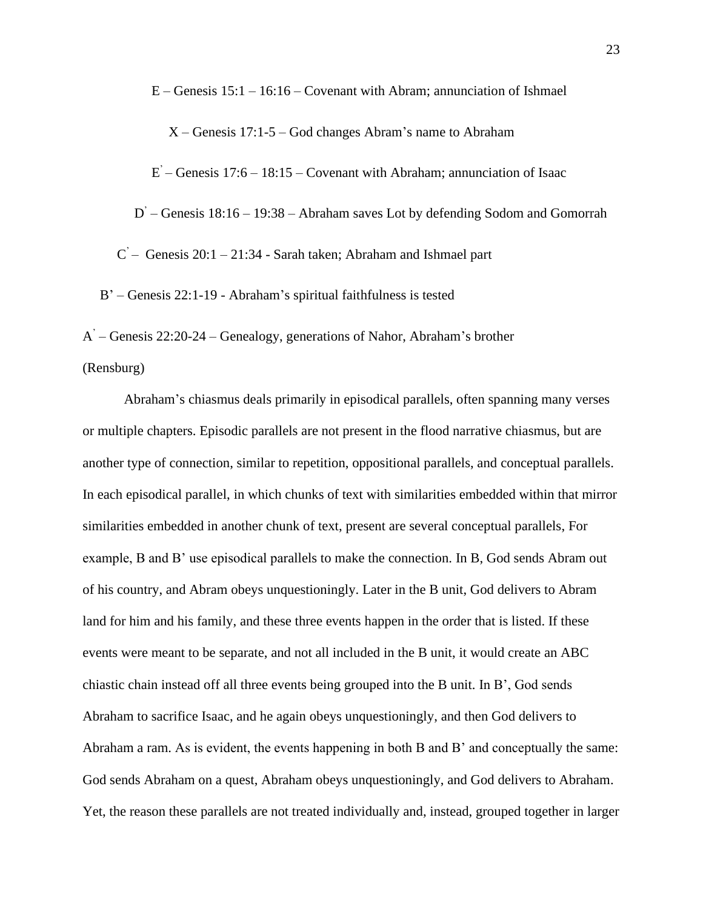E – Genesis 15:1 – 16:16 – Covenant with Abram; annunciation of Ishmael

X – Genesis 17:1-5 – God changes Abram's name to Abraham

E' – Genesis 17:6 – 18:15 – Covenant with Abraham; annunciation of Isaac

D' – Genesis 18:16 – 19:38 – Abraham saves Lot by defending Sodom and Gomorrah

C' – Genesis 20:1 – 21:34 - Sarah taken; Abraham and Ishmael part

B' – Genesis 22:1-19 - Abraham's spiritual faithfulness is tested

A' – Genesis 22:20-24 – Genealogy, generations of Nahor, Abraham's brother

(Rensburg)

Abraham's chiasmus deals primarily in episodical parallels, often spanning many verses or multiple chapters. Episodic parallels are not present in the flood narrative chiasmus, but are another type of connection, similar to repetition, oppositional parallels, and conceptual parallels. In each episodical parallel, in which chunks of text with similarities embedded within that mirror similarities embedded in another chunk of text, present are several conceptual parallels, For example, B and B' use episodical parallels to make the connection. In B, God sends Abram out of his country, and Abram obeys unquestioningly. Later in the B unit, God delivers to Abram land for him and his family, and these three events happen in the order that is listed. If these events were meant to be separate, and not all included in the B unit, it would create an ABC chiastic chain instead off all three events being grouped into the B unit. In B', God sends Abraham to sacrifice Isaac, and he again obeys unquestioningly, and then God delivers to Abraham a ram. As is evident, the events happening in both B and B' and conceptually the same: God sends Abraham on a quest, Abraham obeys unquestioningly, and God delivers to Abraham. Yet, the reason these parallels are not treated individually and, instead, grouped together in larger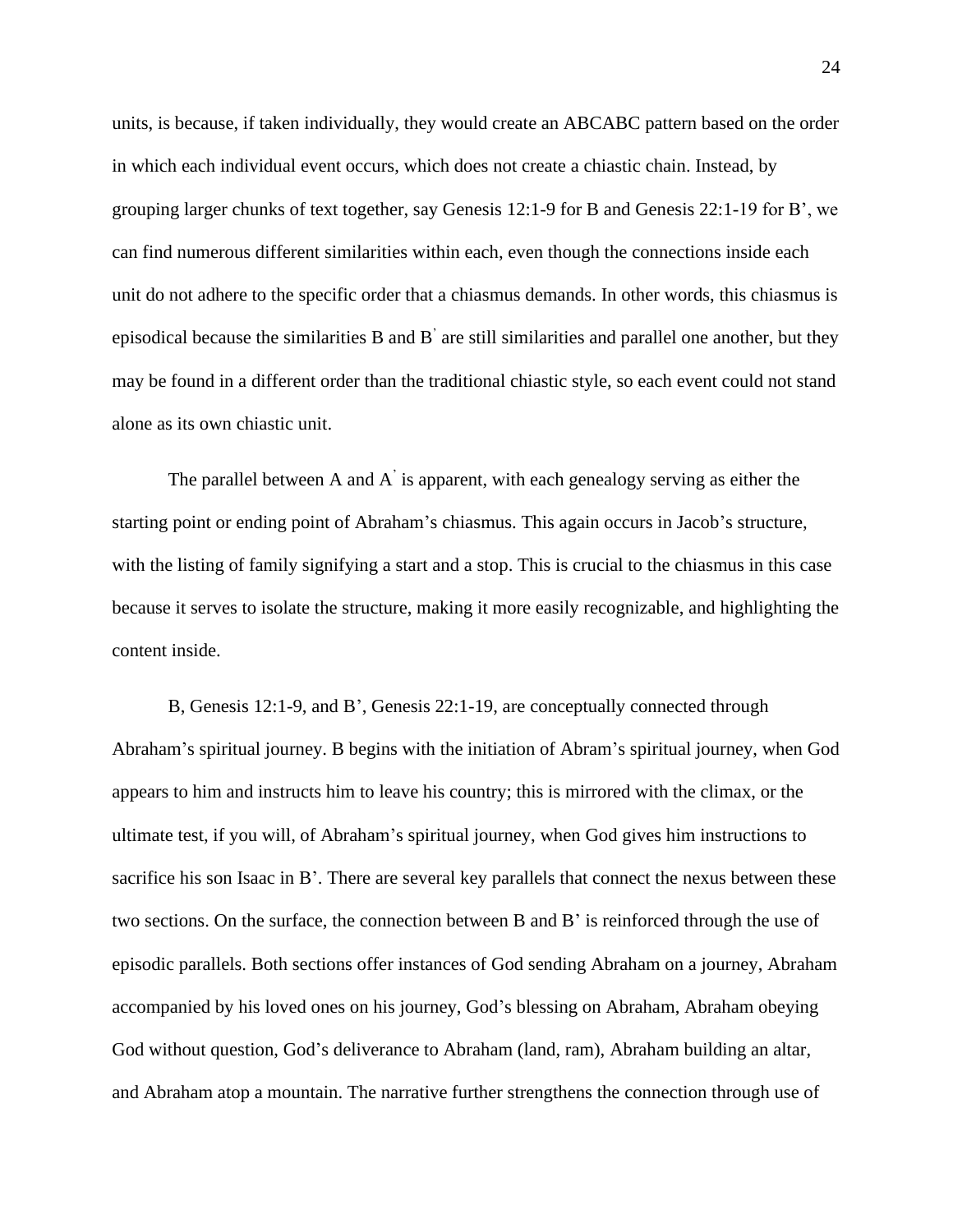units, is because, if taken individually, they would create an ABCABC pattern based on the order in which each individual event occurs, which does not create a chiastic chain. Instead, by grouping larger chunks of text together, say Genesis 12:1-9 for B and Genesis 22:1-19 for B', we can find numerous different similarities within each, even though the connections inside each unit do not adhere to the specific order that a chiasmus demands. In other words, this chiasmus is episodical because the similarities B and B' are still similarities and parallel one another, but they may be found in a different order than the traditional chiastic style, so each event could not stand alone as its own chiastic unit.

The parallel between A and A' is apparent, with each genealogy serving as either the starting point or ending point of Abraham's chiasmus. This again occurs in Jacob's structure, with the listing of family signifying a start and a stop. This is crucial to the chiasmus in this case because it serves to isolate the structure, making it more easily recognizable, and highlighting the content inside.

B, Genesis 12:1-9, and B', Genesis 22:1-19, are conceptually connected through Abraham's spiritual journey. B begins with the initiation of Abram's spiritual journey, when God appears to him and instructs him to leave his country; this is mirrored with the climax, or the ultimate test, if you will, of Abraham's spiritual journey, when God gives him instructions to sacrifice his son Isaac in B'. There are several key parallels that connect the nexus between these two sections. On the surface, the connection between B and B' is reinforced through the use of episodic parallels. Both sections offer instances of God sending Abraham on a journey, Abraham accompanied by his loved ones on his journey, God's blessing on Abraham, Abraham obeying God without question, God's deliverance to Abraham (land, ram), Abraham building an altar, and Abraham atop a mountain. The narrative further strengthens the connection through use of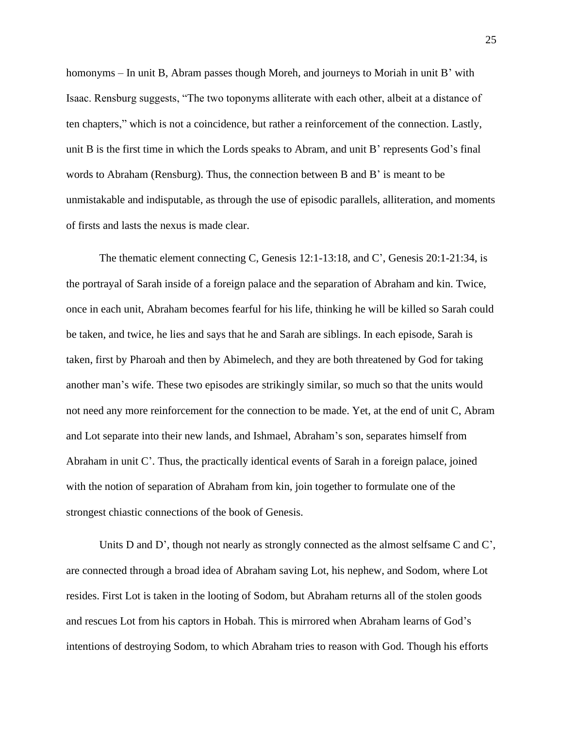homonyms – In unit B, Abram passes though Moreh, and journeys to Moriah in unit B' with Isaac. Rensburg suggests, "The two toponyms alliterate with each other, albeit at a distance of ten chapters," which is not a coincidence, but rather a reinforcement of the connection. Lastly, unit B is the first time in which the Lords speaks to Abram, and unit B' represents God's final words to Abraham (Rensburg). Thus, the connection between B and B' is meant to be unmistakable and indisputable, as through the use of episodic parallels, alliteration, and moments of firsts and lasts the nexus is made clear.

The thematic element connecting C, Genesis 12:1-13:18, and C', Genesis 20:1-21:34, is the portrayal of Sarah inside of a foreign palace and the separation of Abraham and kin. Twice, once in each unit, Abraham becomes fearful for his life, thinking he will be killed so Sarah could be taken, and twice, he lies and says that he and Sarah are siblings. In each episode, Sarah is taken, first by Pharoah and then by Abimelech, and they are both threatened by God for taking another man's wife. These two episodes are strikingly similar, so much so that the units would not need any more reinforcement for the connection to be made. Yet, at the end of unit C, Abram and Lot separate into their new lands, and Ishmael, Abraham's son, separates himself from Abraham in unit C'. Thus, the practically identical events of Sarah in a foreign palace, joined with the notion of separation of Abraham from kin, join together to formulate one of the strongest chiastic connections of the book of Genesis.

Units D and D', though not nearly as strongly connected as the almost selfsame C and C', are connected through a broad idea of Abraham saving Lot, his nephew, and Sodom, where Lot resides. First Lot is taken in the looting of Sodom, but Abraham returns all of the stolen goods and rescues Lot from his captors in Hobah. This is mirrored when Abraham learns of God's intentions of destroying Sodom, to which Abraham tries to reason with God. Though his efforts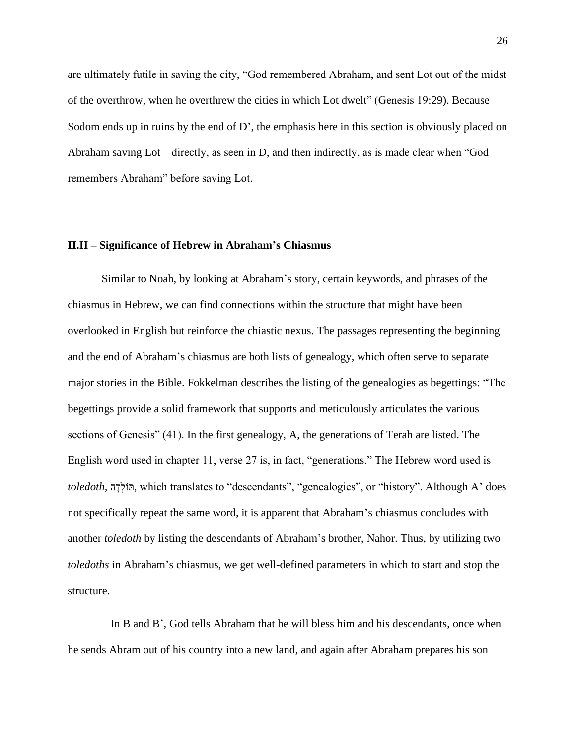are ultimately futile in saving the city, "God remembered Abraham, and sent Lot out of the midst of the overthrow, when he overthrew the cities in which Lot dwelt" (Genesis 19:29). Because Sodom ends up in ruins by the end of D', the emphasis here in this section is obviously placed on Abraham saving Lot – directly, as seen in D, and then indirectly, as is made clear when "God remembers Abraham" before saving Lot.

## II.II – Significance of Hebrew in Abraham's Chiasmus

Similar to Noah, by looking at Abraham's story, certain keywords, and phrases of the chiasmus in Hebrew, we can find connections within the structure that might have been overlooked in English but reinforce the chiastic nexus. The passages representing the beginning and the end of Abraham's chiasmus are both lists of genealogy, which often serve to separate major stories in the Bible. Fokkelman describes the listing of the genealogies as begettings: "The begettings provide a solid framework that supports and meticulously articulates the various sections of Genesis" (41). In the first genealogy, A, the generations of Terah are listed. The English word used in chapter 11, verse 27 is, in fact, "generations." The Hebrew word used is *toledoth*, תּוֹלְדָה, which translates to "descendants", "genealogies", or "history". Although A' does not specifically repeat the same word, it is apparent that Abraham's chiasmus concludes with another *toledoth* by listing the descendants of Abraham's brother, Nahor. Thus, by utilizing two *toledoths* in Abraham's chiasmus, we get well-defined parameters in which to start and stop the structure.

In B and B', God tells Abraham that he will bless him and his descendants, once when he sends Abram out of his country into a new land, and again after Abraham prepares his son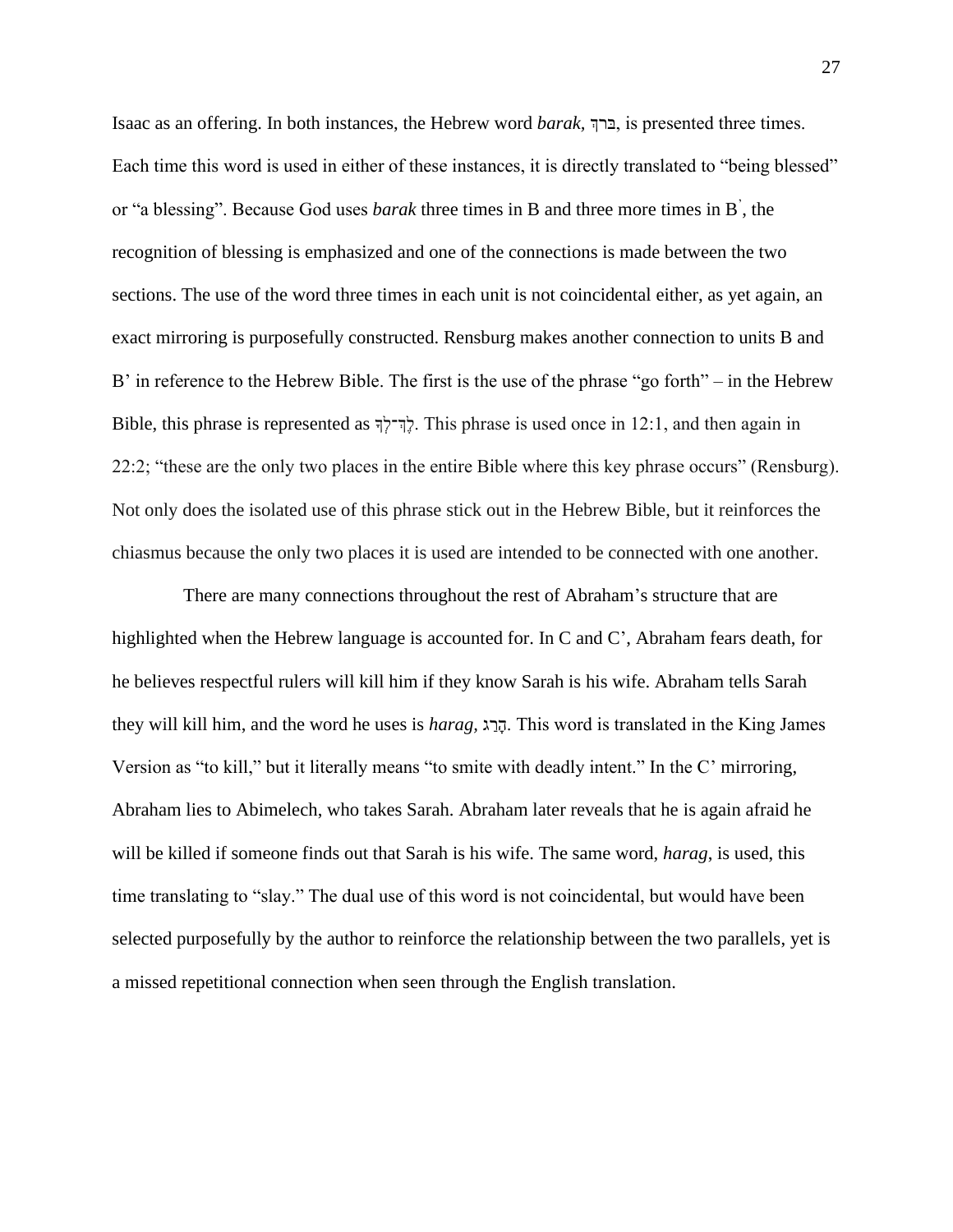Isaac as an offering. In both instances, the Hebrew word *barak,* בּרךְ, is presented three times. Each time this word is used in either of these instances, it is directly translated to "being blessed" or "a blessing". Because God uses *barak* three times in B and three more times in B', the recognition of blessing is emphasized and one of the connections is made between the two sections. The use of the word three times in each unit is not coincidental either, as yet again, an exact mirroring is purposefully constructed. Rensburg makes another connection to units B and B' in reference to the Hebrew Bible. The first is the use of the phrase "go forth" – in the Hebrew Bible, this phrase is represented as לֶךְ־לְךָ. This phrase is used once in 12:1, and then again in 22:2; "these are the only two places in the entire Bible where this key phrase occurs" (Rensburg). Not only does the isolated use of this phrase stick out in the Hebrew Bible, but it reinforces the chiasmus because the only two places it is used are intended to be connected with one another.

There are many connections throughout the rest of Abraham's structure that are highlighted when the Hebrew language is accounted for. In C and C', Abraham fears death, for he believes respectful rulers will kill him if they know Sarah is his wife. Abraham tells Sarah they will kill him, and the word he uses is *harag,* הָרַג. This word is translated in the King James Version as "to kill," but it literally means "to smite with deadly intent." In the C' mirroring, Abraham lies to Abimelech, who takes Sarah. Abraham later reveals that he is again afraid he will be killed if someone finds out that Sarah is his wife. The same word, *harag*, is used, this time translating to "slay." The dual use of this word is not coincidental, but would have been selected purposefully by the author to reinforce the relationship between the two parallels, yet is a missed repetitional connection when seen through the English translation.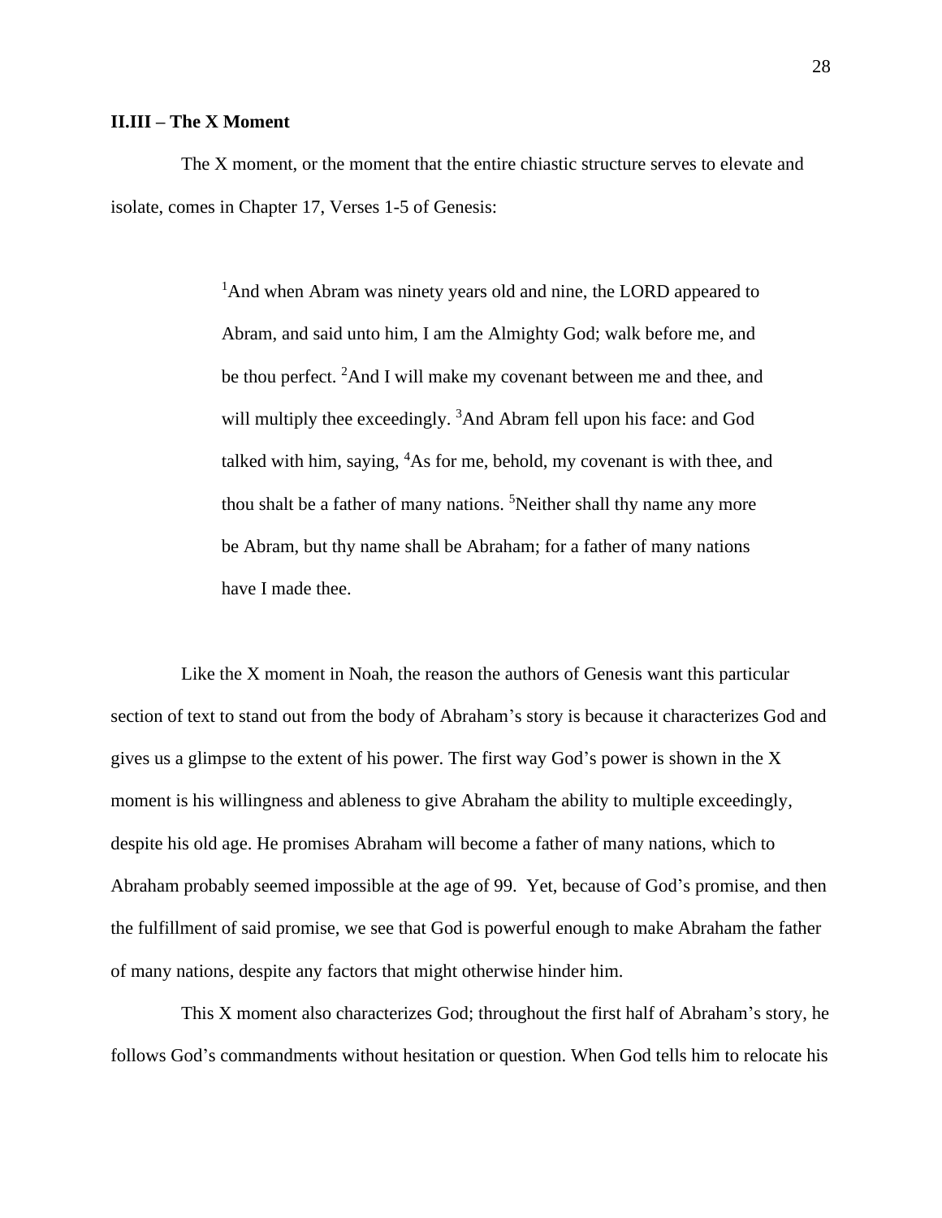**II.III – The X Moment**

The X moment, or the moment that the entire chiastic structure serves to elevate and isolate, comes in Chapter 17, Verses 1-5 of Genesis:

> [1]And when Abram was ninety years old and nine, the LORD appeared to Abram, and said unto him, I am the Almighty God; walk before me, and be thou perfect. [2]And I will make my covenant between me and thee, and will multiply thee exceedingly. [3]And Abram fell upon his face: and God talked with him, saying, [4]As for me, behold, my covenant is with thee, and thou shalt be a father of many nations. [5]Neither shall thy name any more be Abram, but thy name shall be Abraham; for a father of many nations have I made thee.

Like the X moment in Noah, the reason the authors of Genesis want this particular section of text to stand out from the body of Abraham's story is because it characterizes God and gives us a glimpse to the extent of his power. The first way God's power is shown in the X moment is his willingness and ableness to give Abraham the ability to multiple exceedingly, despite his old age. He promises Abraham will become a father of many nations, which to Abraham probably seemed impossible at the age of 99. Yet, because of God's promise, and then the fulfillment of said promise, we see that God is powerful enough to make Abraham the father of many nations, despite any factors that might otherwise hinder him.

This X moment also characterizes God; throughout the first half of Abraham's story, he follows God's commandments without hesitation or question. When God tells him to relocate his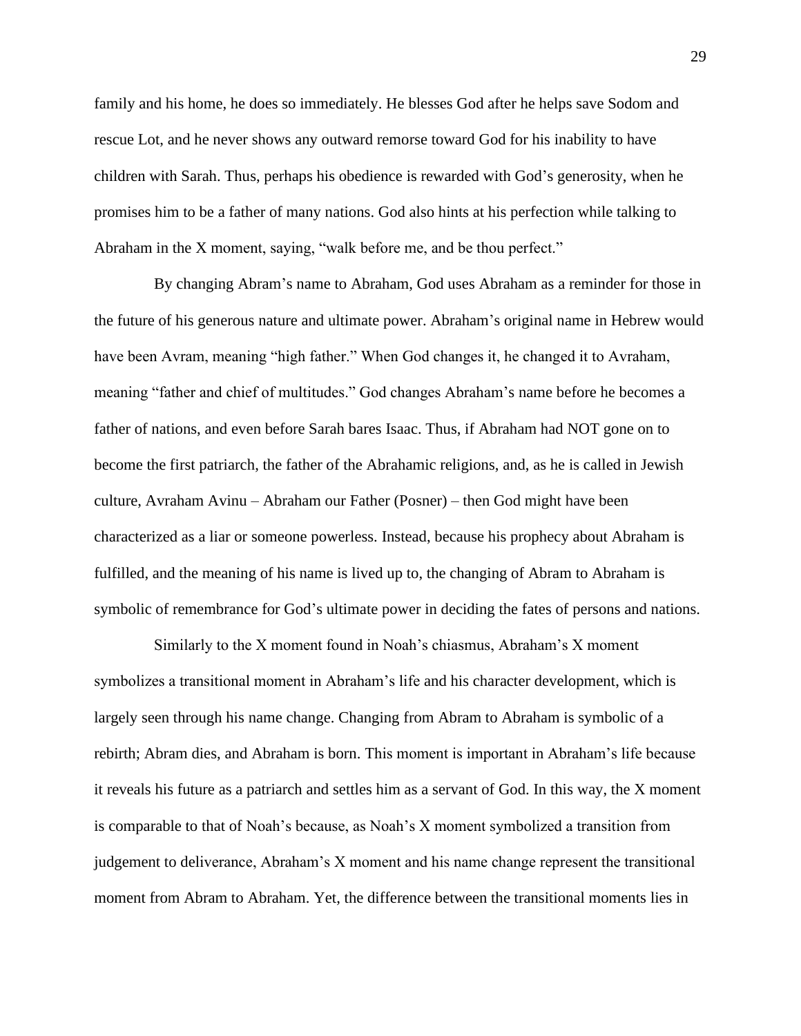family and his home, he does so immediately. He blesses God after he helps save Sodom and rescue Lot, and he never shows any outward remorse toward God for his inability to have children with Sarah. Thus, perhaps his obedience is rewarded with God's generosity, when he promises him to be a father of many nations. God also hints at his perfection while talking to Abraham in the X moment, saying, "walk before me, and be thou perfect."

By changing Abram's name to Abraham, God uses Abraham as a reminder for those in the future of his generous nature and ultimate power. Abraham's original name in Hebrew would have been Avram, meaning "high father." When God changes it, he changed it to Avraham, meaning "father and chief of multitudes." God changes Abraham's name before he becomes a father of nations, and even before Sarah bares Isaac. Thus, if Abraham had NOT gone on to become the first patriarch, the father of the Abrahamic religions, and, as he is called in Jewish culture, Avraham Avinu – Abraham our Father (Posner) – then God might have been characterized as a liar or someone powerless. Instead, because his prophecy about Abraham is fulfilled, and the meaning of his name is lived up to, the changing of Abram to Abraham is symbolic of remembrance for God's ultimate power in deciding the fates of persons and nations.

Similarly to the X moment found in Noah's chiasmus, Abraham's X moment symbolizes a transitional moment in Abraham's life and his character development, which is largely seen through his name change. Changing from Abram to Abraham is symbolic of a rebirth; Abram dies, and Abraham is born. This moment is important in Abraham's life because it reveals his future as a patriarch and settles him as a servant of God. In this way, the X moment is comparable to that of Noah's because, as Noah's X moment symbolized a transition from judgement to deliverance, Abraham's X moment and his name change represent the transitional moment from Abram to Abraham. Yet, the difference between the transitional moments lies in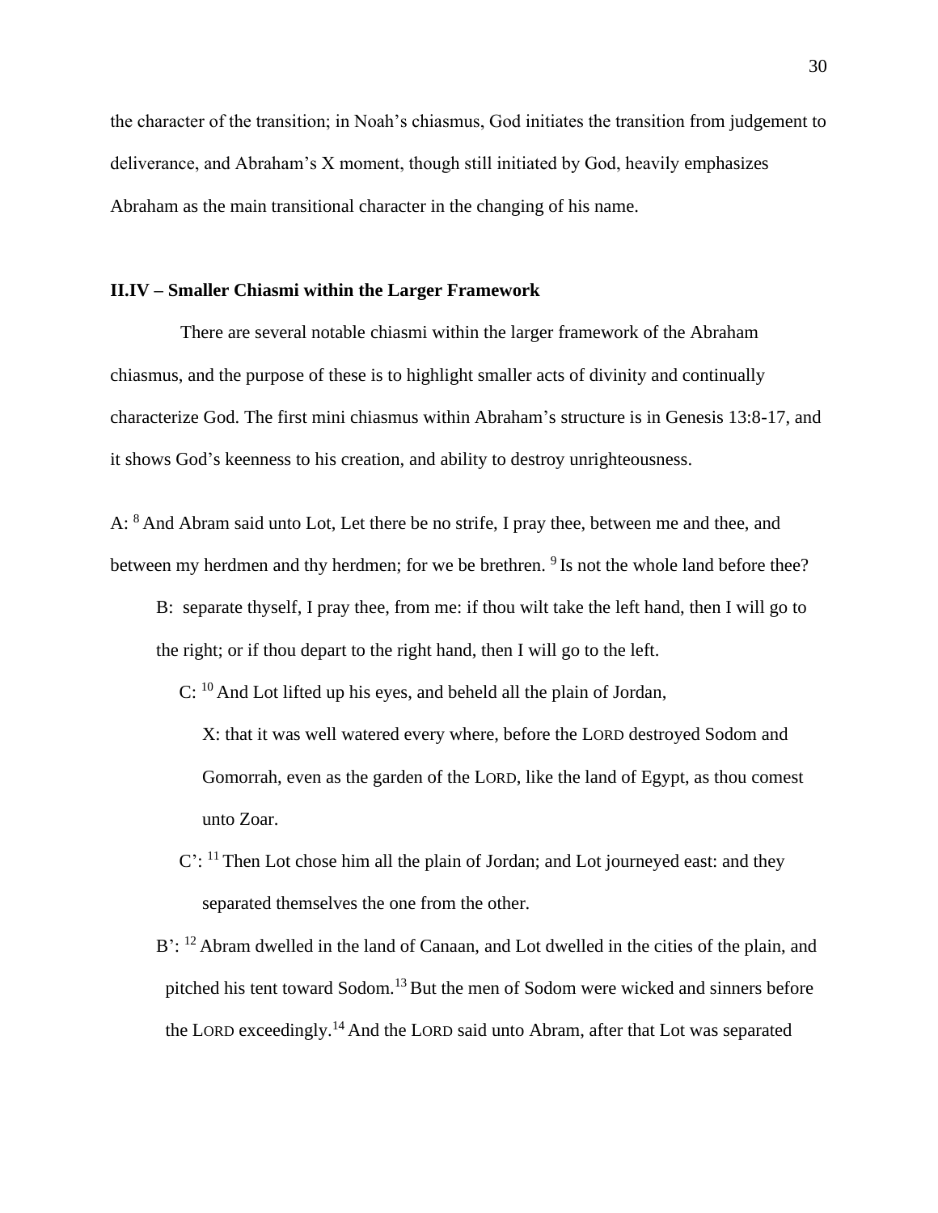the character of the transition; in Noah's chiasmus, God initiates the transition from judgement to deliverance, and Abraham's X moment, though still initiated by God, heavily emphasizes Abraham as the main transitional character in the changing of his name.

### II.IV – Smaller Chiasmi within the Larger Framework

There are several notable chiasmi within the larger framework of the Abraham chiasmus, and the purpose of these is to highlight smaller acts of divinity and continually characterize God. The first mini chiasmus within Abraham's structure is in Genesis 13:8-17, and it shows God's keenness to his creation, and ability to destroy unrighteousness.

A: [8] And Abram said unto Lot, Let there be no strife, I pray thee, between me and thee, and between my herdmen and thy herdmen; for we be brethren. [9] Is not the whole land before thee?

> B: separate thyself, I pray thee, from me: if thou wilt take the left hand, then I will go to the right; or if thou depart to the right hand, then I will go to the left.
>
> > C: [10] And Lot lifted up his eyes, and beheld all the plain of Jordan,
> >
> > > X: that it was well watered every where, before the LORD destroyed Sodom and Gomorrah, even as the garden of the LORD, like the land of Egypt, as thou comest unto Zoar.
> >
> > C': [11] Then Lot chose him all the plain of Jordan; and Lot journeyed east: and they separated themselves the one from the other.
>
> B': [12] Abram dwelled in the land of Canaan, and Lot dwelled in the cities of the plain, and pitched his tent toward Sodom.[13] But the men of Sodom were wicked and sinners before the LORD exceedingly.[14] And the LORD said unto Abram, after that Lot was separated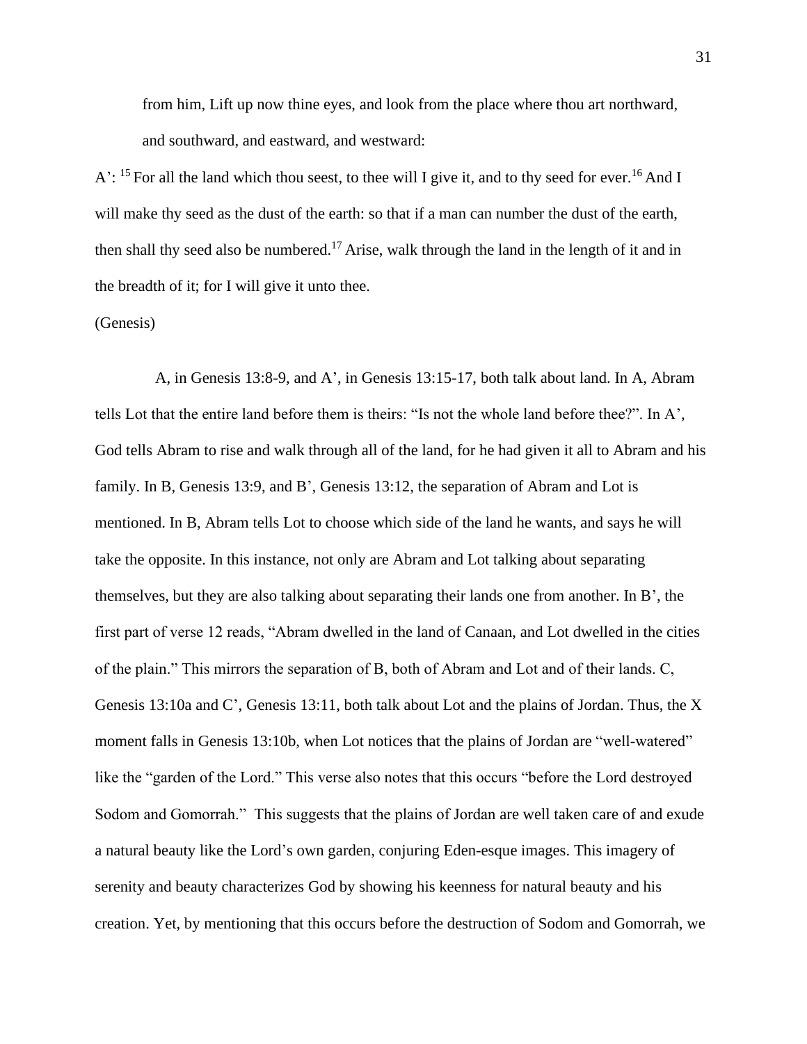from him, Lift up now thine eyes, and look from the place where thou art northward, and southward, and eastward, and westward:

A': [15] For all the land which thou seest, to thee will I give it, and to thy seed for ever.[16] And I will make thy seed as the dust of the earth: so that if a man can number the dust of the earth, then shall thy seed also be numbered.[17] Arise, walk through the land in the length of it and in the breadth of it; for I will give it unto thee.

(Genesis)

A, in Genesis 13:8-9, and A', in Genesis 13:15-17, both talk about land. In A, Abram tells Lot that the entire land before them is theirs: "Is not the whole land before thee?". In A', God tells Abram to rise and walk through all of the land, for he had given it all to Abram and his family. In B, Genesis 13:9, and B', Genesis 13:12, the separation of Abram and Lot is mentioned. In B, Abram tells Lot to choose which side of the land he wants, and says he will take the opposite. In this instance, not only are Abram and Lot talking about separating themselves, but they are also talking about separating their lands one from another. In B', the first part of verse 12 reads, "Abram dwelled in the land of Canaan, and Lot dwelled in the cities of the plain." This mirrors the separation of B, both of Abram and Lot and of their lands. C, Genesis 13:10a and C', Genesis 13:11, both talk about Lot and the plains of Jordan. Thus, the X moment falls in Genesis 13:10b, when Lot notices that the plains of Jordan are "well-watered" like the "garden of the Lord." This verse also notes that this occurs "before the Lord destroyed Sodom and Gomorrah." This suggests that the plains of Jordan are well taken care of and exude a natural beauty like the Lord's own garden, conjuring Eden-esque images. This imagery of serenity and beauty characterizes God by showing his keenness for natural beauty and his creation. Yet, by mentioning that this occurs before the destruction of Sodom and Gomorrah, we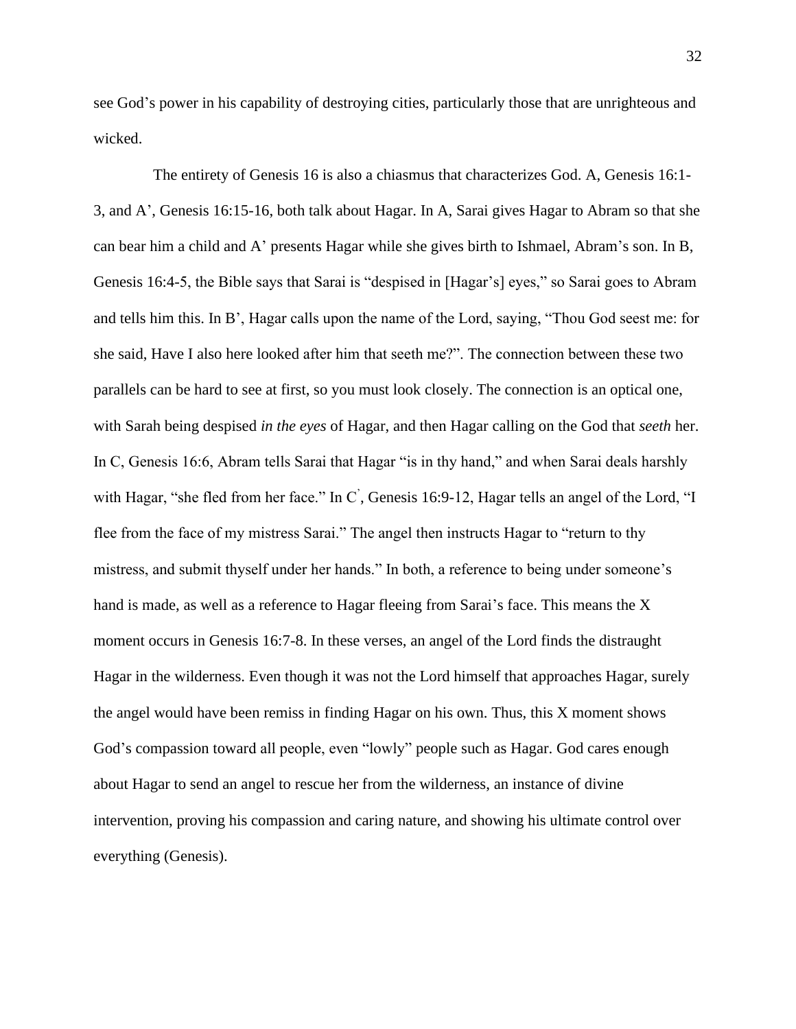see God's power in his capability of destroying cities, particularly those that are unrighteous and wicked.

The entirety of Genesis 16 is also a chiasmus that characterizes God. A, Genesis 16:1-3, and A', Genesis 16:15-16, both talk about Hagar. In A, Sarai gives Hagar to Abram so that she can bear him a child and A' presents Hagar while she gives birth to Ishmael, Abram's son. In B, Genesis 16:4-5, the Bible says that Sarai is "despised in [Hagar's] eyes," so Sarai goes to Abram and tells him this. In B', Hagar calls upon the name of the Lord, saying, "Thou God seest me: for she said, Have I also here looked after him that seeth me?". The connection between these two parallels can be hard to see at first, so you must look closely. The connection is an optical one, with Sarah being despised *in the eyes* of Hagar, and then Hagar calling on the God that *seeth* her. In C, Genesis 16:6, Abram tells Sarai that Hagar "is in thy hand," and when Sarai deals harshly with Hagar, "she fled from her face." In C', Genesis 16:9-12, Hagar tells an angel of the Lord, "I flee from the face of my mistress Sarai." The angel then instructs Hagar to "return to thy mistress, and submit thyself under her hands." In both, a reference to being under someone's hand is made, as well as a reference to Hagar fleeing from Sarai's face. This means the X moment occurs in Genesis 16:7-8. In these verses, an angel of the Lord finds the distraught Hagar in the wilderness. Even though it was not the Lord himself that approaches Hagar, surely the angel would have been remiss in finding Hagar on his own. Thus, this X moment shows God's compassion toward all people, even "lowly" people such as Hagar. God cares enough about Hagar to send an angel to rescue her from the wilderness, an instance of divine intervention, proving his compassion and caring nature, and showing his ultimate control over everything (Genesis).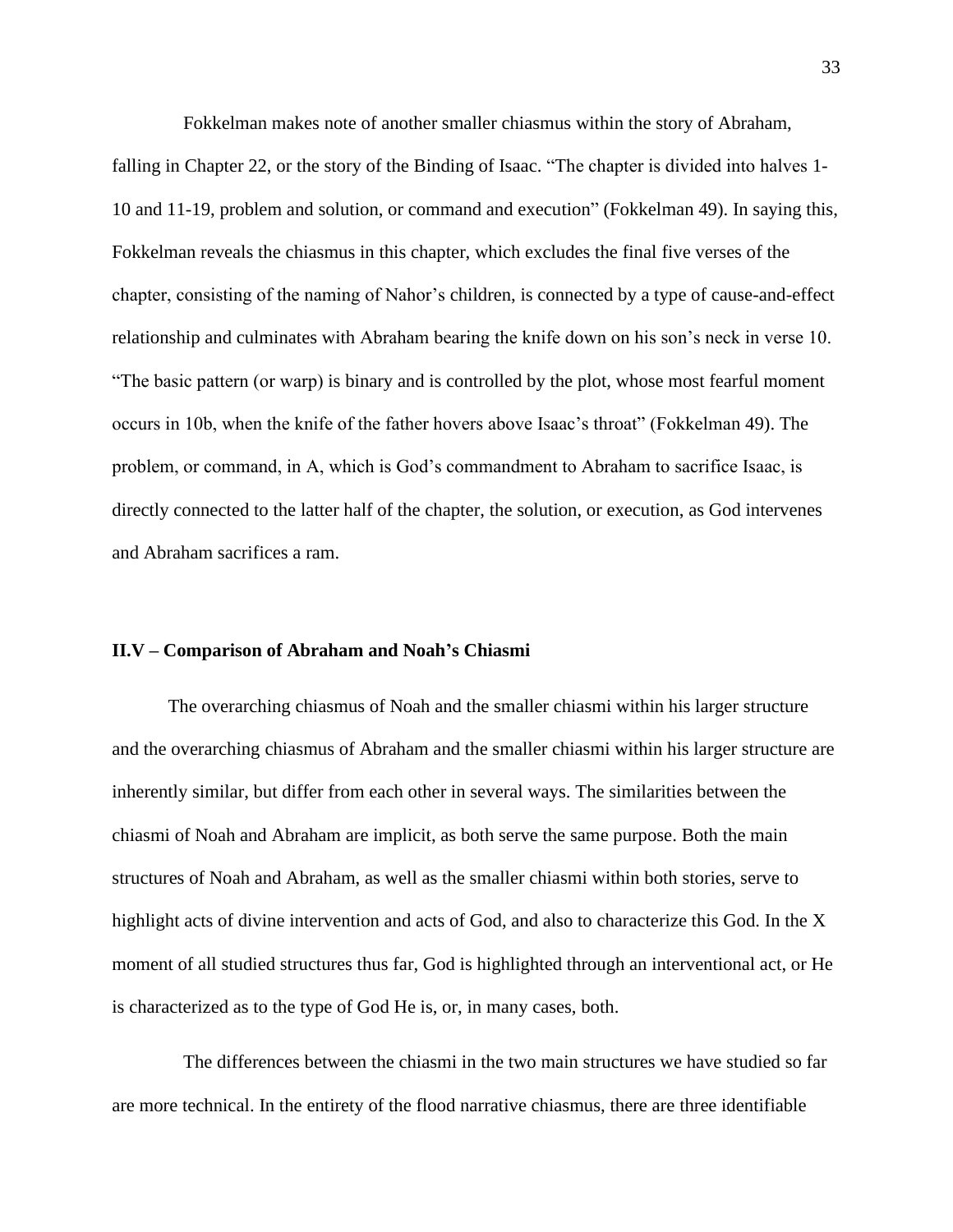Fokkelman makes note of another smaller chiasmus within the story of Abraham, falling in Chapter 22, or the story of the Binding of Isaac. "The chapter is divided into halves 1-10 and 11-19, problem and solution, or command and execution" (Fokkelman 49). In saying this, Fokkelman reveals the chiasmus in this chapter, which excludes the final five verses of the chapter, consisting of the naming of Nahor's children, is connected by a type of cause-and-effect relationship and culminates with Abraham bearing the knife down on his son's neck in verse 10. "The basic pattern (or warp) is binary and is controlled by the plot, whose most fearful moment occurs in 10b, when the knife of the father hovers above Isaac's throat" (Fokkelman 49). The problem, or command, in A, which is God's commandment to Abraham to sacrifice Isaac, is directly connected to the latter half of the chapter, the solution, or execution, as God intervenes and Abraham sacrifices a ram.

### II.V – Comparison of Abraham and Noah's Chiasmi

The overarching chiasmus of Noah and the smaller chiasmi within his larger structure and the overarching chiasmus of Abraham and the smaller chiasmi within his larger structure are inherently similar, but differ from each other in several ways. The similarities between the chiasmi of Noah and Abraham are implicit, as both serve the same purpose. Both the main structures of Noah and Abraham, as well as the smaller chiasmi within both stories, serve to highlight acts of divine intervention and acts of God, and also to characterize this God. In the X moment of all studied structures thus far, God is highlighted through an interventional act, or He is characterized as to the type of God He is, or, in many cases, both.

The differences between the chiasmi in the two main structures we have studied so far are more technical. In the entirety of the flood narrative chiasmus, there are three identifiable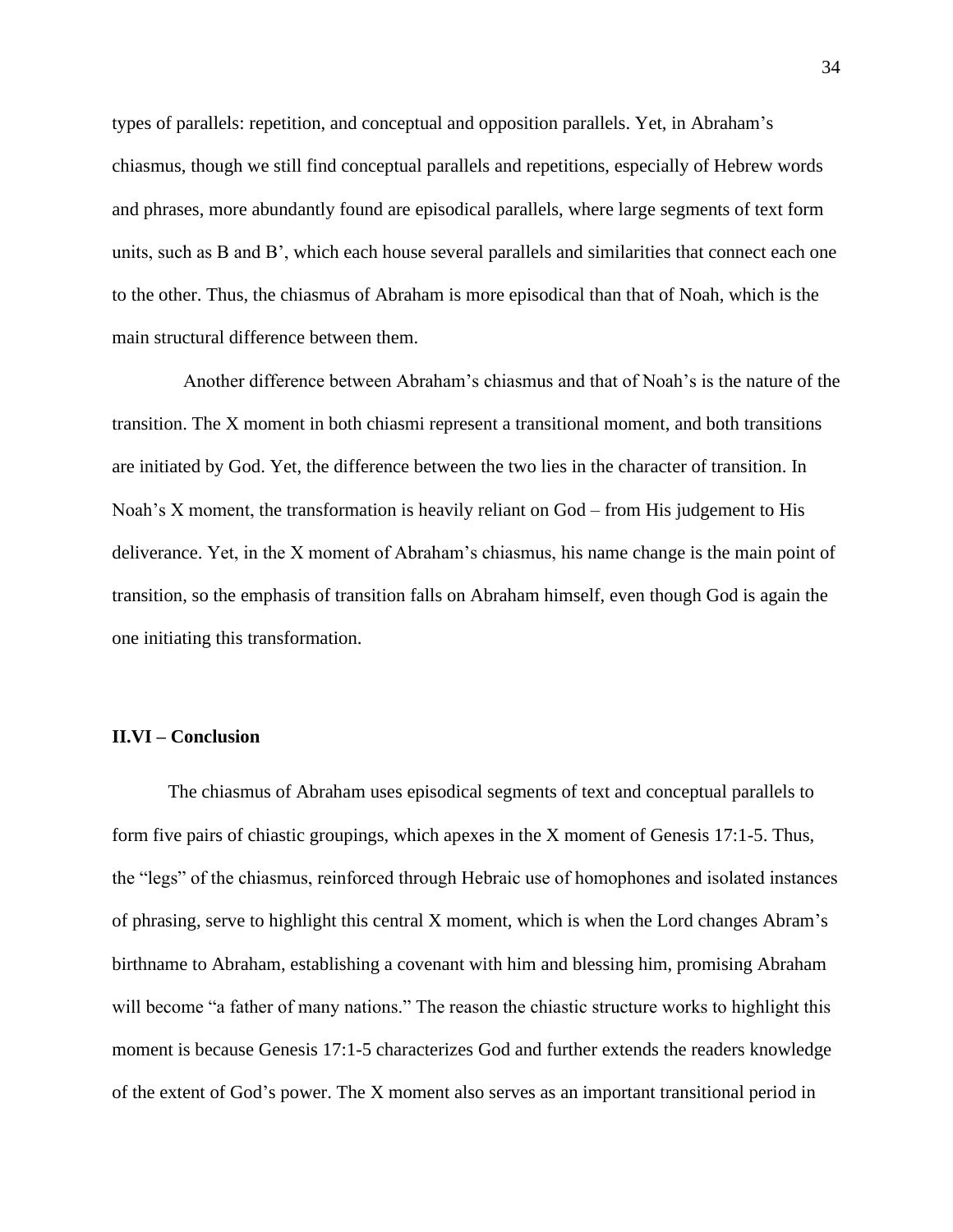types of parallels: repetition, and conceptual and opposition parallels. Yet, in Abraham's chiasmus, though we still find conceptual parallels and repetitions, especially of Hebrew words and phrases, more abundantly found are episodical parallels, where large segments of text form units, such as B and B', which each house several parallels and similarities that connect each one to the other. Thus, the chiasmus of Abraham is more episodical than that of Noah, which is the main structural difference between them.

Another difference between Abraham's chiasmus and that of Noah's is the nature of the transition. The X moment in both chiasmi represent a transitional moment, and both transitions are initiated by God. Yet, the difference between the two lies in the character of transition. In Noah's X moment, the transformation is heavily reliant on God – from His judgement to His deliverance. Yet, in the X moment of Abraham's chiasmus, his name change is the main point of transition, so the emphasis of transition falls on Abraham himself, even though God is again the one initiating this transformation.

### II.VI – Conclusion

The chiasmus of Abraham uses episodical segments of text and conceptual parallels to form five pairs of chiastic groupings, which apexes in the X moment of Genesis 17:1-5. Thus, the "legs" of the chiasmus, reinforced through Hebraic use of homophones and isolated instances of phrasing, serve to highlight this central X moment, which is when the Lord changes Abram's birthname to Abraham, establishing a covenant with him and blessing him, promising Abraham will become "a father of many nations." The reason the chiastic structure works to highlight this moment is because Genesis 17:1-5 characterizes God and further extends the readers knowledge of the extent of God's power. The X moment also serves as an important transitional period in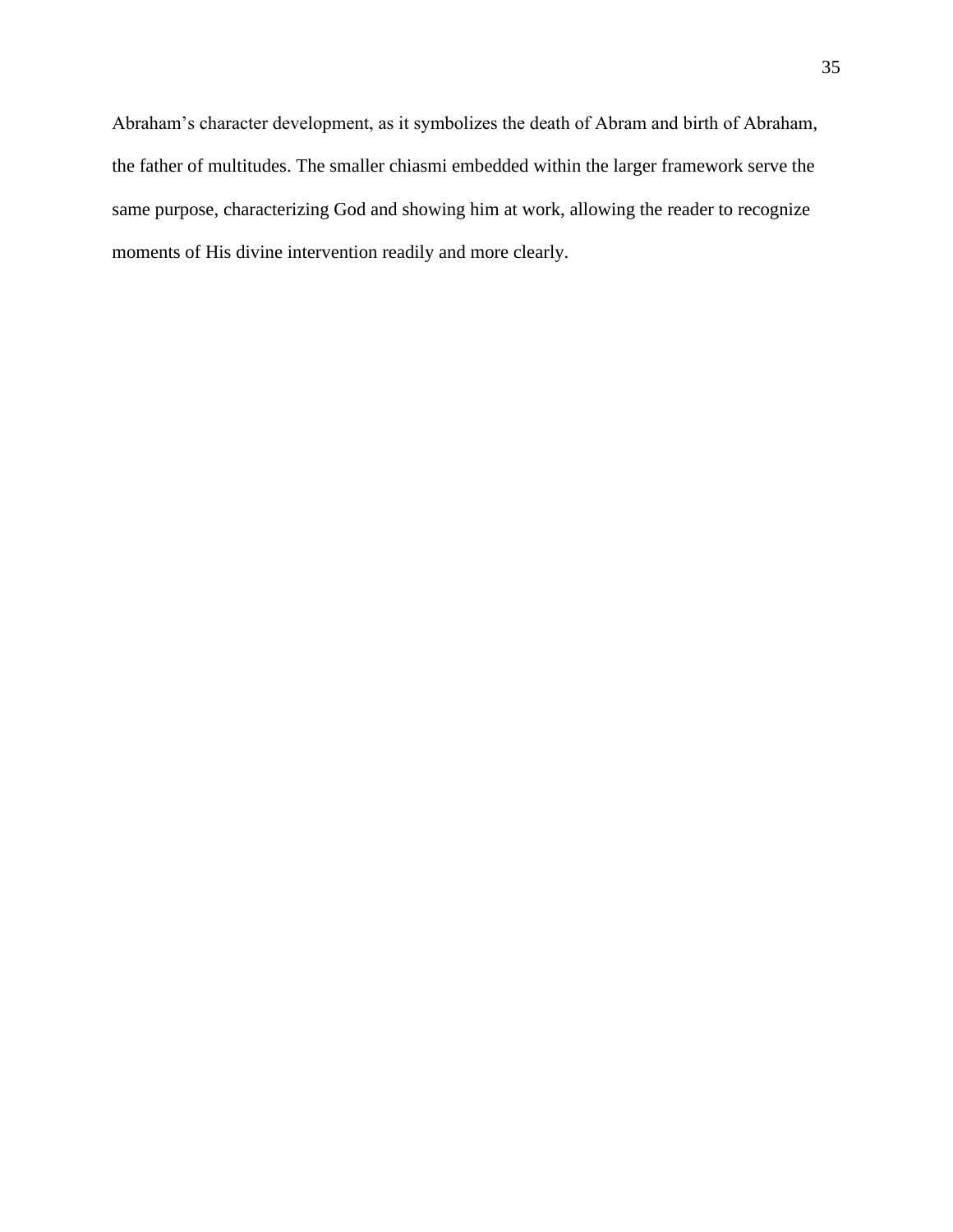Abraham's character development, as it symbolizes the death of Abram and birth of Abraham, the father of multitudes. The smaller chiasmi embedded within the larger framework serve the same purpose, characterizing God and showing him at work, allowing the reader to recognize moments of His divine intervention readily and more clearly.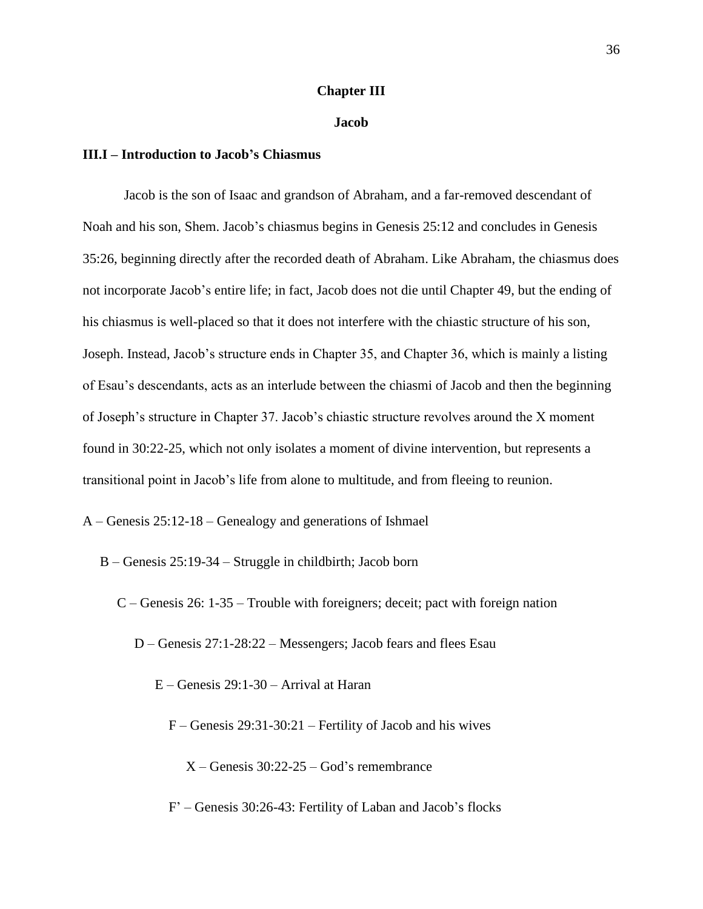# Chapter III

# Jacob

## III.I – Introduction to Jacob's Chiasmus

Jacob is the son of Isaac and grandson of Abraham, and a far-removed descendant of Noah and his son, Shem. Jacob's chiasmus begins in Genesis 25:12 and concludes in Genesis 35:26, beginning directly after the recorded death of Abraham. Like Abraham, the chiasmus does not incorporate Jacob's entire life; in fact, Jacob does not die until Chapter 49, but the ending of his chiasmus is well-placed so that it does not interfere with the chiastic structure of his son, Joseph. Instead, Jacob's structure ends in Chapter 35, and Chapter 36, which is mainly a listing of Esau's descendants, acts as an interlude between the chiasmi of Jacob and then the beginning of Joseph's structure in Chapter 37. Jacob's chiastic structure revolves around the X moment found in 30:22-25, which not only isolates a moment of divine intervention, but represents a transitional point in Jacob's life from alone to multitude, and from fleeing to reunion.

A – Genesis 25:12-18 – Genealogy and generations of Ishmael

B – Genesis 25:19-34 – Struggle in childbirth; Jacob born

C – Genesis 26: 1-35 – Trouble with foreigners; deceit; pact with foreign nation

D – Genesis 27:1-28:22 – Messengers; Jacob fears and flees Esau

E – Genesis 29:1-30 – Arrival at Haran

F – Genesis 29:31-30:21 – Fertility of Jacob and his wives

X – Genesis 30:22-25 – God's remembrance

F' – Genesis 30:26-43: Fertility of Laban and Jacob's flocks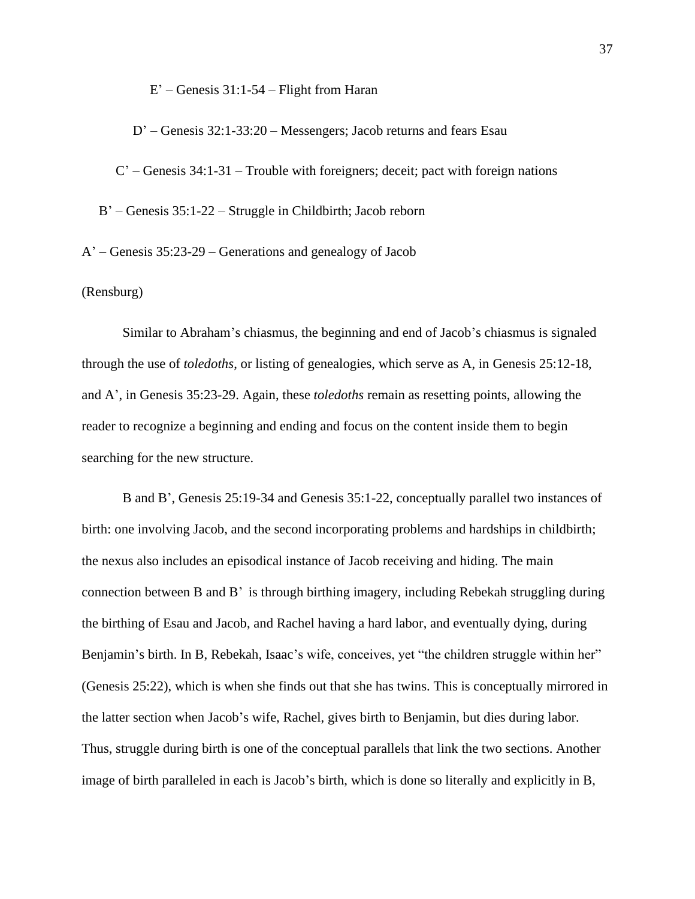E' – Genesis 31:1-54 – Flight from Haran

D' – Genesis 32:1-33:20 – Messengers; Jacob returns and fears Esau

C' – Genesis 34:1-31 – Trouble with foreigners; deceit; pact with foreign nations

B' – Genesis 35:1-22 – Struggle in Childbirth; Jacob reborn

A' – Genesis 35:23-29 – Generations and genealogy of Jacob

(Rensburg)

Similar to Abraham's chiasmus, the beginning and end of Jacob's chiasmus is signaled through the use of *toledoths*, or listing of genealogies, which serve as A, in Genesis 25:12-18, and A', in Genesis 35:23-29. Again, these *toledoths* remain as resetting points, allowing the reader to recognize a beginning and ending and focus on the content inside them to begin searching for the new structure.

B and B', Genesis 25:19-34 and Genesis 35:1-22, conceptually parallel two instances of birth: one involving Jacob, and the second incorporating problems and hardships in childbirth; the nexus also includes an episodical instance of Jacob receiving and hiding. The main connection between B and B' is through birthing imagery, including Rebekah struggling during the birthing of Esau and Jacob, and Rachel having a hard labor, and eventually dying, during Benjamin's birth. In B, Rebekah, Isaac's wife, conceives, yet "the children struggle within her" (Genesis 25:22), which is when she finds out that she has twins. This is conceptually mirrored in the latter section when Jacob's wife, Rachel, gives birth to Benjamin, but dies during labor. Thus, struggle during birth is one of the conceptual parallels that link the two sections. Another image of birth paralleled in each is Jacob's birth, which is done so literally and explicitly in B,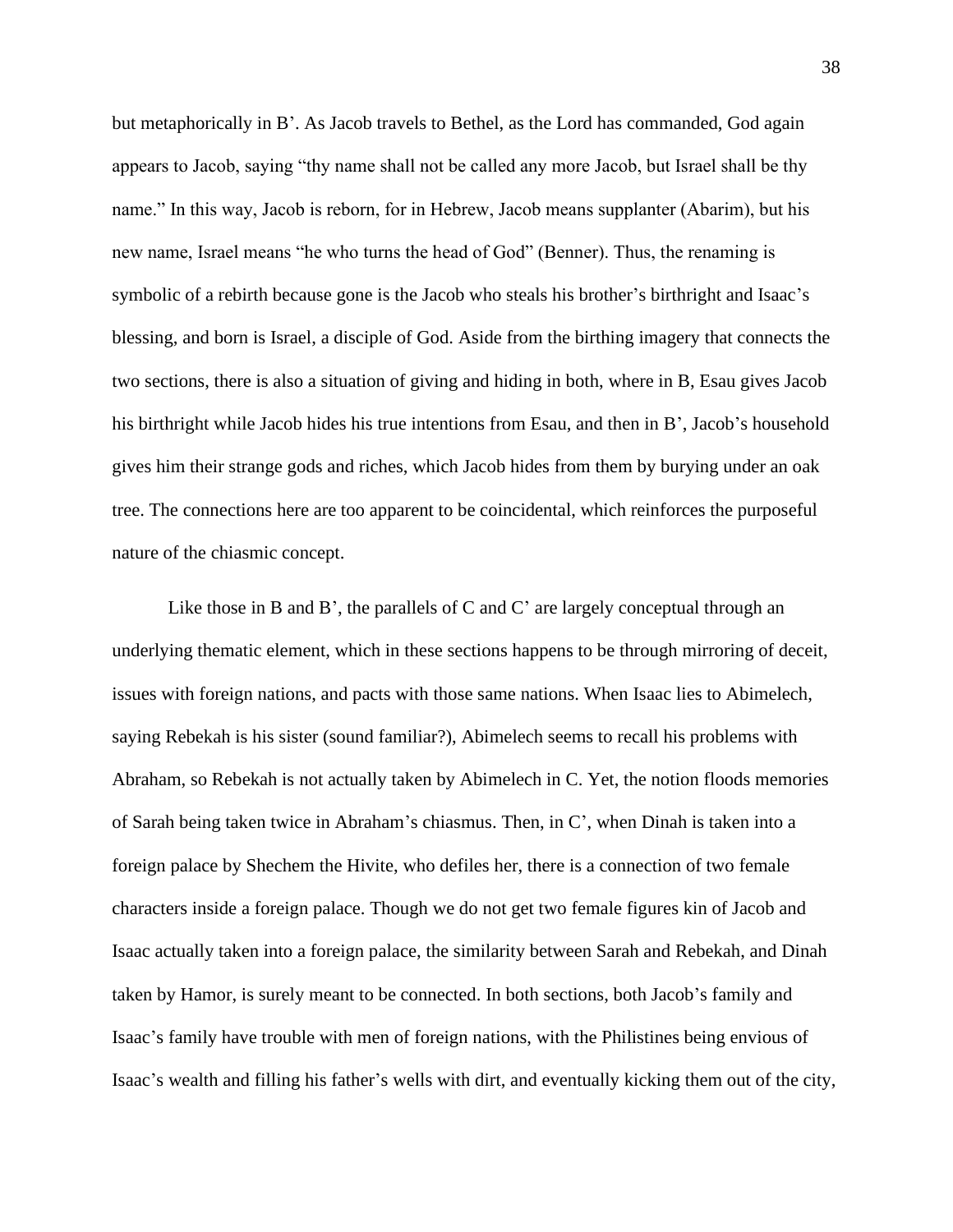but metaphorically in B’. As Jacob travels to Bethel, as the Lord has commanded, God again appears to Jacob, saying “thy name shall not be called any more Jacob, but Israel shall be thy name.” In this way, Jacob is reborn, for in Hebrew, Jacob means supplanter (Abarim), but his new name, Israel means “he who turns the head of God” (Benner). Thus, the renaming is symbolic of a rebirth because gone is the Jacob who steals his brother’s birthright and Isaac’s blessing, and born is Israel, a disciple of God. Aside from the birthing imagery that connects the two sections, there is also a situation of giving and hiding in both, where in B, Esau gives Jacob his birthright while Jacob hides his true intentions from Esau, and then in B’, Jacob’s household gives him their strange gods and riches, which Jacob hides from them by burying under an oak tree. The connections here are too apparent to be coincidental, which reinforces the purposeful nature of the chiasmic concept.

Like those in B and B’, the parallels of C and C’ are largely conceptual through an underlying thematic element, which in these sections happens to be through mirroring of deceit, issues with foreign nations, and pacts with those same nations. When Isaac lies to Abimelech, saying Rebekah is his sister (sound familiar?), Abimelech seems to recall his problems with Abraham, so Rebekah is not actually taken by Abimelech in C. Yet, the notion floods memories of Sarah being taken twice in Abraham’s chiasmus. Then, in C’, when Dinah is taken into a foreign palace by Shechem the Hivite, who defiles her, there is a connection of two female characters inside a foreign palace. Though we do not get two female figures kin of Jacob and Isaac actually taken into a foreign palace, the similarity between Sarah and Rebekah, and Dinah taken by Hamor, is surely meant to be connected. In both sections, both Jacob’s family and Isaac’s family have trouble with men of foreign nations, with the Philistines being envious of Isaac’s wealth and filling his father’s wells with dirt, and eventually kicking them out of the city,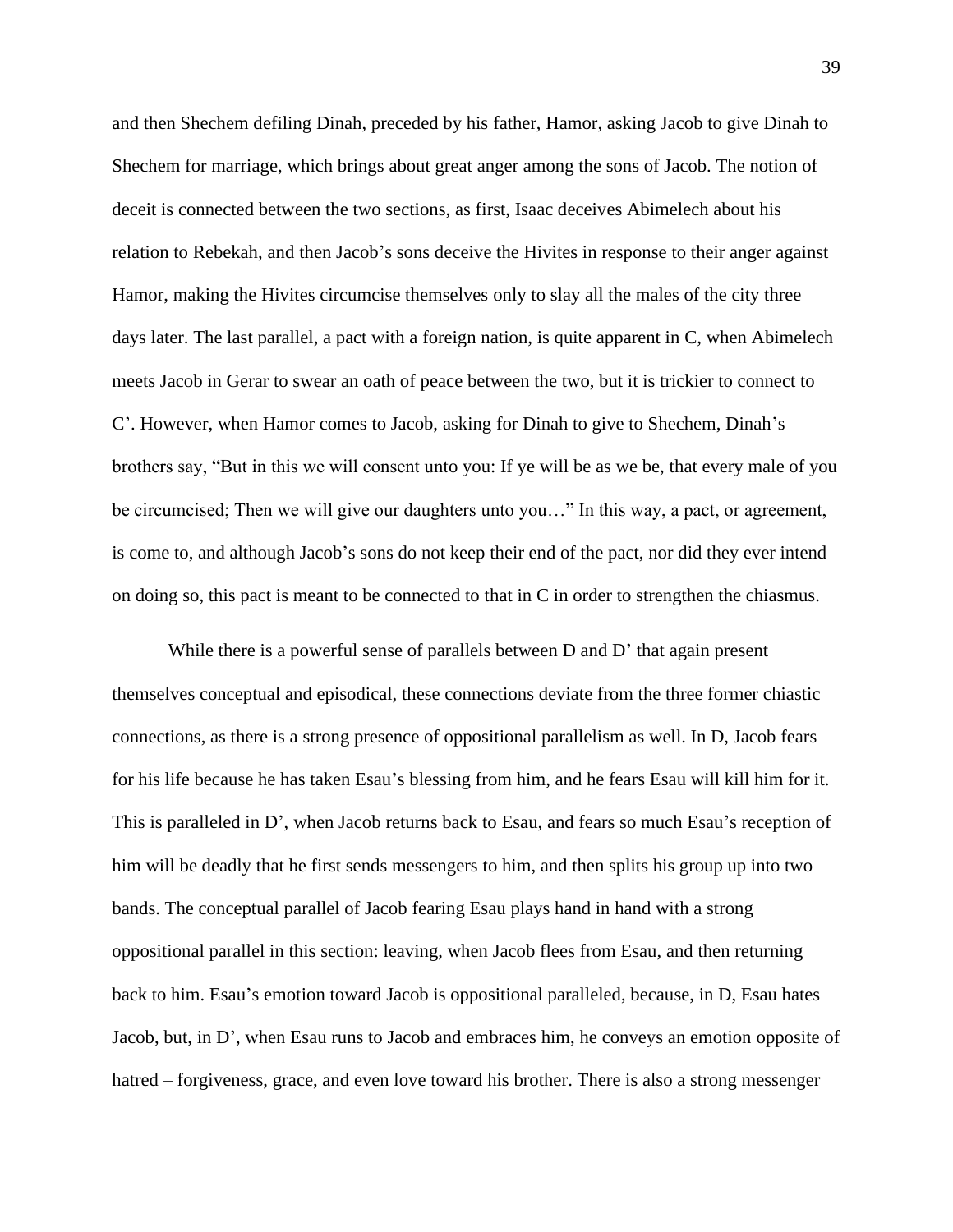and then Shechem defiling Dinah, preceded by his father, Hamor, asking Jacob to give Dinah to Shechem for marriage, which brings about great anger among the sons of Jacob. The notion of deceit is connected between the two sections, as first, Isaac deceives Abimelech about his relation to Rebekah, and then Jacob's sons deceive the Hivites in response to their anger against Hamor, making the Hivites circumcise themselves only to slay all the males of the city three days later. The last parallel, a pact with a foreign nation, is quite apparent in C, when Abimelech meets Jacob in Gerar to swear an oath of peace between the two, but it is trickier to connect to C'. However, when Hamor comes to Jacob, asking for Dinah to give to Shechem, Dinah's brothers say, "But in this we will consent unto you: If ye will be as we be, that every male of you be circumcised; Then we will give our daughters unto you…" In this way, a pact, or agreement, is come to, and although Jacob's sons do not keep their end of the pact, nor did they ever intend on doing so, this pact is meant to be connected to that in C in order to strengthen the chiasmus.

While there is a powerful sense of parallels between D and D' that again present themselves conceptual and episodical, these connections deviate from the three former chiastic connections, as there is a strong presence of oppositional parallelism as well. In D, Jacob fears for his life because he has taken Esau's blessing from him, and he fears Esau will kill him for it. This is paralleled in D', when Jacob returns back to Esau, and fears so much Esau's reception of him will be deadly that he first sends messengers to him, and then splits his group up into two bands. The conceptual parallel of Jacob fearing Esau plays hand in hand with a strong oppositional parallel in this section: leaving, when Jacob flees from Esau, and then returning back to him. Esau's emotion toward Jacob is oppositional paralleled, because, in D, Esau hates Jacob, but, in D', when Esau runs to Jacob and embraces him, he conveys an emotion opposite of hatred – forgiveness, grace, and even love toward his brother. There is also a strong messenger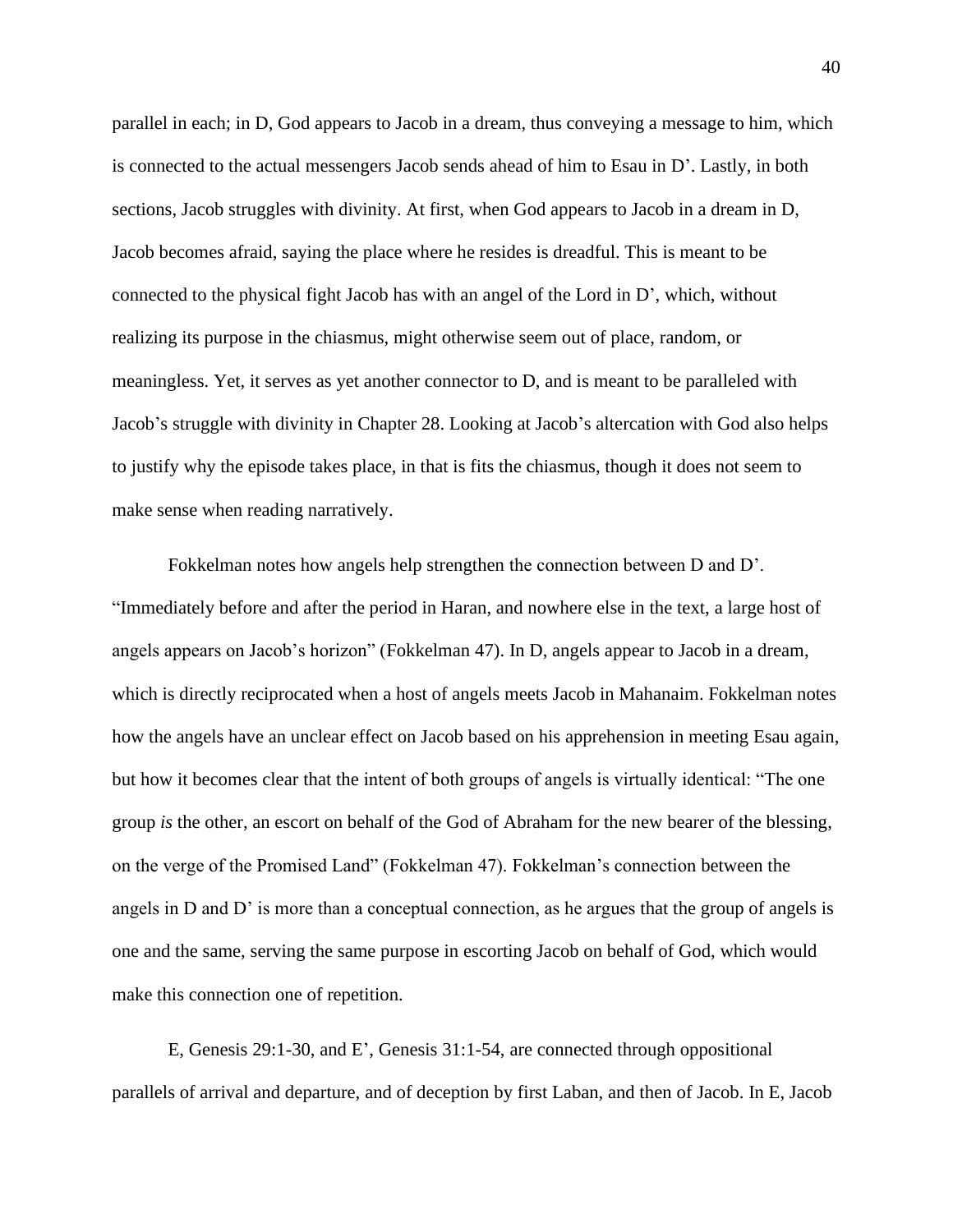parallel in each; in D, God appears to Jacob in a dream, thus conveying a message to him, which is connected to the actual messengers Jacob sends ahead of him to Esau in D'. Lastly, in both sections, Jacob struggles with divinity. At first, when God appears to Jacob in a dream in D, Jacob becomes afraid, saying the place where he resides is dreadful. This is meant to be connected to the physical fight Jacob has with an angel of the Lord in D', which, without realizing its purpose in the chiasmus, might otherwise seem out of place, random, or meaningless. Yet, it serves as yet another connector to D, and is meant to be paralleled with Jacob's struggle with divinity in Chapter 28. Looking at Jacob's altercation with God also helps to justify why the episode takes place, in that is fits the chiasmus, though it does not seem to make sense when reading narratively.

Fokkelman notes how angels help strengthen the connection between D and D'. "Immediately before and after the period in Haran, and nowhere else in the text, a large host of angels appears on Jacob's horizon" (Fokkelman 47). In D, angels appear to Jacob in a dream, which is directly reciprocated when a host of angels meets Jacob in Mahanaim. Fokkelman notes how the angels have an unclear effect on Jacob based on his apprehension in meeting Esau again, but how it becomes clear that the intent of both groups of angels is virtually identical: "The one group *is* the other, an escort on behalf of the God of Abraham for the new bearer of the blessing, on the verge of the Promised Land" (Fokkelman 47). Fokkelman's connection between the angels in D and D' is more than a conceptual connection, as he argues that the group of angels is one and the same, serving the same purpose in escorting Jacob on behalf of God, which would make this connection one of repetition.

E, Genesis 29:1-30, and E', Genesis 31:1-54, are connected through oppositional parallels of arrival and departure, and of deception by first Laban, and then of Jacob. In E, Jacob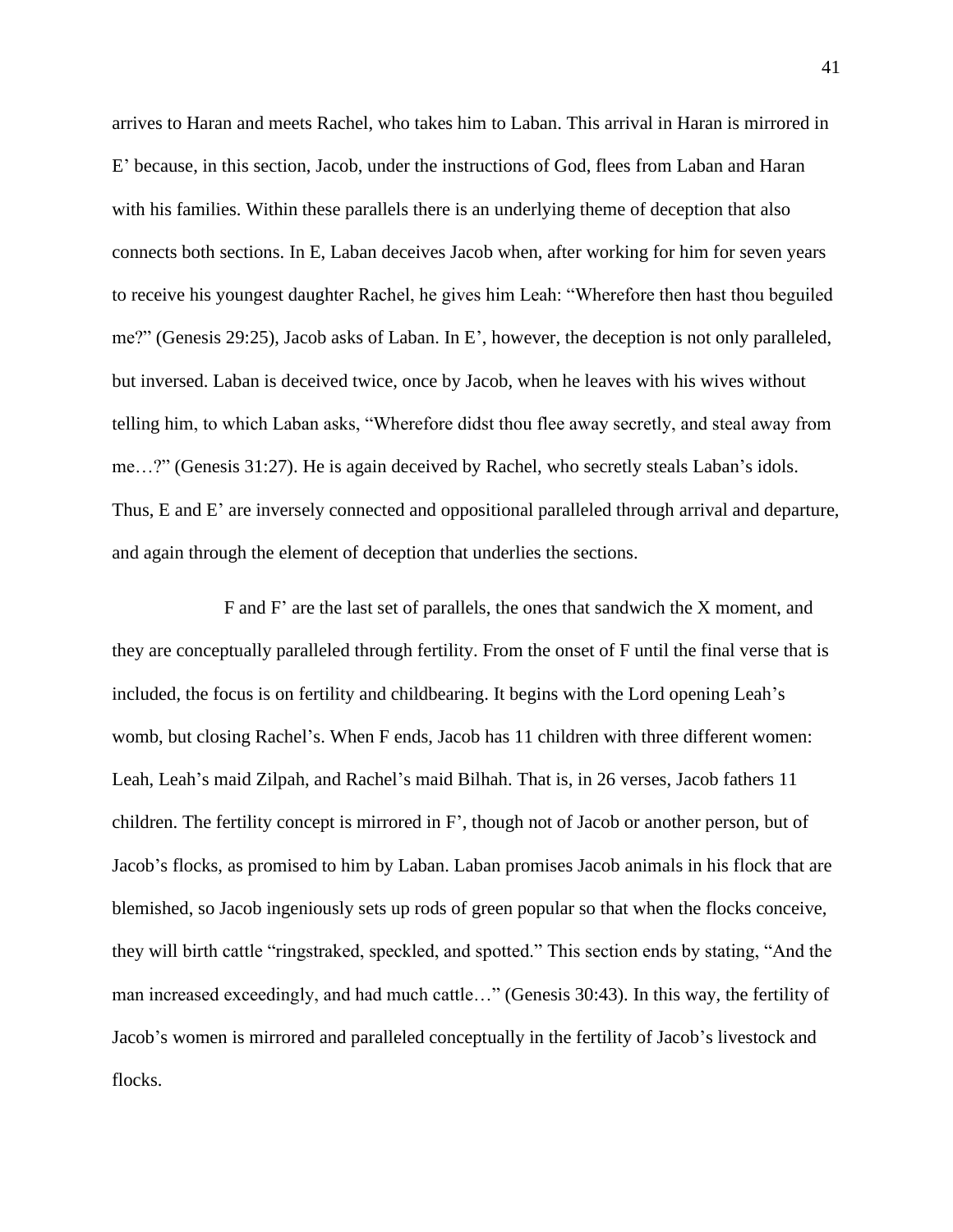arrives to Haran and meets Rachel, who takes him to Laban. This arrival in Haran is mirrored in E' because, in this section, Jacob, under the instructions of God, flees from Laban and Haran with his families. Within these parallels there is an underlying theme of deception that also connects both sections. In E, Laban deceives Jacob when, after working for him for seven years to receive his youngest daughter Rachel, he gives him Leah: "Wherefore then hast thou beguiled me?" (Genesis 29:25), Jacob asks of Laban. In E', however, the deception is not only paralleled, but inversed. Laban is deceived twice, once by Jacob, when he leaves with his wives without telling him, to which Laban asks, "Wherefore didst thou flee away secretly, and steal away from me…?" (Genesis 31:27). He is again deceived by Rachel, who secretly steals Laban's idols. Thus, E and E' are inversely connected and oppositional paralleled through arrival and departure, and again through the element of deception that underlies the sections.

F and F' are the last set of parallels, the ones that sandwich the X moment, and they are conceptually paralleled through fertility. From the onset of F until the final verse that is included, the focus is on fertility and childbearing. It begins with the Lord opening Leah's womb, but closing Rachel's. When F ends, Jacob has 11 children with three different women: Leah, Leah's maid Zilpah, and Rachel's maid Bilhah. That is, in 26 verses, Jacob fathers 11 children. The fertility concept is mirrored in F', though not of Jacob or another person, but of Jacob's flocks, as promised to him by Laban. Laban promises Jacob animals in his flock that are blemished, so Jacob ingeniously sets up rods of green popular so that when the flocks conceive, they will birth cattle "ringstraked, speckled, and spotted." This section ends by stating, "And the man increased exceedingly, and had much cattle…" (Genesis 30:43). In this way, the fertility of Jacob's women is mirrored and paralleled conceptually in the fertility of Jacob's livestock and flocks.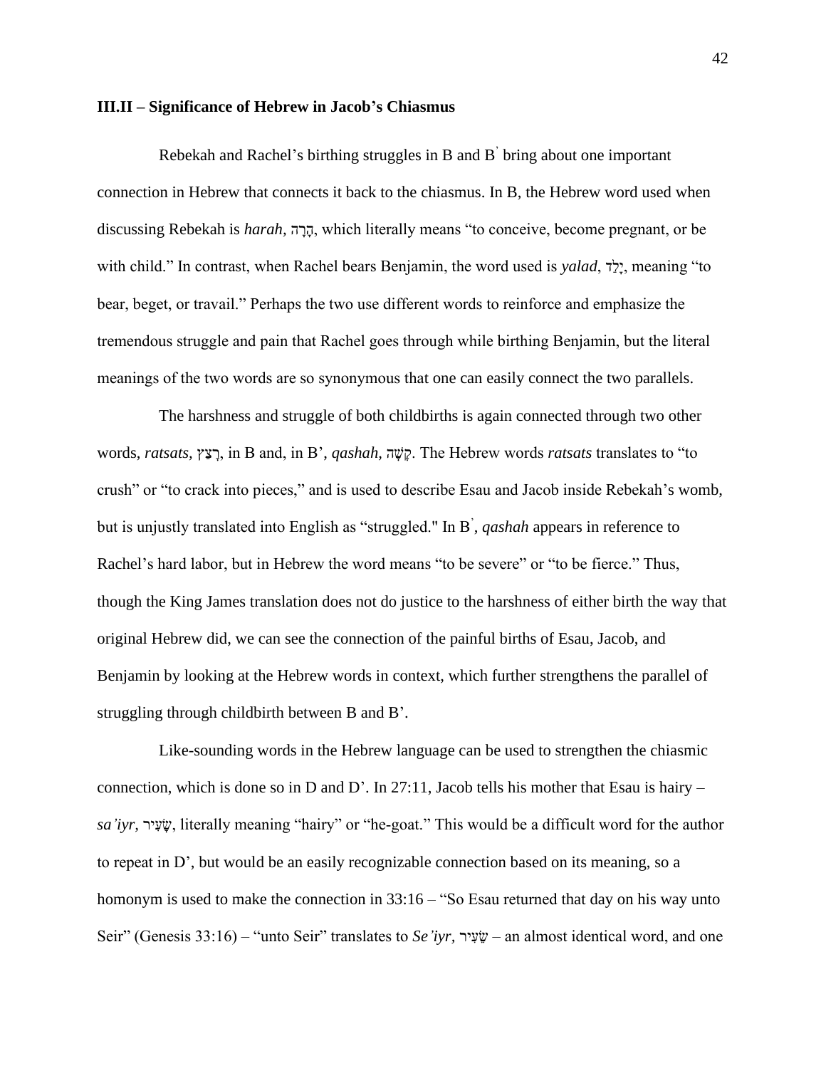### III.II – Significance of Hebrew in Jacob's Chiasmus

Rebekah and Rachel's birthing struggles in B and B' bring about one important connection in Hebrew that connects it back to the chiasmus. In B, the Hebrew word used when discussing Rebekah is *harah*, הָרָה, which literally means "to conceive, become pregnant, or be with child." In contrast, when Rachel bears Benjamin, the word used is *yalad*, יָלַד, meaning "to bear, beget, or travail." Perhaps the two use different words to reinforce and emphasize the tremendous struggle and pain that Rachel goes through while birthing Benjamin, but the literal meanings of the two words are so synonymous that one can easily connect the two parallels.

The harshness and struggle of both childbirths is again connected through two other words, *ratsats*, רָצַץ, in B and, in B', *qashah*, קָשָׁה. The Hebrew words *ratsats* translates to "to crush" or "to crack into pieces," and is used to describe Esau and Jacob inside Rebekah's womb, but is unjustly translated into English as "struggled." In B', *qashah* appears in reference to Rachel's hard labor, but in Hebrew the word means "to be severe" or "to be fierce." Thus, though the King James translation does not do justice to the harshness of either birth the way that original Hebrew did, we can see the connection of the painful births of Esau, Jacob, and Benjamin by looking at the Hebrew words in context, which further strengthens the parallel of struggling through childbirth between B and B'.

Like-sounding words in the Hebrew language can be used to strengthen the chiasmic connection, which is done so in D and D'. In 27:11, Jacob tells his mother that Esau is hairy – *sa'iyr*, שָׂעִיר, literally meaning "hairy" or "he-goat." This would be a difficult word for the author to repeat in D', but would be an easily recognizable connection based on its meaning, so a homonym is used to make the connection in 33:16 – "So Esau returned that day on his way unto Seir" (Genesis 33:16) – "unto Seir" translates to *Se'iyr*, שֵׂעִיר – an almost identical word, and one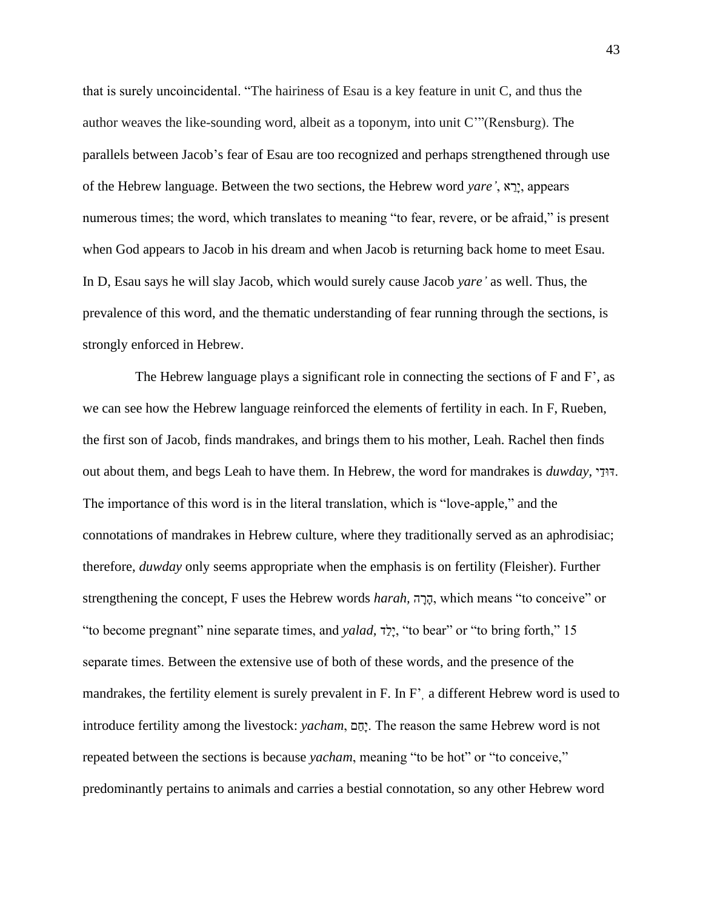that is surely uncoincidental. "The hairiness of Esau is a key feature in unit C, and thus the author weaves the like-sounding word, albeit as a toponym, into unit C'"(Rensburg). The parallels between Jacob's fear of Esau are too recognized and perhaps strengthened through use of the Hebrew language. Between the two sections, the Hebrew word *yare'*, יָרֵא, appears numerous times; the word, which translates to meaning "to fear, revere, or be afraid," is present when God appears to Jacob in his dream and when Jacob is returning back home to meet Esau. In D, Esau says he will slay Jacob, which would surely cause Jacob *yare'* as well. Thus, the prevalence of this word, and the thematic understanding of fear running through the sections, is strongly enforced in Hebrew.

The Hebrew language plays a significant role in connecting the sections of F and F', as we can see how the Hebrew language reinforced the elements of fertility in each. In F, Rueben, the first son of Jacob, finds mandrakes, and brings them to his mother, Leah. Rachel then finds out about them, and begs Leah to have them. In Hebrew, the word for mandrakes is *duwday*, דּוּדַי. The importance of this word is in the literal translation, which is "love-apple," and the connotations of mandrakes in Hebrew culture, where they traditionally served as an aphrodisiac; therefore, *duwday* only seems appropriate when the emphasis is on fertility (Fleisher). Further strengthening the concept, F uses the Hebrew words *harah*, הָרָה, which means "to conceive" or "to become pregnant" nine separate times, and *yalad*, יָלַד, "to bear" or "to bring forth," 15 separate times. Between the extensive use of both of these words, and the presence of the mandrakes, the fertility element is surely prevalent in F. In F', a different Hebrew word is used to introduce fertility among the livestock: *yacham*, יָחַם. The reason the same Hebrew word is not repeated between the sections is because *yacham*, meaning "to be hot" or "to conceive," predominantly pertains to animals and carries a bestial connotation, so any other Hebrew word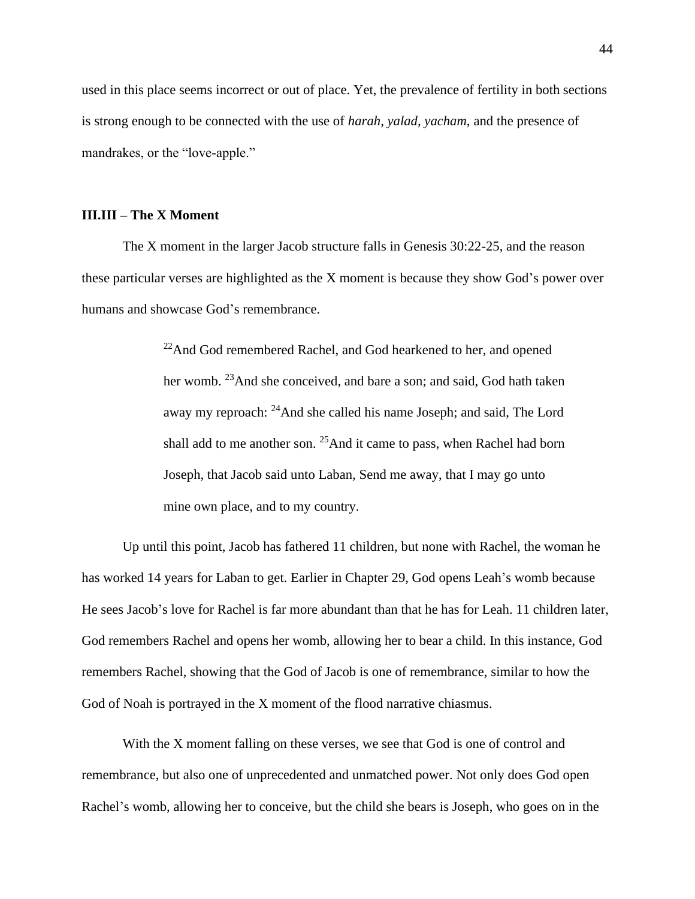used in this place seems incorrect or out of place. Yet, the prevalence of fertility in both sections is strong enough to be connected with the use of *harah*, *yalad*, *yacham*, and the presence of mandrakes, or the "love-apple."

### III.III – The X Moment

The X moment in the larger Jacob structure falls in Genesis 30:22-25, and the reason these particular verses are highlighted as the X moment is because they show God's power over humans and showcase God's remembrance.

> [22]And God remembered Rachel, and God hearkened to her, and opened her womb. [23]And she conceived, and bare a son; and said, God hath taken away my reproach: [24]And she called his name Joseph; and said, The Lord shall add to me another son. [25]And it came to pass, when Rachel had born Joseph, that Jacob said unto Laban, Send me away, that I may go unto mine own place, and to my country.

Up until this point, Jacob has fathered 11 children, but none with Rachel, the woman he has worked 14 years for Laban to get. Earlier in Chapter 29, God opens Leah's womb because He sees Jacob's love for Rachel is far more abundant than that he has for Leah. 11 children later, God remembers Rachel and opens her womb, allowing her to bear a child. In this instance, God remembers Rachel, showing that the God of Jacob is one of remembrance, similar to how the God of Noah is portrayed in the X moment of the flood narrative chiasmus.

With the X moment falling on these verses, we see that God is one of control and remembrance, but also one of unprecedented and unmatched power. Not only does God open Rachel's womb, allowing her to conceive, but the child she bears is Joseph, who goes on in the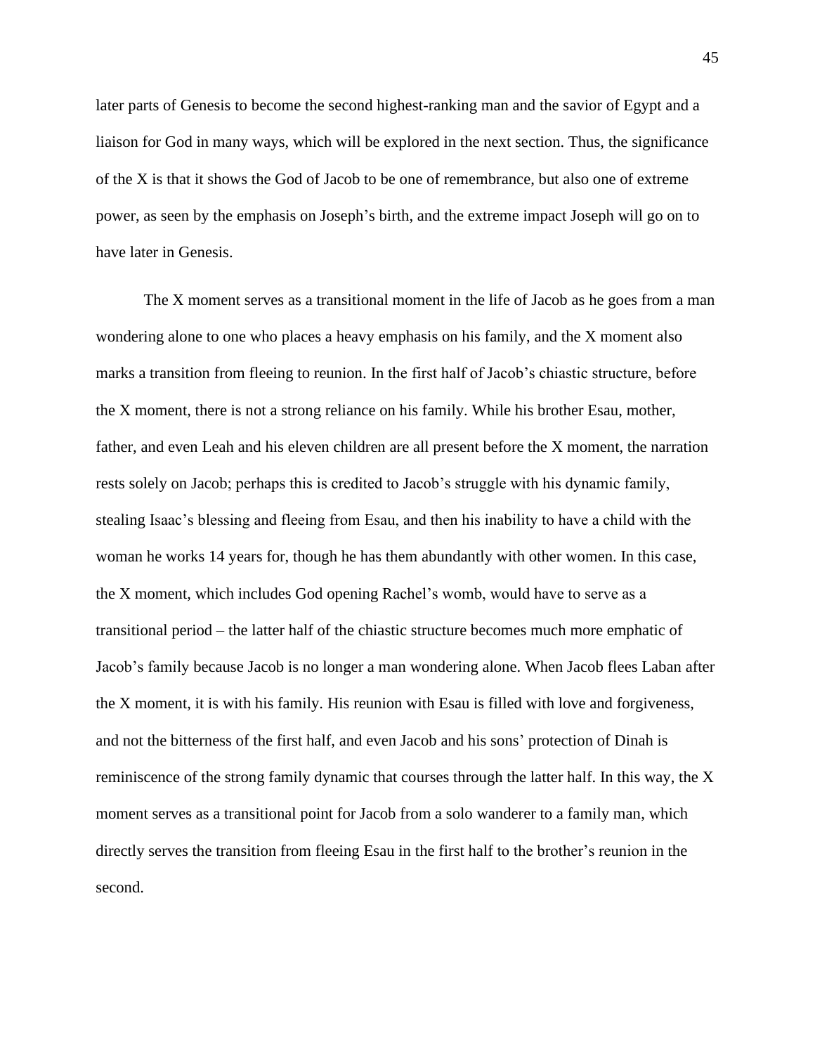later parts of Genesis to become the second highest-ranking man and the savior of Egypt and a liaison for God in many ways, which will be explored in the next section. Thus, the significance of the X is that it shows the God of Jacob to be one of remembrance, but also one of extreme power, as seen by the emphasis on Joseph's birth, and the extreme impact Joseph will go on to have later in Genesis.

The X moment serves as a transitional moment in the life of Jacob as he goes from a man wondering alone to one who places a heavy emphasis on his family, and the X moment also marks a transition from fleeing to reunion. In the first half of Jacob's chiastic structure, before the X moment, there is not a strong reliance on his family. While his brother Esau, mother, father, and even Leah and his eleven children are all present before the X moment, the narration rests solely on Jacob; perhaps this is credited to Jacob's struggle with his dynamic family, stealing Isaac's blessing and fleeing from Esau, and then his inability to have a child with the woman he works 14 years for, though he has them abundantly with other women. In this case, the X moment, which includes God opening Rachel's womb, would have to serve as a transitional period – the latter half of the chiastic structure becomes much more emphatic of Jacob's family because Jacob is no longer a man wondering alone. When Jacob flees Laban after the X moment, it is with his family. His reunion with Esau is filled with love and forgiveness, and not the bitterness of the first half, and even Jacob and his sons' protection of Dinah is reminiscence of the strong family dynamic that courses through the latter half. In this way, the X moment serves as a transitional point for Jacob from a solo wanderer to a family man, which directly serves the transition from fleeing Esau in the first half to the brother's reunion in the second.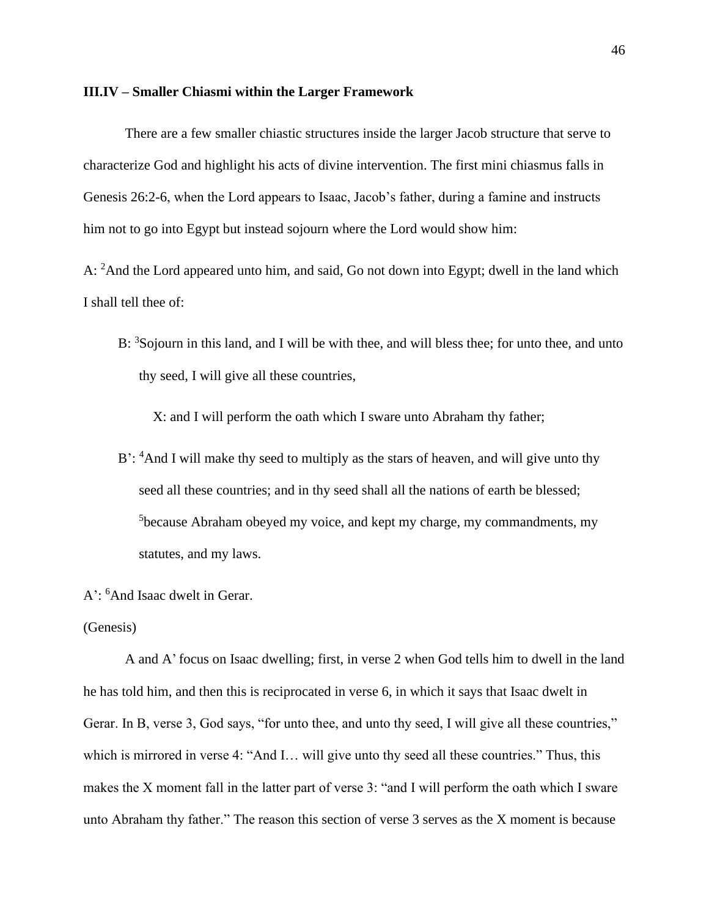**III.IV – Smaller Chiasmi within the Larger Framework**

There are a few smaller chiastic structures inside the larger Jacob structure that serve to characterize God and highlight his acts of divine intervention. The first mini chiasmus falls in Genesis 26:2-6, when the Lord appears to Isaac, Jacob's father, during a famine and instructs him not to go into Egypt but instead sojourn where the Lord would show him:

A: [2]And the Lord appeared unto him, and said, Go not down into Egypt; dwell in the land which I shall tell thee of:

> B: [3]Sojourn in this land, and I will be with thee, and will bless thee; for unto thee, and unto thy seed, I will give all these countries,
>
> > X: and I will perform the oath which I sware unto Abraham thy father;
>
> B': [4]And I will make thy seed to multiply as the stars of heaven, and will give unto thy seed all these countries; and in thy seed shall all the nations of earth be blessed; [5]because Abraham obeyed my voice, and kept my charge, my commandments, my statutes, and my laws.

A': [6]And Isaac dwelt in Gerar.

(Genesis)

A and A' focus on Isaac dwelling; first, in verse 2 when God tells him to dwell in the land he has told him, and then this is reciprocated in verse 6, in which it says that Isaac dwelt in Gerar. In B, verse 3, God says, "for unto thee, and unto thy seed, I will give all these countries," which is mirrored in verse 4: "And I… will give unto thy seed all these countries." Thus, this makes the X moment fall in the latter part of verse 3: "and I will perform the oath which I sware unto Abraham thy father." The reason this section of verse 3 serves as the X moment is because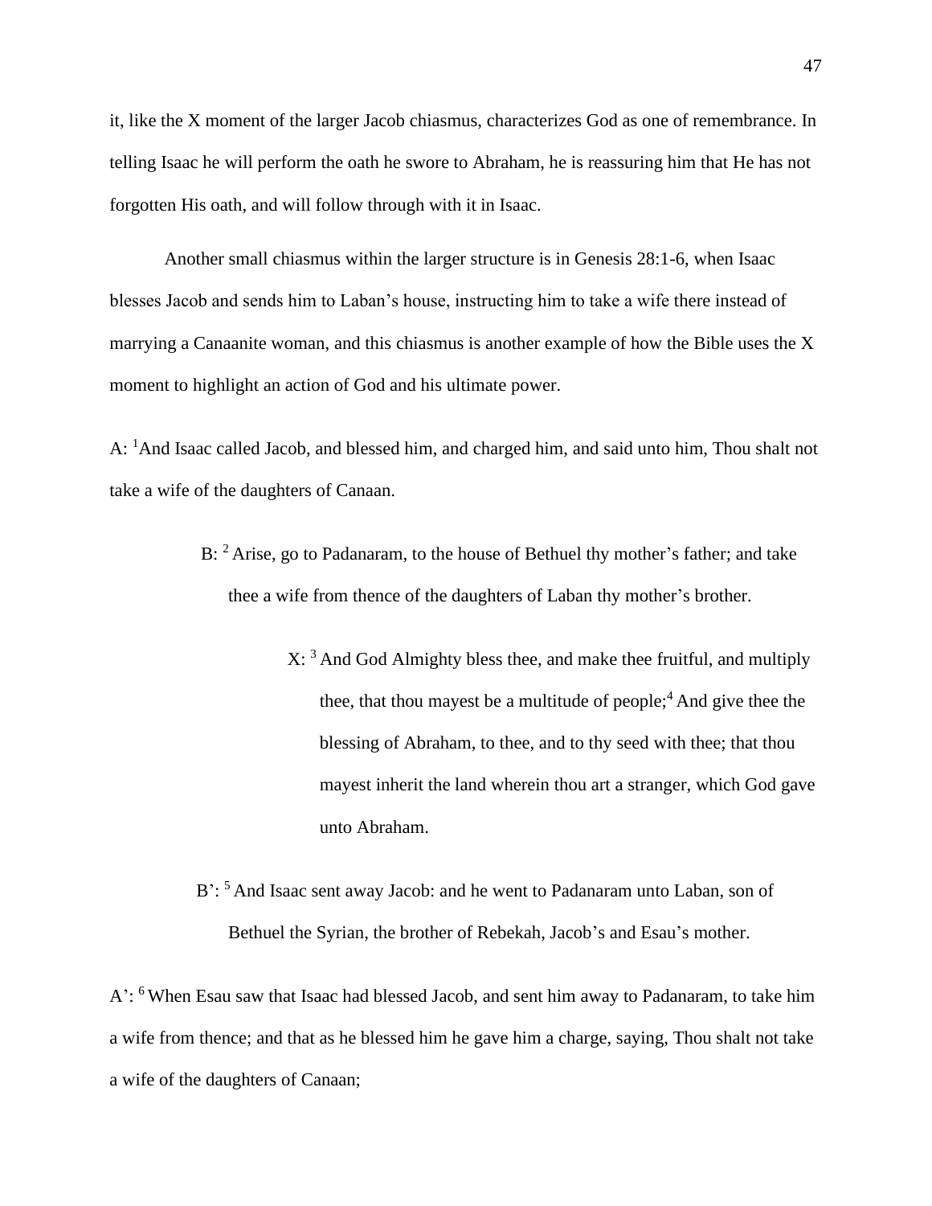it, like the X moment of the larger Jacob chiasmus, characterizes God as one of remembrance. In telling Isaac he will perform the oath he swore to Abraham, he is reassuring him that He has not forgotten His oath, and will follow through with it in Isaac.

Another small chiasmus within the larger structure is in Genesis 28:1-6, when Isaac blesses Jacob and sends him to Laban's house, instructing him to take a wife there instead of marrying a Canaanite woman, and this chiasmus is another example of how the Bible uses the X moment to highlight an action of God and his ultimate power.

A: [1]And Isaac called Jacob, and blessed him, and charged him, and said unto him, Thou shalt not take a wife of the daughters of Canaan.

> B: [2] Arise, go to Padanaram, to the house of Bethuel thy mother's father; and take thee a wife from thence of the daughters of Laban thy mother's brother.
>
> > X: [3] And God Almighty bless thee, and make thee fruitful, and multiply thee, that thou mayest be a multitude of people;[4] And give thee the blessing of Abraham, to thee, and to thy seed with thee; that thou mayest inherit the land wherein thou art a stranger, which God gave unto Abraham.
>
> B': [5] And Isaac sent away Jacob: and he went to Padanaram unto Laban, son of Bethuel the Syrian, the brother of Rebekah, Jacob's and Esau's mother.

A': [6] When Esau saw that Isaac had blessed Jacob, and sent him away to Padanaram, to take him a wife from thence; and that as he blessed him he gave him a charge, saying, Thou shalt not take a wife of the daughters of Canaan;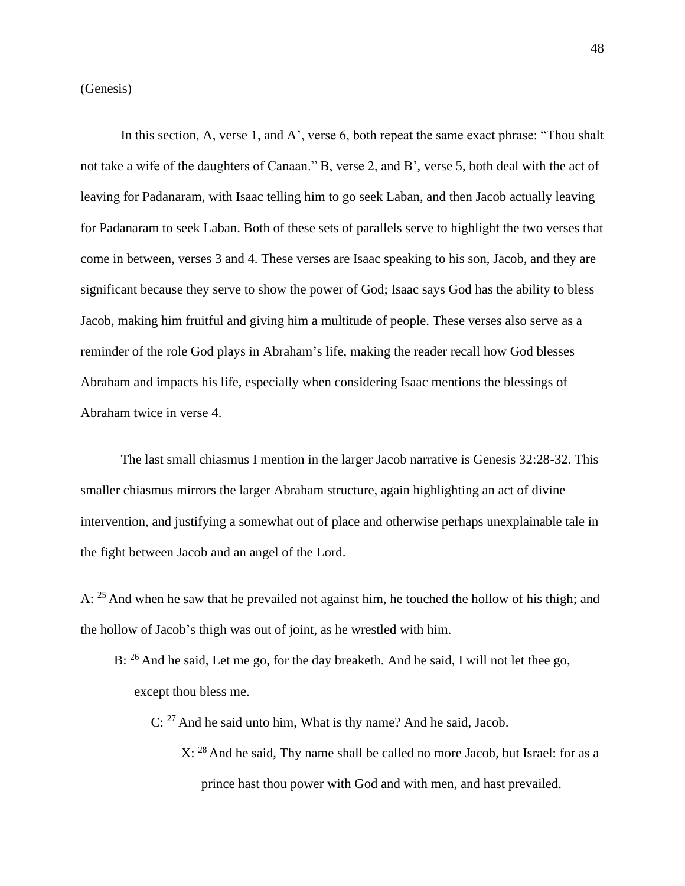(Genesis)

In this section, A, verse 1, and A', verse 6, both repeat the same exact phrase: "Thou shalt not take a wife of the daughters of Canaan." B, verse 2, and B', verse 5, both deal with the act of leaving for Padanaram, with Isaac telling him to go seek Laban, and then Jacob actually leaving for Padanaram to seek Laban. Both of these sets of parallels serve to highlight the two verses that come in between, verses 3 and 4. These verses are Isaac speaking to his son, Jacob, and they are significant because they serve to show the power of God; Isaac says God has the ability to bless Jacob, making him fruitful and giving him a multitude of people. These verses also serve as a reminder of the role God plays in Abraham's life, making the reader recall how God blesses Abraham and impacts his life, especially when considering Isaac mentions the blessings of Abraham twice in verse 4.

The last small chiasmus I mention in the larger Jacob narrative is Genesis 32:28-32. This smaller chiasmus mirrors the larger Abraham structure, again highlighting an act of divine intervention, and justifying a somewhat out of place and otherwise perhaps unexplainable tale in the fight between Jacob and an angel of the Lord.

A: 25 And when he saw that he prevailed not against him, he touched the hollow of his thigh; and the hollow of Jacob's thigh was out of joint, as he wrestled with him.

> B: 26 And he said, Let me go, for the day breaketh. And he said, I will not let thee go, except thou bless me.
>
> > C: 27 And he said unto him, What is thy name? And he said, Jacob.
> >
> > > X: 28 And he said, Thy name shall be called no more Jacob, but Israel: for as a prince hast thou power with God and with men, and hast prevailed.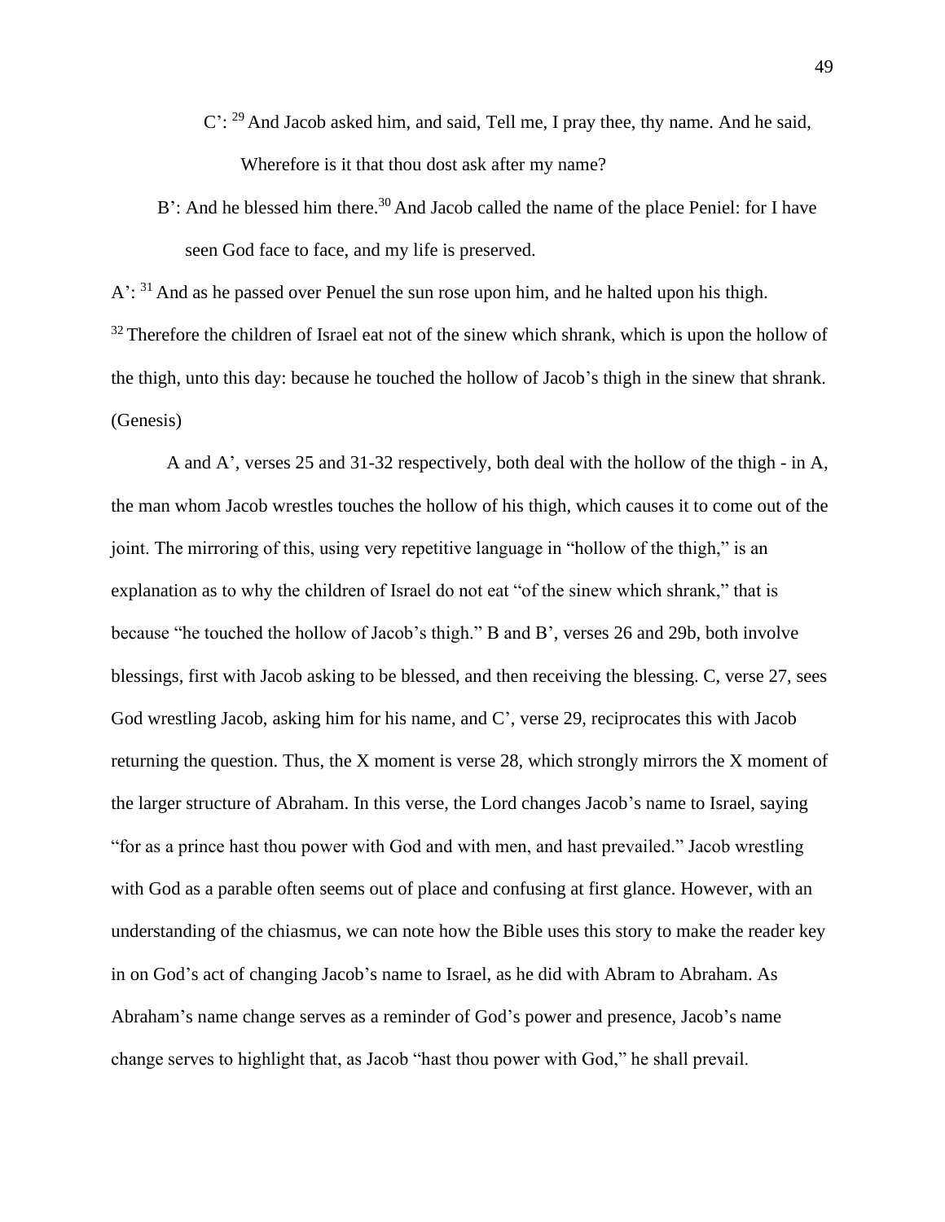C': [29] And Jacob asked him, and said, Tell me, I pray thee, thy name. And he said, Wherefore is it that thou dost ask after my name?

B': And he blessed him there.[30] And Jacob called the name of the place Peniel: for I have seen God face to face, and my life is preserved.

A': [31] And as he passed over Penuel the sun rose upon him, and he halted upon his thigh. [32] Therefore the children of Israel eat not of the sinew which shrank, which is upon the hollow of the thigh, unto this day: because he touched the hollow of Jacob's thigh in the sinew that shrank. (Genesis)

A and A', verses 25 and 31-32 respectively, both deal with the hollow of the thigh - in A, the man whom Jacob wrestles touches the hollow of his thigh, which causes it to come out of the joint. The mirroring of this, using very repetitive language in "hollow of the thigh," is an explanation as to why the children of Israel do not eat "of the sinew which shrank," that is because "he touched the hollow of Jacob's thigh." B and B', verses 26 and 29b, both involve blessings, first with Jacob asking to be blessed, and then receiving the blessing. C, verse 27, sees God wrestling Jacob, asking him for his name, and C', verse 29, reciprocates this with Jacob returning the question. Thus, the X moment is verse 28, which strongly mirrors the X moment of the larger structure of Abraham. In this verse, the Lord changes Jacob's name to Israel, saying "for as a prince hast thou power with God and with men, and hast prevailed." Jacob wrestling with God as a parable often seems out of place and confusing at first glance. However, with an understanding of the chiasmus, we can note how the Bible uses this story to make the reader key in on God's act of changing Jacob's name to Israel, as he did with Abram to Abraham. As Abraham's name change serves as a reminder of God's power and presence, Jacob's name change serves to highlight that, as Jacob "hast thou power with God," he shall prevail.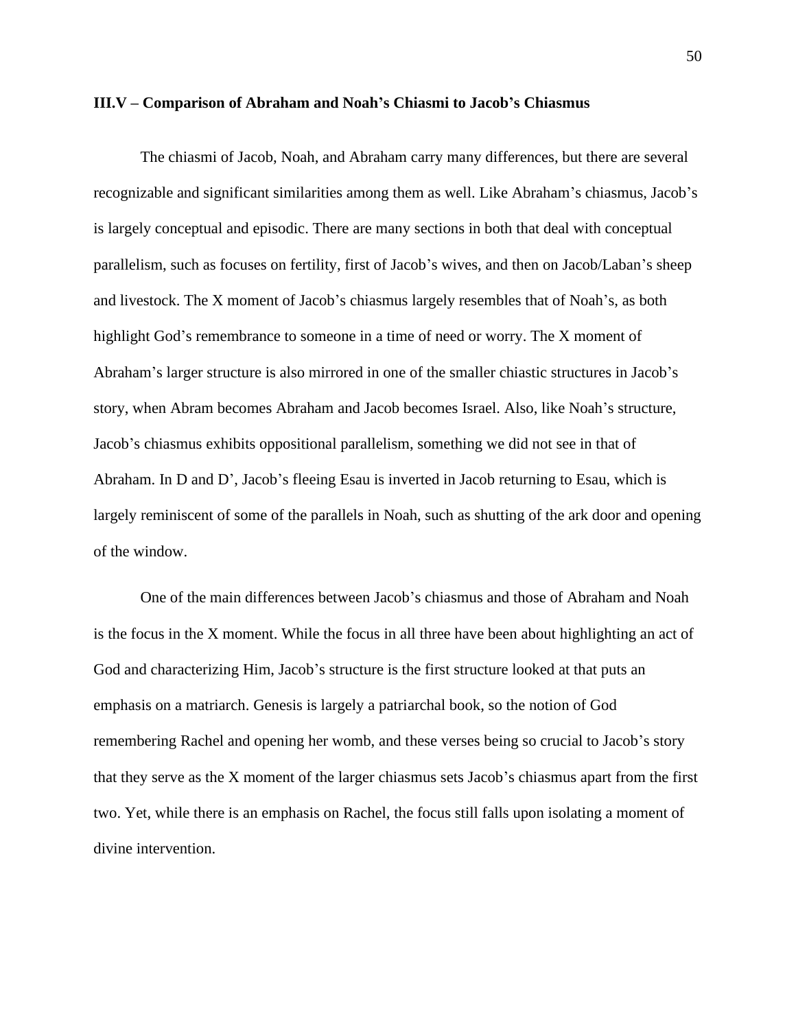### III.V – Comparison of Abraham and Noah's Chiasmi to Jacob's Chiasmus

The chiasmi of Jacob, Noah, and Abraham carry many differences, but there are several recognizable and significant similarities among them as well. Like Abraham's chiasmus, Jacob's is largely conceptual and episodic. There are many sections in both that deal with conceptual parallelism, such as focuses on fertility, first of Jacob's wives, and then on Jacob/Laban's sheep and livestock. The X moment of Jacob's chiasmus largely resembles that of Noah's, as both highlight God's remembrance to someone in a time of need or worry. The X moment of Abraham's larger structure is also mirrored in one of the smaller chiastic structures in Jacob's story, when Abram becomes Abraham and Jacob becomes Israel. Also, like Noah's structure, Jacob's chiasmus exhibits oppositional parallelism, something we did not see in that of Abraham. In D and D', Jacob's fleeing Esau is inverted in Jacob returning to Esau, which is largely reminiscent of some of the parallels in Noah, such as shutting of the ark door and opening of the window.

One of the main differences between Jacob's chiasmus and those of Abraham and Noah is the focus in the X moment. While the focus in all three have been about highlighting an act of God and characterizing Him, Jacob's structure is the first structure looked at that puts an emphasis on a matriarch. Genesis is largely a patriarchal book, so the notion of God remembering Rachel and opening her womb, and these verses being so crucial to Jacob's story that they serve as the X moment of the larger chiasmus sets Jacob's chiasmus apart from the first two. Yet, while there is an emphasis on Rachel, the focus still falls upon isolating a moment of divine intervention.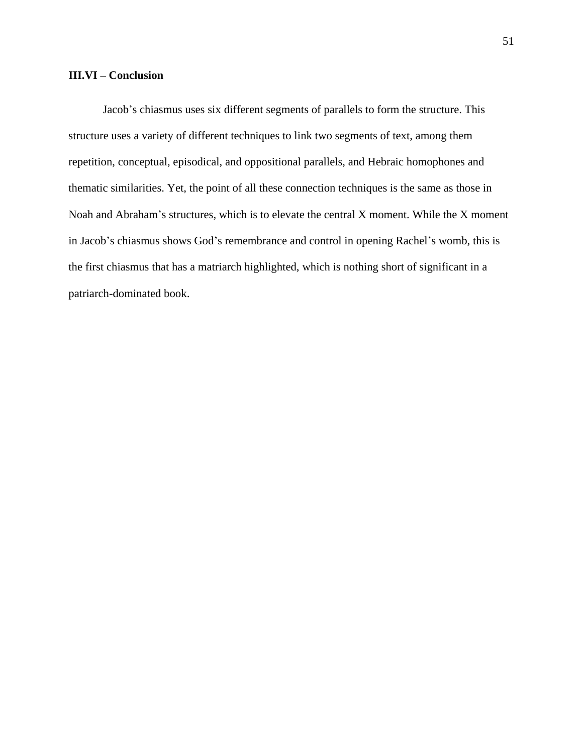### III.VI – Conclusion

Jacob's chiasmus uses six different segments of parallels to form the structure. This structure uses a variety of different techniques to link two segments of text, among them repetition, conceptual, episodical, and oppositional parallels, and Hebraic homophones and thematic similarities. Yet, the point of all these connection techniques is the same as those in Noah and Abraham's structures, which is to elevate the central X moment. While the X moment in Jacob's chiasmus shows God's remembrance and control in opening Rachel's womb, this is the first chiasmus that has a matriarch highlighted, which is nothing short of significant in a patriarch-dominated book.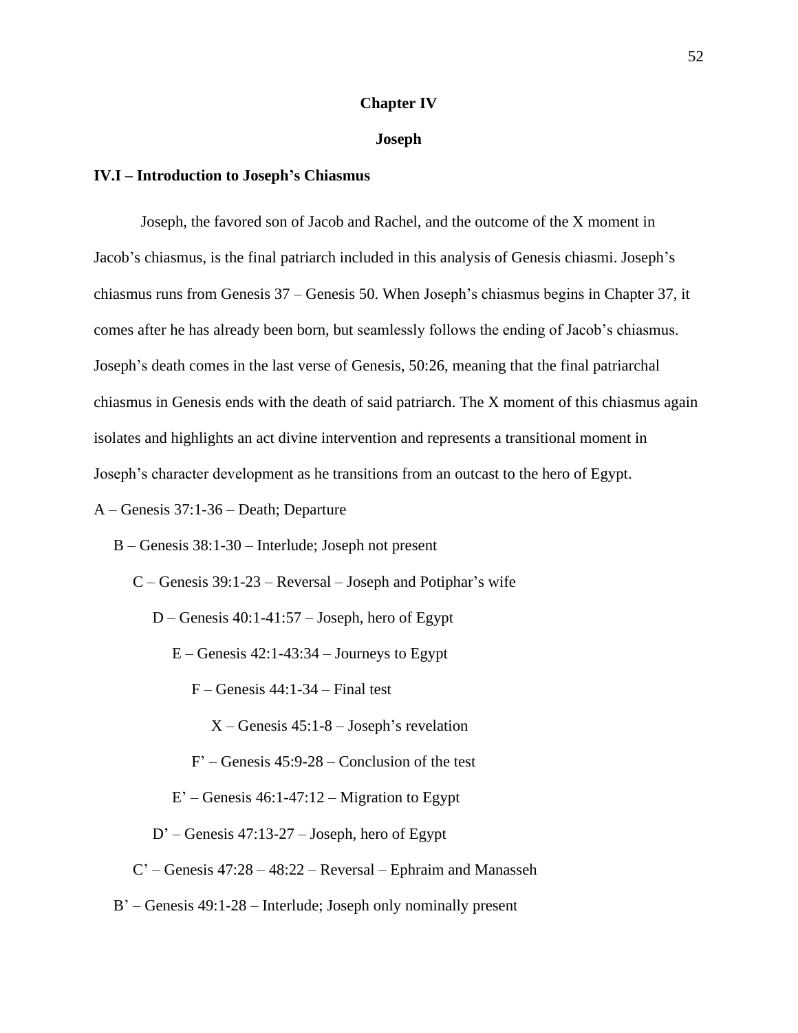## Chapter IV

## Joseph

### IV.I – Introduction to Joseph's Chiasmus

Joseph, the favored son of Jacob and Rachel, and the outcome of the X moment in Jacob's chiasmus, is the final patriarch included in this analysis of Genesis chiasmi. Joseph's chiasmus runs from Genesis 37 – Genesis 50. When Joseph's chiasmus begins in Chapter 37, it comes after he has already been born, but seamlessly follows the ending of Jacob's chiasmus. Joseph's death comes in the last verse of Genesis, 50:26, meaning that the final patriarchal chiasmus in Genesis ends with the death of said patriarch. The X moment of this chiasmus again isolates and highlights an act divine intervention and represents a transitional moment in Joseph's character development as he transitions from an outcast to the hero of Egypt.

A – Genesis 37:1-36 – Death; Departure

    B – Genesis 38:1-30 – Interlude; Joseph not present

        C – Genesis 39:1-23 – Reversal – Joseph and Potiphar's wife

            D – Genesis 40:1-41:57 – Joseph, hero of Egypt

                E – Genesis 42:1-43:34 – Journeys to Egypt

                    F – Genesis 44:1-34 – Final test

                        X – Genesis 45:1-8 – Joseph's revelation

                    F' – Genesis 45:9-28 – Conclusion of the test

                E' – Genesis 46:1-47:12 – Migration to Egypt

            D' – Genesis 47:13-27 – Joseph, hero of Egypt

        C' – Genesis 47:28 – 48:22 – Reversal – Ephraim and Manasseh

    B' – Genesis 49:1-28 – Interlude; Joseph only nominally present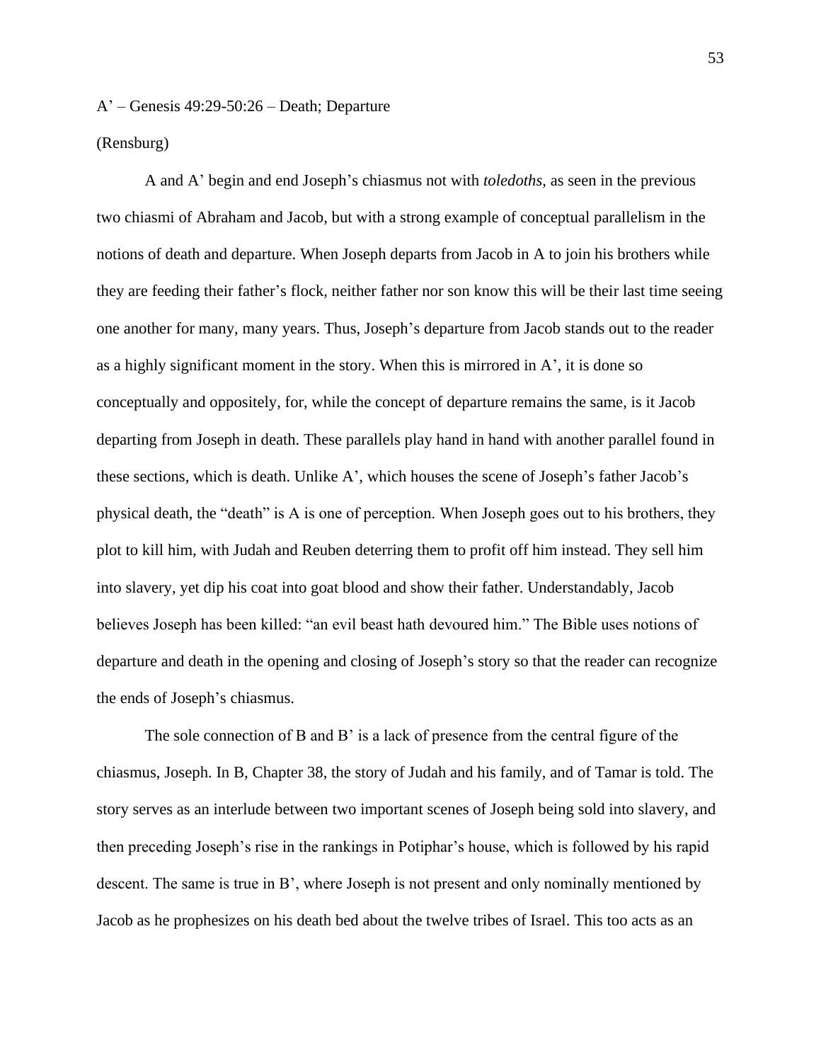A' – Genesis 49:29-50:26 – Death; Departure

(Rensburg)

A and A' begin and end Joseph's chiasmus not with *toledoths,* as seen in the previous two chiasmi of Abraham and Jacob, but with a strong example of conceptual parallelism in the notions of death and departure. When Joseph departs from Jacob in A to join his brothers while they are feeding their father's flock, neither father nor son know this will be their last time seeing one another for many, many years. Thus, Joseph's departure from Jacob stands out to the reader as a highly significant moment in the story. When this is mirrored in A', it is done so conceptually and oppositely, for, while the concept of departure remains the same, is it Jacob departing from Joseph in death. These parallels play hand in hand with another parallel found in these sections, which is death. Unlike A', which houses the scene of Joseph's father Jacob's physical death, the "death" is A is one of perception. When Joseph goes out to his brothers, they plot to kill him, with Judah and Reuben deterring them to profit off him instead. They sell him into slavery, yet dip his coat into goat blood and show their father. Understandably, Jacob believes Joseph has been killed: "an evil beast hath devoured him." The Bible uses notions of departure and death in the opening and closing of Joseph's story so that the reader can recognize the ends of Joseph's chiasmus.

The sole connection of B and B' is a lack of presence from the central figure of the chiasmus, Joseph. In B, Chapter 38, the story of Judah and his family, and of Tamar is told. The story serves as an interlude between two important scenes of Joseph being sold into slavery, and then preceding Joseph's rise in the rankings in Potiphar's house, which is followed by his rapid descent. The same is true in B', where Joseph is not present and only nominally mentioned by Jacob as he prophesizes on his death bed about the twelve tribes of Israel. This too acts as an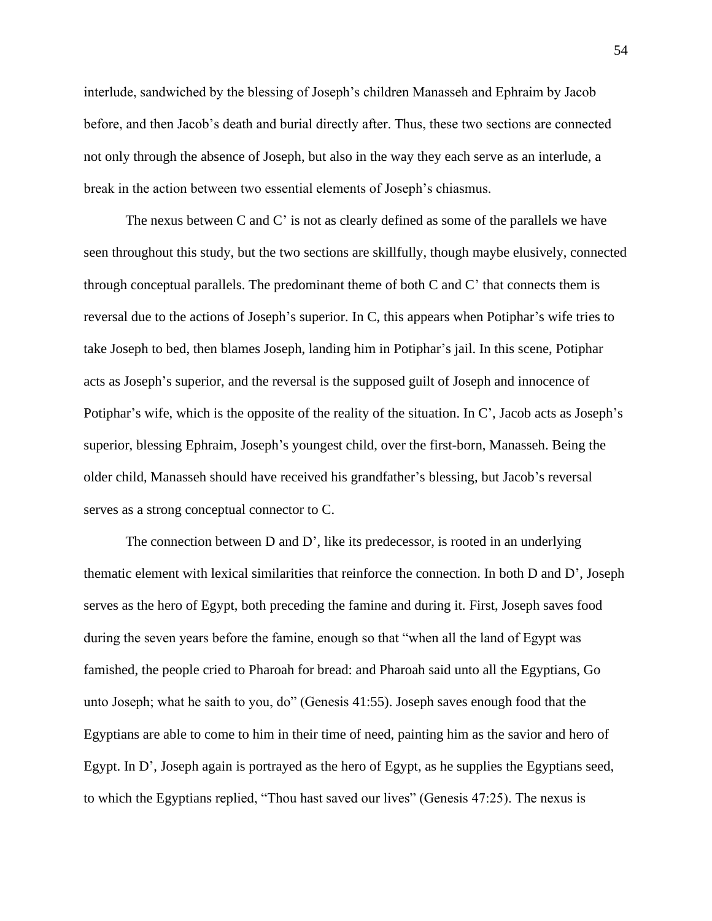interlude, sandwiched by the blessing of Joseph's children Manasseh and Ephraim by Jacob before, and then Jacob's death and burial directly after. Thus, these two sections are connected not only through the absence of Joseph, but also in the way they each serve as an interlude, a break in the action between two essential elements of Joseph's chiasmus.

The nexus between C and C' is not as clearly defined as some of the parallels we have seen throughout this study, but the two sections are skillfully, though maybe elusively, connected through conceptual parallels. The predominant theme of both C and C' that connects them is reversal due to the actions of Joseph's superior. In C, this appears when Potiphar's wife tries to take Joseph to bed, then blames Joseph, landing him in Potiphar's jail. In this scene, Potiphar acts as Joseph's superior, and the reversal is the supposed guilt of Joseph and innocence of Potiphar's wife, which is the opposite of the reality of the situation. In C', Jacob acts as Joseph's superior, blessing Ephraim, Joseph's youngest child, over the first-born, Manasseh. Being the older child, Manasseh should have received his grandfather's blessing, but Jacob's reversal serves as a strong conceptual connector to C.

The connection between D and D', like its predecessor, is rooted in an underlying thematic element with lexical similarities that reinforce the connection. In both D and D', Joseph serves as the hero of Egypt, both preceding the famine and during it. First, Joseph saves food during the seven years before the famine, enough so that "when all the land of Egypt was famished, the people cried to Pharoah for bread: and Pharoah said unto all the Egyptians, Go unto Joseph; what he saith to you, do" (Genesis 41:55). Joseph saves enough food that the Egyptians are able to come to him in their time of need, painting him as the savior and hero of Egypt. In D', Joseph again is portrayed as the hero of Egypt, as he supplies the Egyptians seed, to which the Egyptians replied, "Thou hast saved our lives" (Genesis 47:25). The nexus is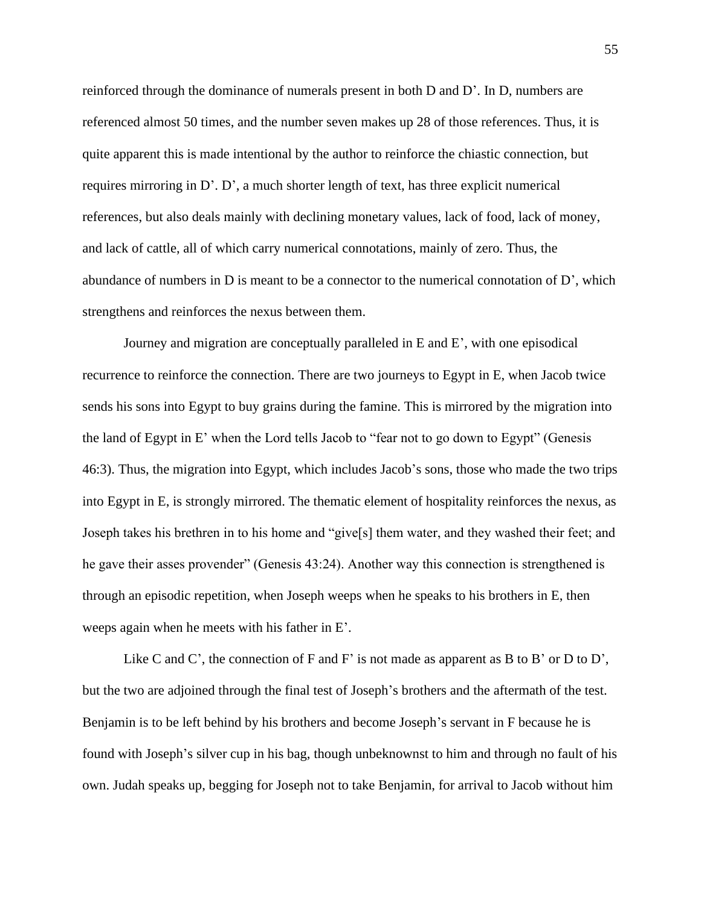reinforced through the dominance of numerals present in both D and D'. In D, numbers are referenced almost 50 times, and the number seven makes up 28 of those references. Thus, it is quite apparent this is made intentional by the author to reinforce the chiastic connection, but requires mirroring in D'. D', a much shorter length of text, has three explicit numerical references, but also deals mainly with declining monetary values, lack of food, lack of money, and lack of cattle, all of which carry numerical connotations, mainly of zero. Thus, the abundance of numbers in D is meant to be a connector to the numerical connotation of D', which strengthens and reinforces the nexus between them.

Journey and migration are conceptually paralleled in E and E', with one episodical recurrence to reinforce the connection. There are two journeys to Egypt in E, when Jacob twice sends his sons into Egypt to buy grains during the famine. This is mirrored by the migration into the land of Egypt in E' when the Lord tells Jacob to "fear not to go down to Egypt" (Genesis 46:3). Thus, the migration into Egypt, which includes Jacob's sons, those who made the two trips into Egypt in E, is strongly mirrored. The thematic element of hospitality reinforces the nexus, as Joseph takes his brethren in to his home and "give[s] them water, and they washed their feet; and he gave their asses provender" (Genesis 43:24). Another way this connection is strengthened is through an episodic repetition, when Joseph weeps when he speaks to his brothers in E, then weeps again when he meets with his father in E'.

Like C and C', the connection of F and F' is not made as apparent as B to B' or D to D', but the two are adjoined through the final test of Joseph's brothers and the aftermath of the test. Benjamin is to be left behind by his brothers and become Joseph's servant in F because he is found with Joseph's silver cup in his bag, though unbeknownst to him and through no fault of his own. Judah speaks up, begging for Joseph not to take Benjamin, for arrival to Jacob without him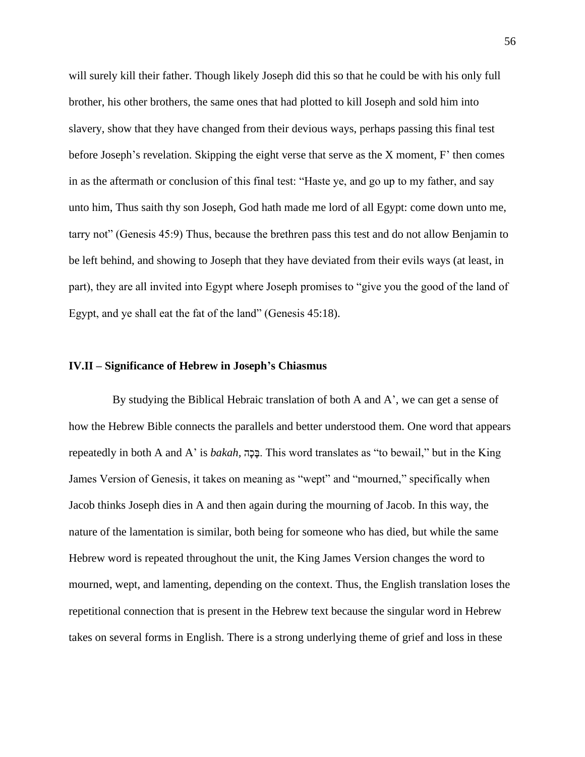will surely kill their father. Though likely Joseph did this so that he could be with his only full brother, his other brothers, the same ones that had plotted to kill Joseph and sold him into slavery, show that they have changed from their devious ways, perhaps passing this final test before Joseph's revelation. Skipping the eight verse that serve as the X moment, F' then comes in as the aftermath or conclusion of this final test: "Haste ye, and go up to my father, and say unto him, Thus saith thy son Joseph, God hath made me lord of all Egypt: come down unto me, tarry not" (Genesis 45:9) Thus, because the brethren pass this test and do not allow Benjamin to be left behind, and showing to Joseph that they have deviated from their evils ways (at least, in part), they are all invited into Egypt where Joseph promises to "give you the good of the land of Egypt, and ye shall eat the fat of the land" (Genesis 45:18).

### IV.II – Significance of Hebrew in Joseph's Chiasmus

By studying the Biblical Hebraic translation of both A and A', we can get a sense of how the Hebrew Bible connects the parallels and better understood them. One word that appears repeatedly in both A and A' is *bakah,* בָּכָה. This word translates as "to bewail," but in the King James Version of Genesis, it takes on meaning as "wept" and "mourned," specifically when Jacob thinks Joseph dies in A and then again during the mourning of Jacob. In this way, the nature of the lamentation is similar, both being for someone who has died, but while the same Hebrew word is repeated throughout the unit, the King James Version changes the word to mourned, wept, and lamenting, depending on the context. Thus, the English translation loses the repetitional connection that is present in the Hebrew text because the singular word in Hebrew takes on several forms in English. There is a strong underlying theme of grief and loss in these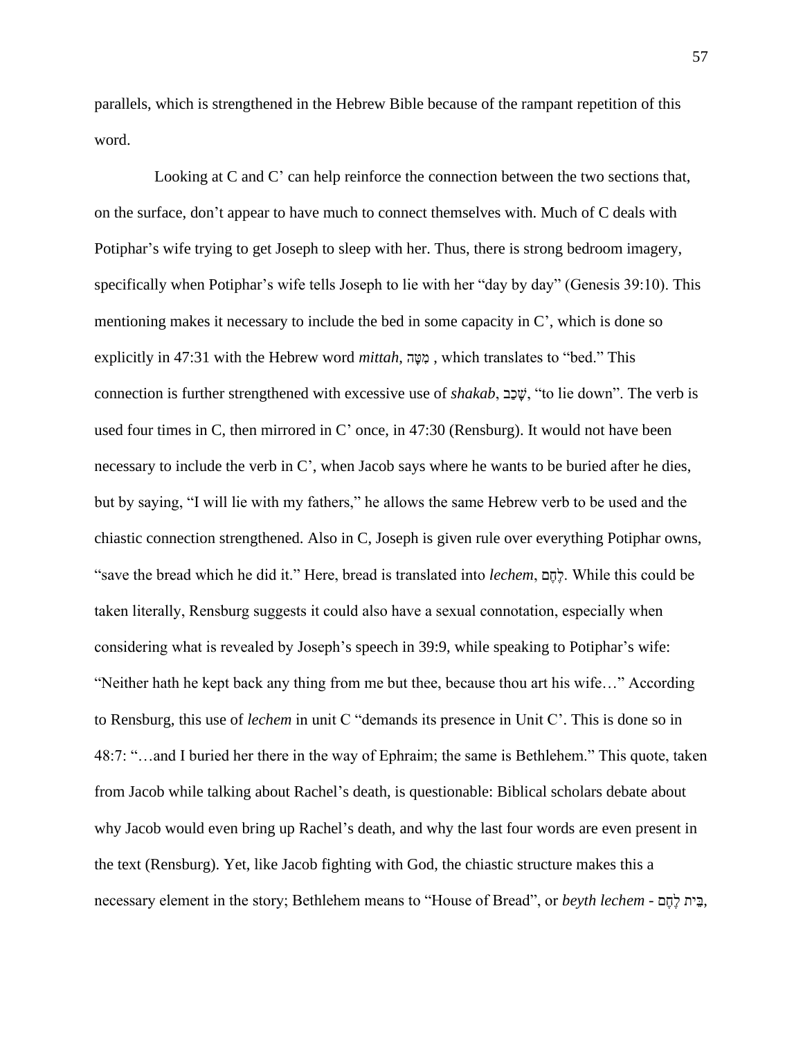parallels, which is strengthened in the Hebrew Bible because of the rampant repetition of this word.

Looking at C and C' can help reinforce the connection between the two sections that, on the surface, don't appear to have much to connect themselves with. Much of C deals with Potiphar's wife trying to get Joseph to sleep with her. Thus, there is strong bedroom imagery, specifically when Potiphar's wife tells Joseph to lie with her "day by day" (Genesis 39:10). This mentioning makes it necessary to include the bed in some capacity in C', which is done so explicitly in 47:31 with the Hebrew word *mittah*, מִטָּה , which translates to "bed." This connection is further strengthened with excessive use of *shakab*, שָׁכַב, "to lie down". The verb is used four times in C, then mirrored in C' once, in 47:30 (Rensburg). It would not have been necessary to include the verb in C', when Jacob says where he wants to be buried after he dies, but by saying, "I will lie with my fathers," he allows the same Hebrew verb to be used and the chiastic connection strengthened. Also in C, Joseph is given rule over everything Potiphar owns, "save the bread which he did it." Here, bread is translated into *lechem*, לֶחֶם. While this could be taken literally, Rensburg suggests it could also have a sexual connotation, especially when considering what is revealed by Joseph's speech in 39:9, while speaking to Potiphar's wife: "Neither hath he kept back any thing from me but thee, because thou art his wife…" According to Rensburg, this use of *lechem* in unit C "demands its presence in Unit C'. This is done so in 48:7: "…and I buried her there in the way of Ephraim; the same is Bethlehem." This quote, taken from Jacob while talking about Rachel's death, is questionable: Biblical scholars debate about why Jacob would even bring up Rachel's death, and why the last four words are even present in the text (Rensburg). Yet, like Jacob fighting with God, the chiastic structure makes this a necessary element in the story; Bethlehem means to "House of Bread", or *beyth lechem* - בֵּית לֶחֶם,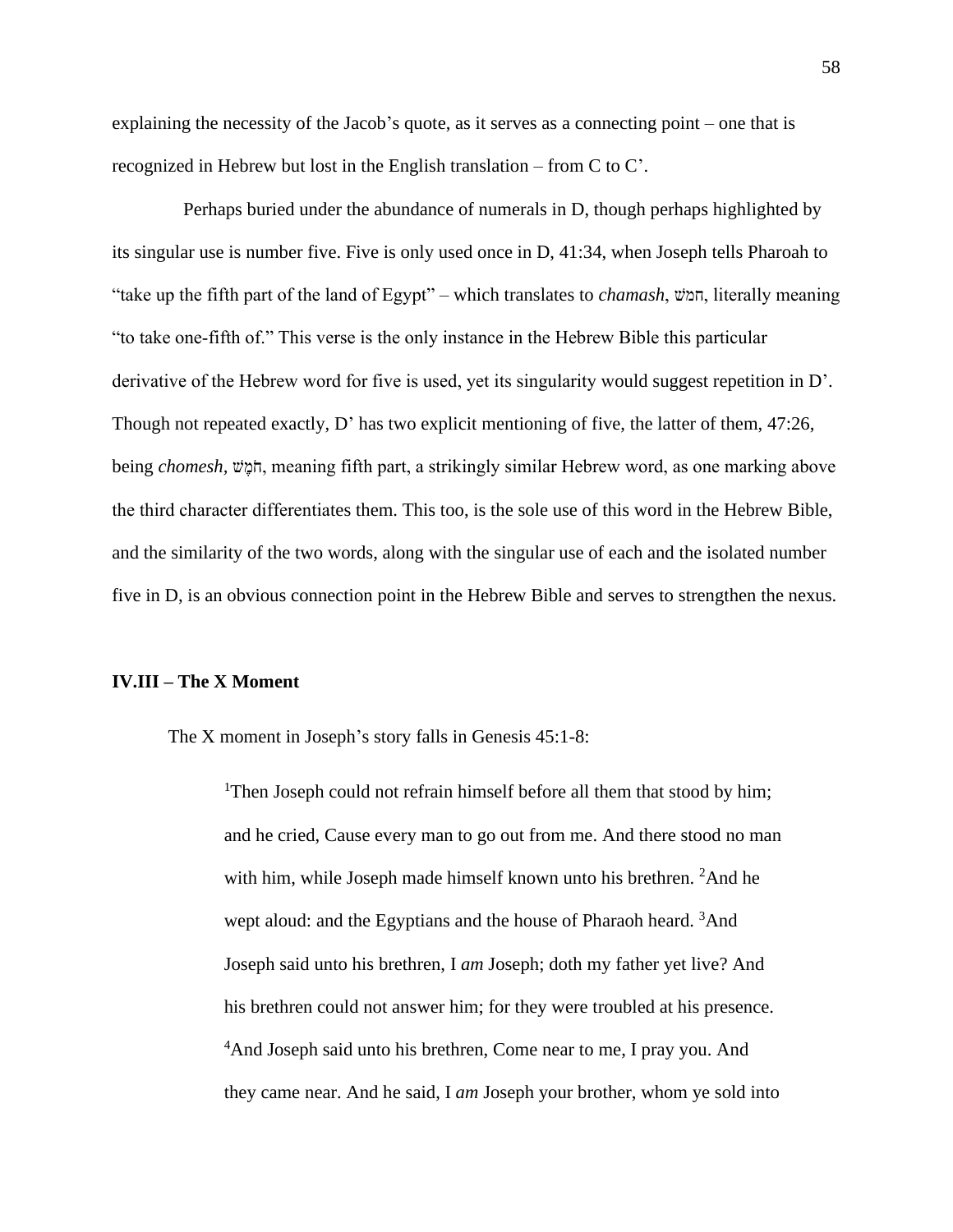explaining the necessity of the Jacob's quote, as it serves as a connecting point – one that is recognized in Hebrew but lost in the English translation – from C to C'.

Perhaps buried under the abundance of numerals in D, though perhaps highlighted by its singular use is number five. Five is only used once in D, 41:34, when Joseph tells Pharoah to "take up the fifth part of the land of Egypt" – which translates to *chamash*, חמשׁ, literally meaning "to take one-fifth of." This verse is the only instance in the Hebrew Bible this particular derivative of the Hebrew word for five is used, yet its singularity would suggest repetition in D'. Though not repeated exactly, D' has two explicit mentioning of five, the latter of them, 47:26, being *chomesh*, חֹמֶשׁ, meaning fifth part, a strikingly similar Hebrew word, as one marking above the third character differentiates them. This too, is the sole use of this word in the Hebrew Bible, and the similarity of the two words, along with the singular use of each and the isolated number five in D, is an obvious connection point in the Hebrew Bible and serves to strengthen the nexus.

### IV.III – The X Moment

The X moment in Joseph's story falls in Genesis 45:1-8:

> [1]Then Joseph could not refrain himself before all them that stood by him; and he cried, Cause every man to go out from me. And there stood no man with him, while Joseph made himself known unto his brethren. [2]And he wept aloud: and the Egyptians and the house of Pharaoh heard. [3]And Joseph said unto his brethren, I *am* Joseph; doth my father yet live? And his brethren could not answer him; for they were troubled at his presence. [4]And Joseph said unto his brethren, Come near to me, I pray you. And they came near. And he said, I *am* Joseph your brother, whom ye sold into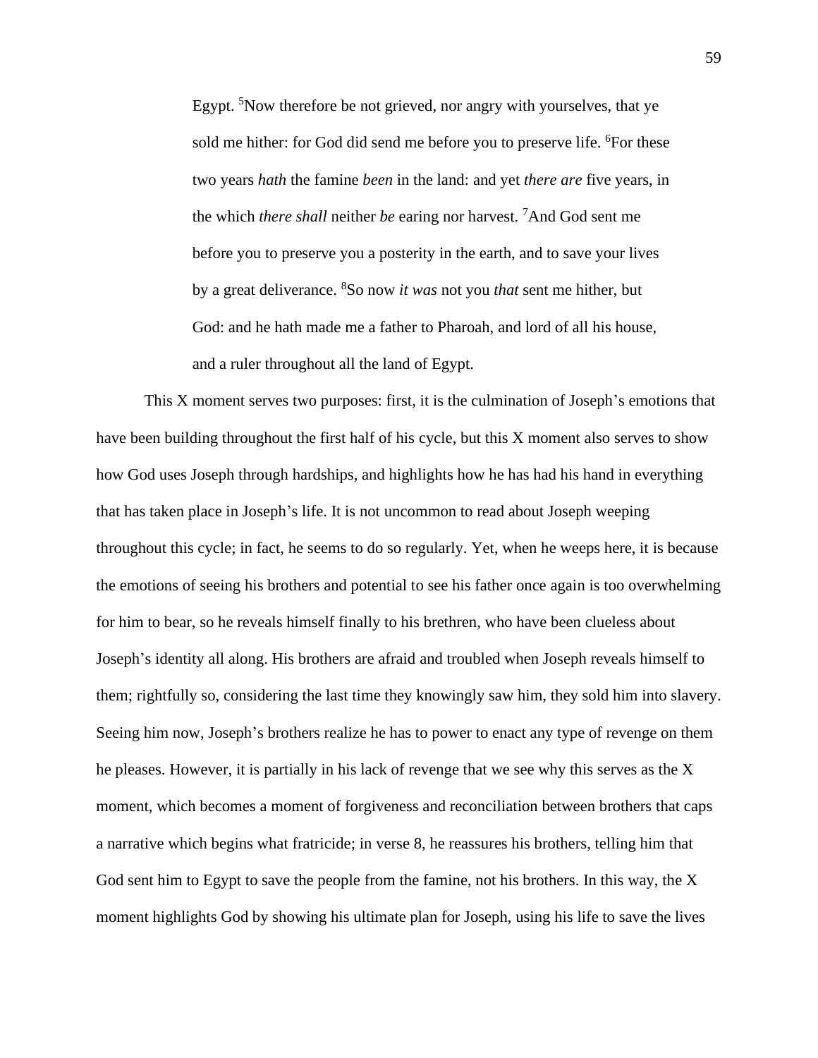> Egypt. [5]Now therefore be not grieved, nor angry with yourselves, that ye sold me hither: for God did send me before you to preserve life. [6]For these two years *hath* the famine *been* in the land: and yet *there are* five years, in the which *there shall* neither *be* earing nor harvest. [7]And God sent me before you to preserve you a posterity in the earth, and to save your lives by a great deliverance. [8]So now *it was* not you *that* sent me hither, but God: and he hath made me a father to Pharoah, and lord of all his house, and a ruler throughout all the land of Egypt.

This X moment serves two purposes: first, it is the culmination of Joseph's emotions that have been building throughout the first half of his cycle, but this X moment also serves to show how God uses Joseph through hardships, and highlights how he has had his hand in everything that has taken place in Joseph's life. It is not uncommon to read about Joseph weeping throughout this cycle; in fact, he seems to do so regularly. Yet, when he weeps here, it is because the emotions of seeing his brothers and potential to see his father once again is too overwhelming for him to bear, so he reveals himself finally to his brethren, who have been clueless about Joseph's identity all along. His brothers are afraid and troubled when Joseph reveals himself to them; rightfully so, considering the last time they knowingly saw him, they sold him into slavery. Seeing him now, Joseph's brothers realize he has to power to enact any type of revenge on them he pleases. However, it is partially in his lack of revenge that we see why this serves as the X moment, which becomes a moment of forgiveness and reconciliation between brothers that caps a narrative which begins what fratricide; in verse 8, he reassures his brothers, telling him that God sent him to Egypt to save the people from the famine, not his brothers. In this way, the X moment highlights God by showing his ultimate plan for Joseph, using his life to save the lives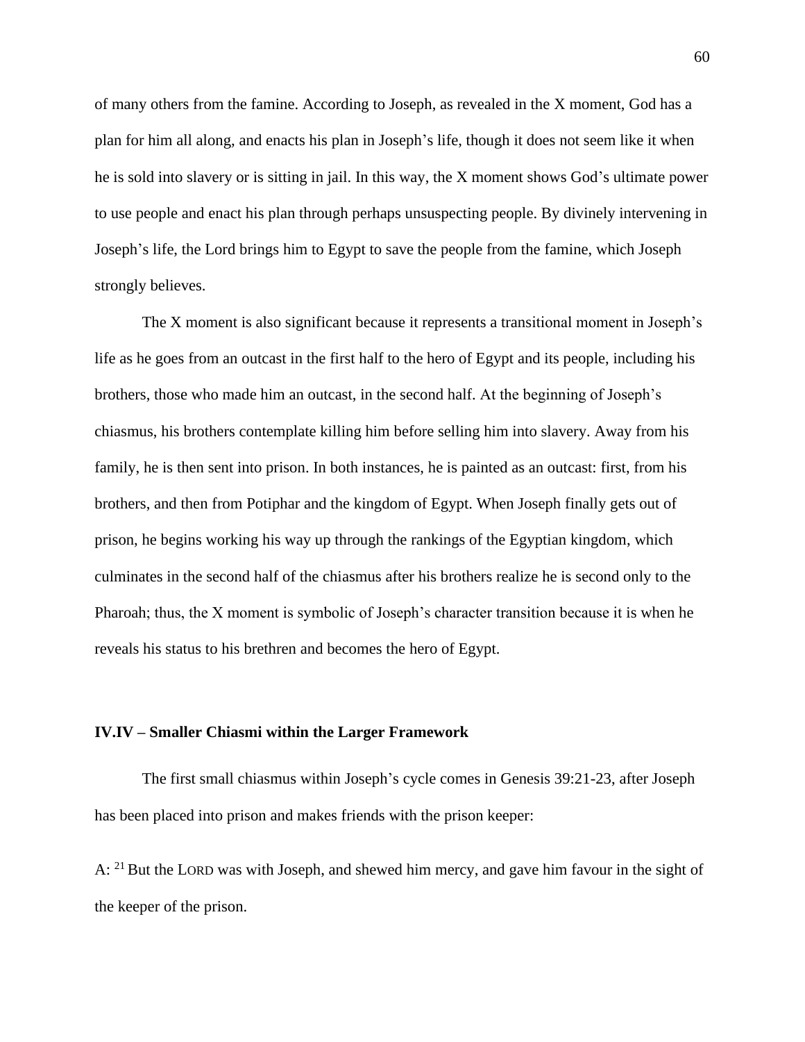of many others from the famine. According to Joseph, as revealed in the X moment, God has a plan for him all along, and enacts his plan in Joseph's life, though it does not seem like it when he is sold into slavery or is sitting in jail. In this way, the X moment shows God's ultimate power to use people and enact his plan through perhaps unsuspecting people. By divinely intervening in Joseph's life, the Lord brings him to Egypt to save the people from the famine, which Joseph strongly believes.

The X moment is also significant because it represents a transitional moment in Joseph's life as he goes from an outcast in the first half to the hero of Egypt and its people, including his brothers, those who made him an outcast, in the second half. At the beginning of Joseph's chiasmus, his brothers contemplate killing him before selling him into slavery. Away from his family, he is then sent into prison. In both instances, he is painted as an outcast: first, from his brothers, and then from Potiphar and the kingdom of Egypt. When Joseph finally gets out of prison, he begins working his way up through the rankings of the Egyptian kingdom, which culminates in the second half of the chiasmus after his brothers realize he is second only to the Pharoah; thus, the X moment is symbolic of Joseph's character transition because it is when he reveals his status to his brethren and becomes the hero of Egypt.

### IV.IV – Smaller Chiasmi within the Larger Framework

The first small chiasmus within Joseph's cycle comes in Genesis 39:21-23, after Joseph has been placed into prison and makes friends with the prison keeper:

A: [21] But the LORD was with Joseph, and shewed him mercy, and gave him favour in the sight of the keeper of the prison.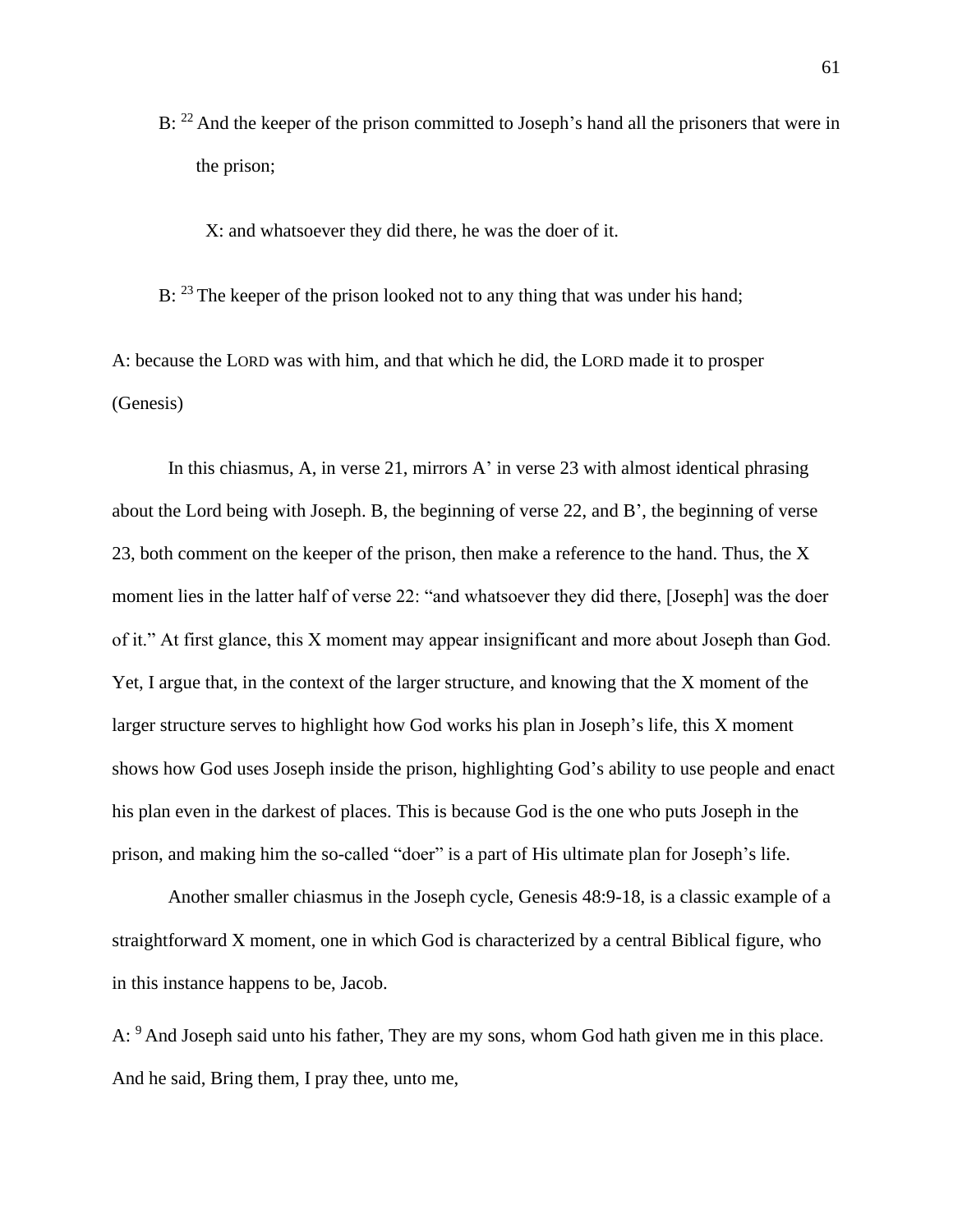B: [22] And the keeper of the prison committed to Joseph's hand all the prisoners that were in the prison;

X: and whatsoever they did there, he was the doer of it.

B: [23] The keeper of the prison looked not to any thing that was under his hand;

A: because the LORD was with him, and that which he did, the LORD made it to prosper (Genesis)

In this chiasmus, A, in verse 21, mirrors A' in verse 23 with almost identical phrasing about the Lord being with Joseph. B, the beginning of verse 22, and B', the beginning of verse 23, both comment on the keeper of the prison, then make a reference to the hand. Thus, the X moment lies in the latter half of verse 22: "and whatsoever they did there, [Joseph] was the doer of it." At first glance, this X moment may appear insignificant and more about Joseph than God. Yet, I argue that, in the context of the larger structure, and knowing that the X moment of the larger structure serves to highlight how God works his plan in Joseph's life, this X moment shows how God uses Joseph inside the prison, highlighting God's ability to use people and enact his plan even in the darkest of places. This is because God is the one who puts Joseph in the prison, and making him the so-called "doer" is a part of His ultimate plan for Joseph's life.

Another smaller chiasmus in the Joseph cycle, Genesis 48:9-18, is a classic example of a straightforward X moment, one in which God is characterized by a central Biblical figure, who in this instance happens to be, Jacob.

A: [9] And Joseph said unto his father, They are my sons, whom God hath given me in this place. And he said, Bring them, I pray thee, unto me,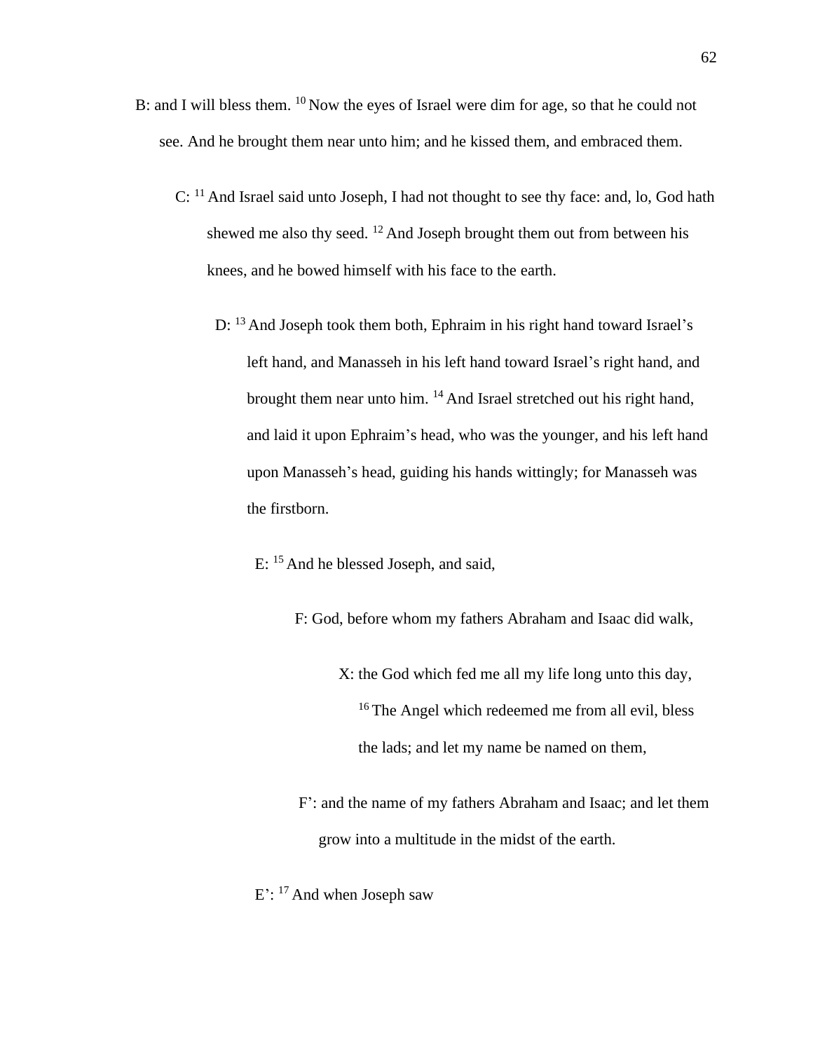B: and I will bless them. [10] Now the eyes of Israel were dim for age, so that he could not see. And he brought them near unto him; and he kissed them, and embraced them.

C: [11] And Israel said unto Joseph, I had not thought to see thy face: and, lo, God hath shewed me also thy seed. [12] And Joseph brought them out from between his knees, and he bowed himself with his face to the earth.

D: [13] And Joseph took them both, Ephraim in his right hand toward Israel's left hand, and Manasseh in his left hand toward Israel's right hand, and brought them near unto him. [14] And Israel stretched out his right hand, and laid it upon Ephraim's head, who was the younger, and his left hand upon Manasseh's head, guiding his hands wittingly; for Manasseh was the firstborn.

E: [15] And he blessed Joseph, and said,

F: God, before whom my fathers Abraham and Isaac did walk,

X: the God which fed me all my life long unto this day, [16] The Angel which redeemed me from all evil, bless the lads; and let my name be named on them,

F': and the name of my fathers Abraham and Isaac; and let them grow into a multitude in the midst of the earth.

E': [17] And when Joseph saw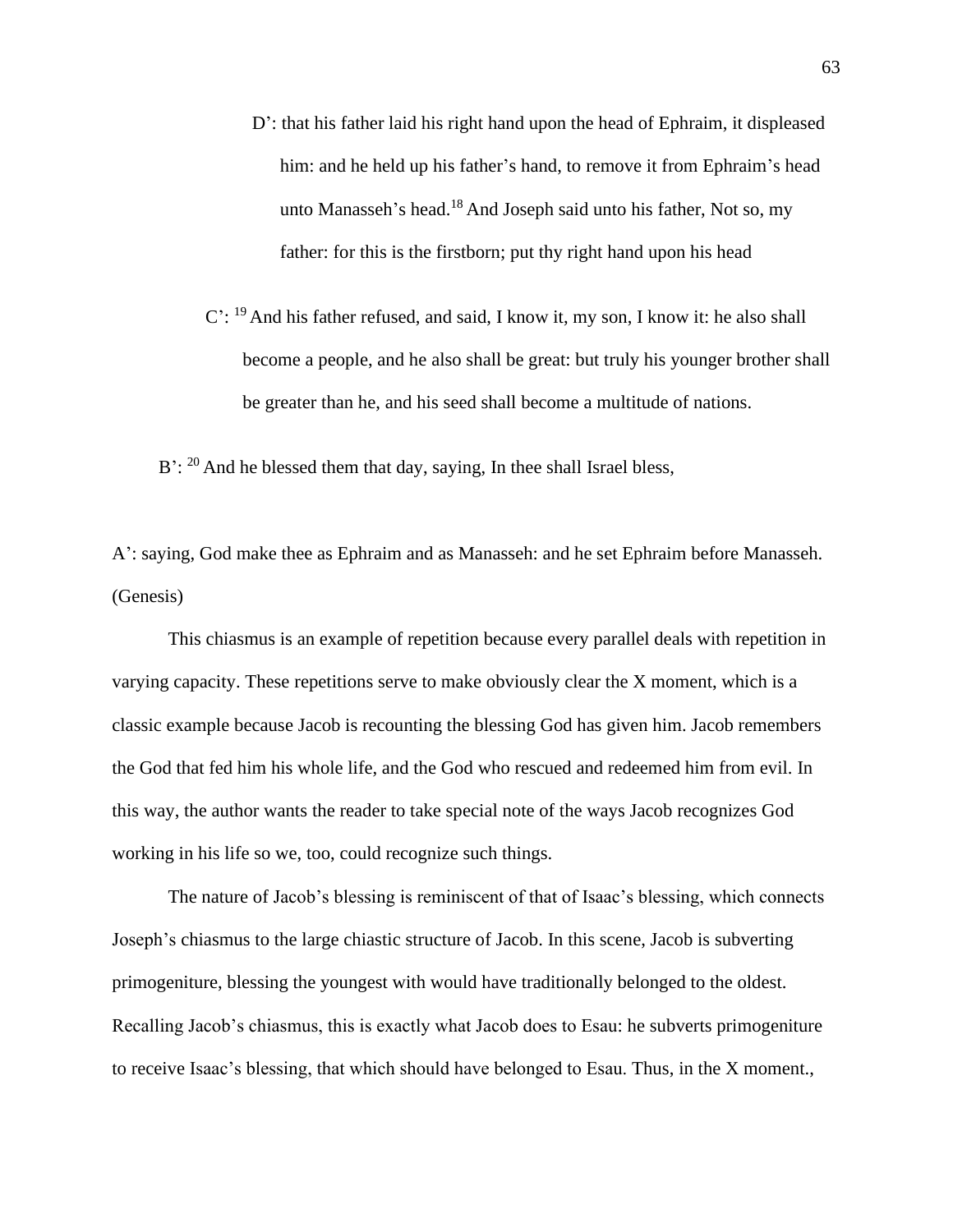D’: that his father laid his right hand upon the head of Ephraim, it displeased him: and he held up his father’s hand, to remove it from Ephraim’s head unto Manasseh’s head.[18] And Joseph said unto his father, Not so, my father: for this is the firstborn; put thy right hand upon his head

C’: [19] And his father refused, and said, I know it, my son, I know it: he also shall become a people, and he also shall be great: but truly his younger brother shall be greater than he, and his seed shall become a multitude of nations.

B’: [20] And he blessed them that day, saying, In thee shall Israel bless,

A’: saying, God make thee as Ephraim and as Manasseh: and he set Ephraim before Manasseh. (Genesis)

This chiasmus is an example of repetition because every parallel deals with repetition in varying capacity. These repetitions serve to make obviously clear the X moment, which is a classic example because Jacob is recounting the blessing God has given him. Jacob remembers the God that fed him his whole life, and the God who rescued and redeemed him from evil. In this way, the author wants the reader to take special note of the ways Jacob recognizes God working in his life so we, too, could recognize such things.

The nature of Jacob’s blessing is reminiscent of that of Isaac’s blessing, which connects Joseph’s chiasmus to the large chiastic structure of Jacob. In this scene, Jacob is subverting primogeniture, blessing the youngest with would have traditionally belonged to the oldest. Recalling Jacob’s chiasmus, this is exactly what Jacob does to Esau: he subverts primogeniture to receive Isaac’s blessing, that which should have belonged to Esau. Thus, in the X moment.,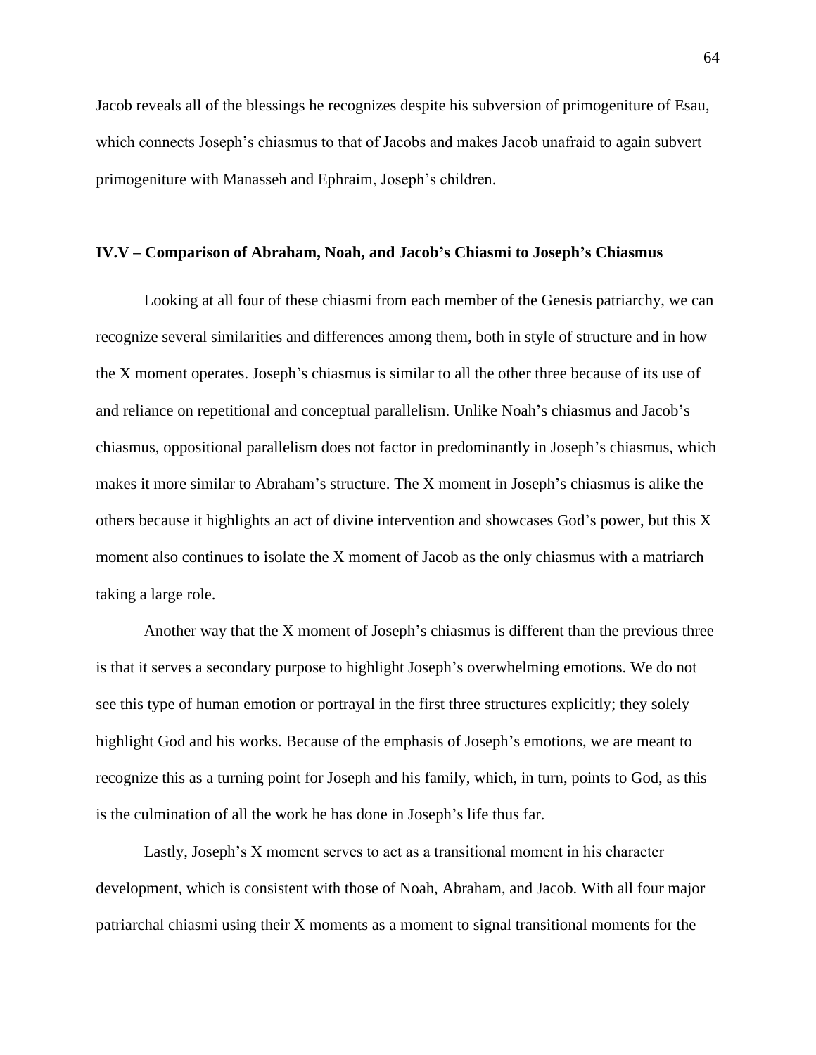Jacob reveals all of the blessings he recognizes despite his subversion of primogeniture of Esau, which connects Joseph's chiasmus to that of Jacobs and makes Jacob unafraid to again subvert primogeniture with Manasseh and Ephraim, Joseph's children.

### IV.V – Comparison of Abraham, Noah, and Jacob's Chiasmi to Joseph's Chiasmus

Looking at all four of these chiasmi from each member of the Genesis patriarchy, we can recognize several similarities and differences among them, both in style of structure and in how the X moment operates. Joseph's chiasmus is similar to all the other three because of its use of and reliance on repetitional and conceptual parallelism. Unlike Noah's chiasmus and Jacob's chiasmus, oppositional parallelism does not factor in predominantly in Joseph's chiasmus, which makes it more similar to Abraham's structure. The X moment in Joseph's chiasmus is alike the others because it highlights an act of divine intervention and showcases God's power, but this X moment also continues to isolate the X moment of Jacob as the only chiasmus with a matriarch taking a large role.

Another way that the X moment of Joseph's chiasmus is different than the previous three is that it serves a secondary purpose to highlight Joseph's overwhelming emotions. We do not see this type of human emotion or portrayal in the first three structures explicitly; they solely highlight God and his works. Because of the emphasis of Joseph's emotions, we are meant to recognize this as a turning point for Joseph and his family, which, in turn, points to God, as this is the culmination of all the work he has done in Joseph's life thus far.

Lastly, Joseph's X moment serves to act as a transitional moment in his character development, which is consistent with those of Noah, Abraham, and Jacob. With all four major patriarchal chiasmi using their X moments as a moment to signal transitional moments for the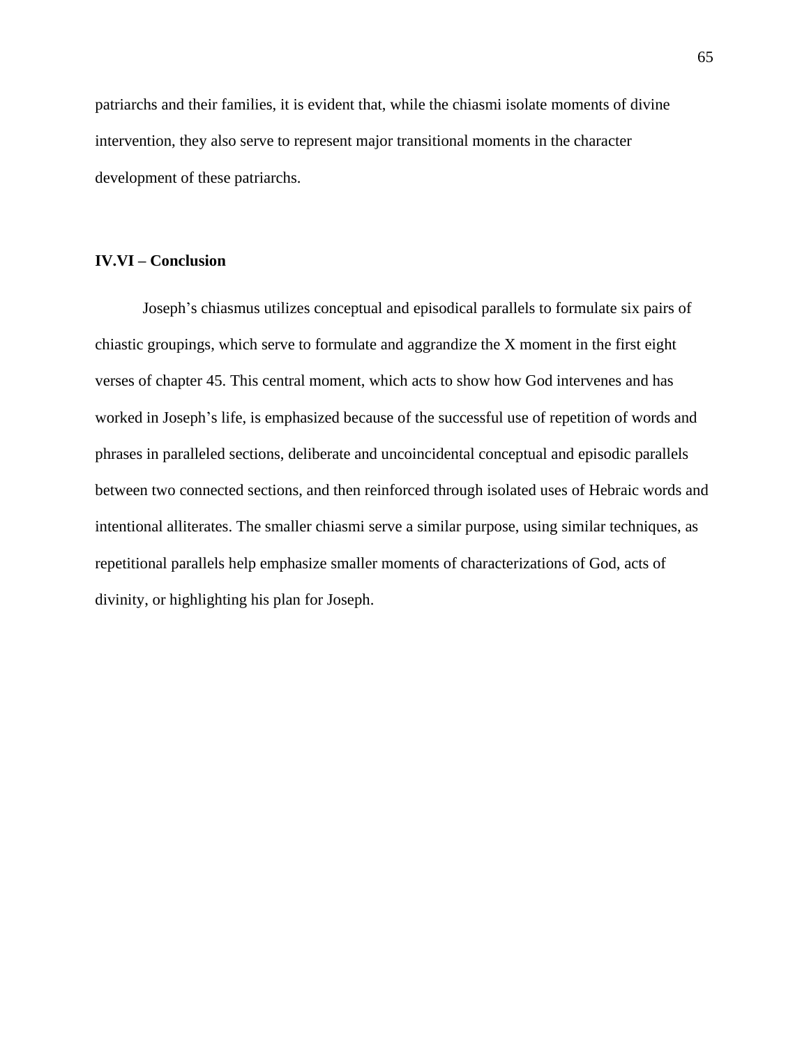patriarchs and their families, it is evident that, while the chiasmi isolate moments of divine intervention, they also serve to represent major transitional moments in the character development of these patriarchs.

## IV.VI – Conclusion

Joseph's chiasmus utilizes conceptual and episodical parallels to formulate six pairs of chiastic groupings, which serve to formulate and aggrandize the X moment in the first eight verses of chapter 45. This central moment, which acts to show how God intervenes and has worked in Joseph's life, is emphasized because of the successful use of repetition of words and phrases in paralleled sections, deliberate and uncoincidental conceptual and episodic parallels between two connected sections, and then reinforced through isolated uses of Hebraic words and intentional alliterates. The smaller chiasmi serve a similar purpose, using similar techniques, as repetitional parallels help emphasize smaller moments of characterizations of God, acts of divinity, or highlighting his plan for Joseph.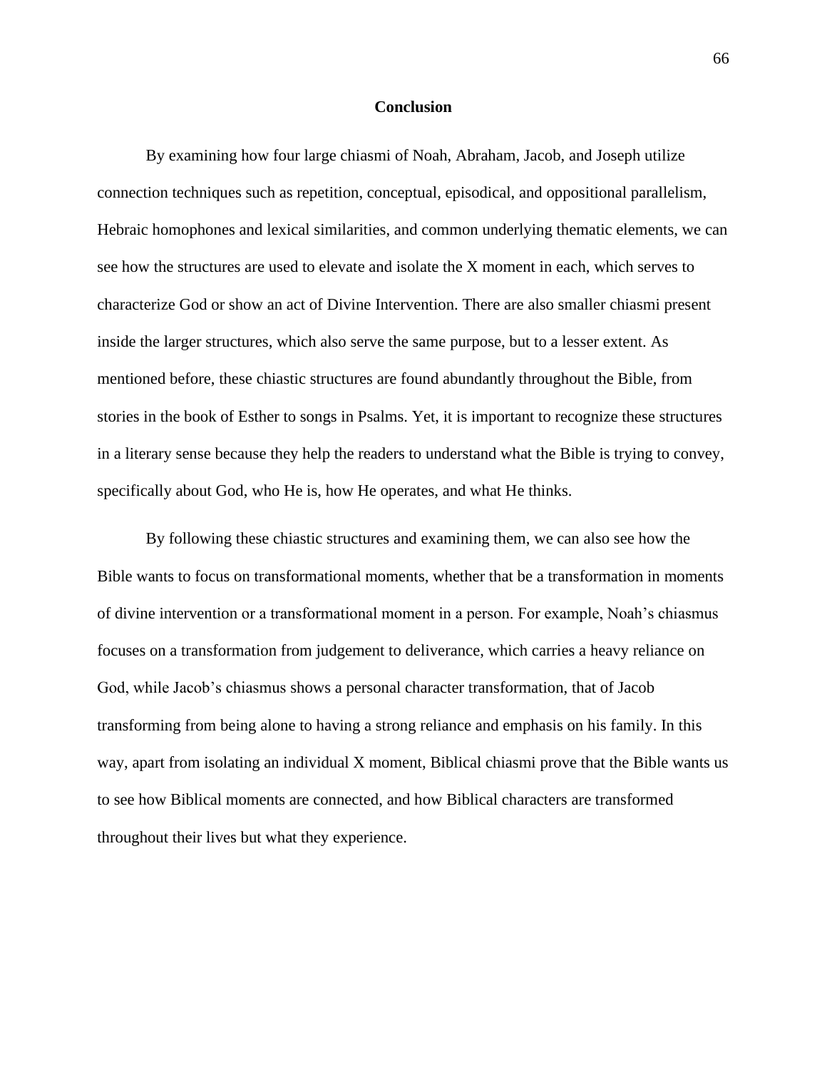# Conclusion

By examining how four large chiasmi of Noah, Abraham, Jacob, and Joseph utilize connection techniques such as repetition, conceptual, episodical, and oppositional parallelism, Hebraic homophones and lexical similarities, and common underlying thematic elements, we can see how the structures are used to elevate and isolate the X moment in each, which serves to characterize God or show an act of Divine Intervention. There are also smaller chiasmi present inside the larger structures, which also serve the same purpose, but to a lesser extent. As mentioned before, these chiastic structures are found abundantly throughout the Bible, from stories in the book of Esther to songs in Psalms. Yet, it is important to recognize these structures in a literary sense because they help the readers to understand what the Bible is trying to convey, specifically about God, who He is, how He operates, and what He thinks.

By following these chiastic structures and examining them, we can also see how the Bible wants to focus on transformational moments, whether that be a transformation in moments of divine intervention or a transformational moment in a person. For example, Noah's chiasmus focuses on a transformation from judgement to deliverance, which carries a heavy reliance on God, while Jacob's chiasmus shows a personal character transformation, that of Jacob transforming from being alone to having a strong reliance and emphasis on his family. In this way, apart from isolating an individual X moment, Biblical chiasmi prove that the Bible wants us to see how Biblical moments are connected, and how Biblical characters are transformed throughout their lives but what they experience.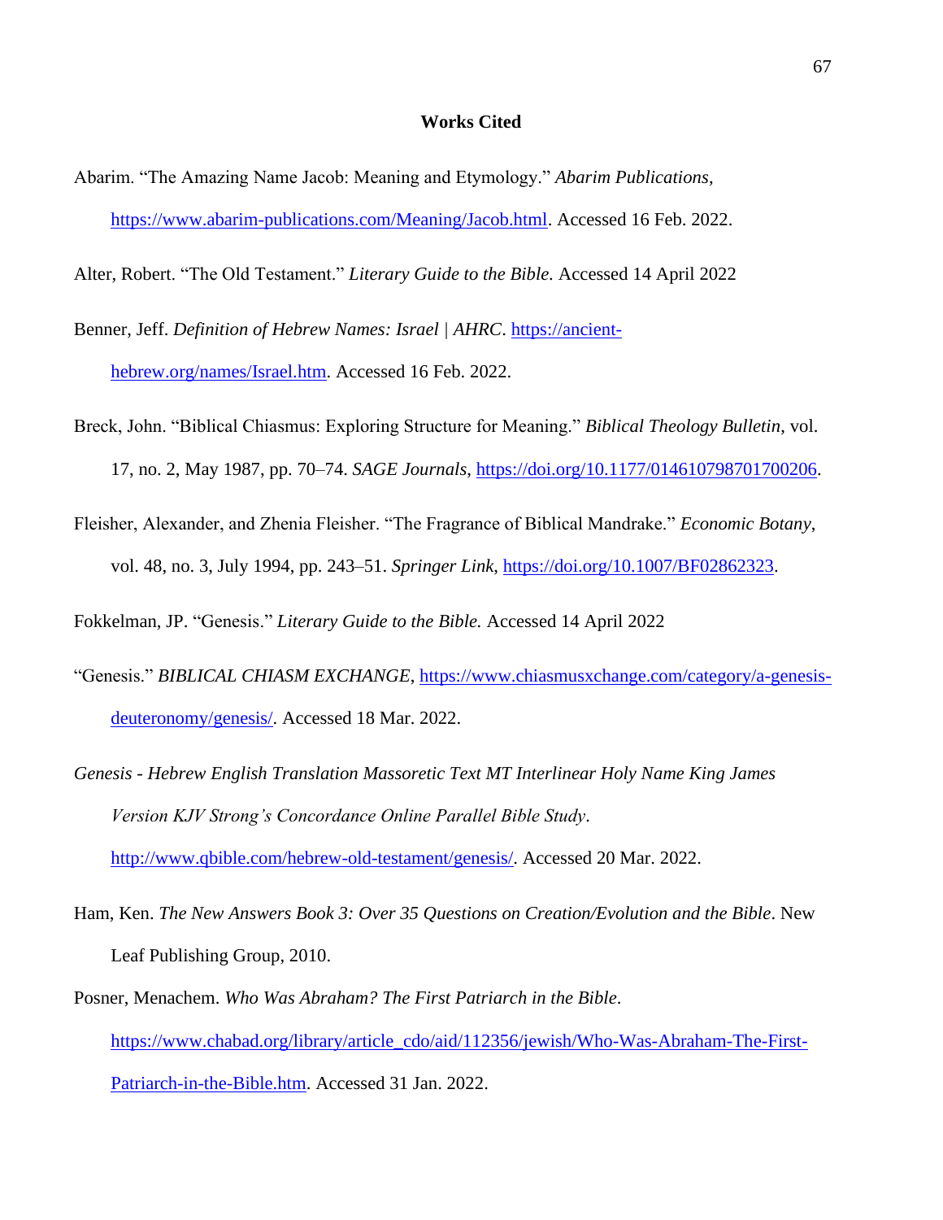**Works Cited**

Abarim. "The Amazing Name Jacob: Meaning and Etymology." *Abarim Publications*, https://www.abarim-publications.com/Meaning/Jacob.html. Accessed 16 Feb. 2022.

Alter, Robert. "The Old Testament." *Literary Guide to the Bible.* Accessed 14 April 2022

Benner, Jeff. *Definition of Hebrew Names: Israel | AHRC*. https://ancient-hebrew.org/names/Israel.htm. Accessed 16 Feb. 2022.

Breck, John. "Biblical Chiasmus: Exploring Structure for Meaning." *Biblical Theology Bulletin*, vol. 17, no. 2, May 1987, pp. 70–74. *SAGE Journals*, https://doi.org/10.1177/014610798701700206.

Fleisher, Alexander, and Zhenia Fleisher. "The Fragrance of Biblical Mandrake." *Economic Botany*, vol. 48, no. 3, July 1994, pp. 243–51. *Springer Link,* https://doi.org/10.1007/BF02862323.

Fokkelman, JP. "Genesis." *Literary Guide to the Bible.* Accessed 14 April 2022

"Genesis." *BIBLICAL CHIASM EXCHANGE*, https://www.chiasmusxchange.com/category/a-genesis-deuteronomy/genesis/. Accessed 18 Mar. 2022.

*Genesis - Hebrew English Translation Massoretic Text MT Interlinear Holy Name King James Version KJV Strong's Concordance Online Parallel Bible Study*. http://www.qbible.com/hebrew-old-testament/genesis/. Accessed 20 Mar. 2022.

Ham, Ken. *The New Answers Book 3: Over 35 Questions on Creation/Evolution and the Bible*. New Leaf Publishing Group, 2010.

Posner, Menachem. *Who Was Abraham? The First Patriarch in the Bible*. https://www.chabad.org/library/article_cdo/aid/112356/jewish/Who-Was-Abraham-The-First-Patriarch-in-the-Bible.htm. Accessed 31 Jan. 2022.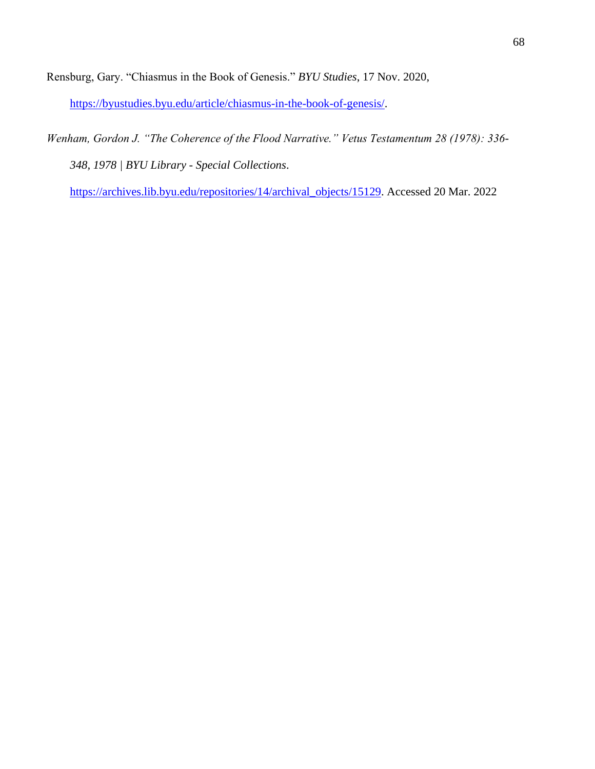Rensburg, Gary. "Chiasmus in the Book of Genesis." *BYU Studies*, 17 Nov. 2020, https://byustudies.byu.edu/article/chiasmus-in-the-book-of-genesis/.

*Wenham, Gordon J. "The Coherence of the Flood Narrative." Vetus Testamentum 28 (1978): 336-348, 1978 | BYU Library - Special Collections*. https://archives.lib.byu.edu/repositories/14/archival_objects/15129. Accessed 20 Mar. 2022